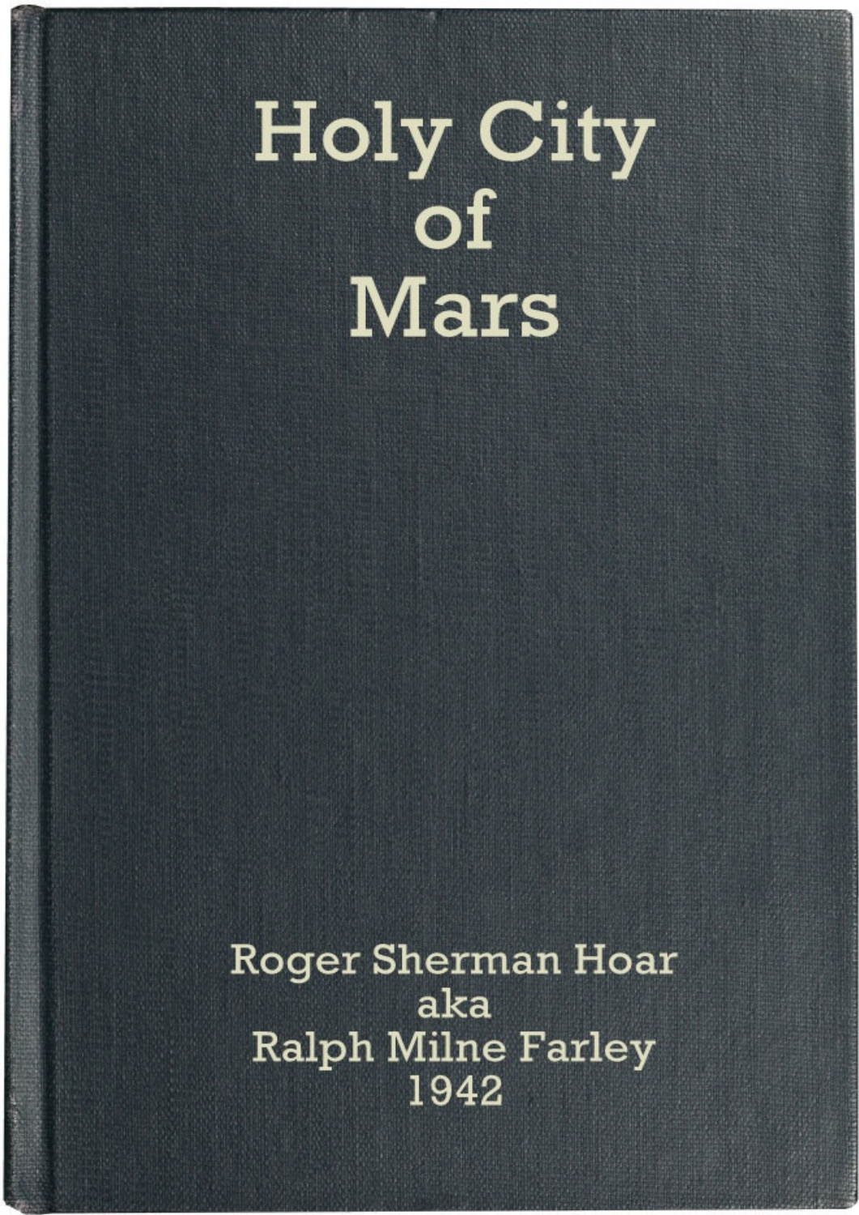# Holy City of Mars

Roger Sherman Hoar
aka
Ralph Milne Farley
1942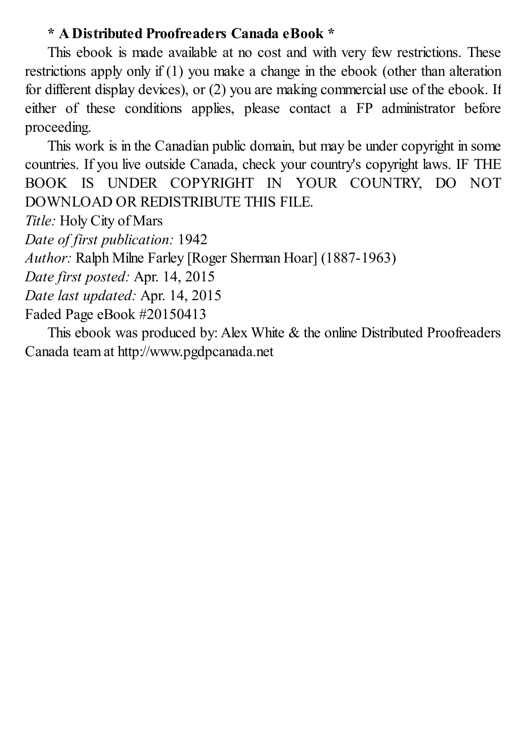**\* A Distributed Proofreaders Canada eBook \***

This ebook is made available at no cost and with very few restrictions. These restrictions apply only if (1) you make a change in the ebook (other than alteration for different display devices), or (2) you are making commercial use of the ebook. If either of these conditions applies, please contact a FP administrator before proceeding.

This work is in the Canadian public domain, but may be under copyright in some countries. If you live outside Canada, check your country's copyright laws. IF THE BOOK IS UNDER COPYRIGHT IN YOUR COUNTRY, DO NOT DOWNLOAD OR REDISTRIBUTE THIS FILE.

*Title:* Holy City of Mars
*Date of first publication:* 1942
*Author:* Ralph Milne Farley [Roger Sherman Hoar] (1887-1963)
*Date first posted:* Apr. 14, 2015
*Date last updated:* Apr. 14, 2015
Faded Page eBook #20150413

This ebook was produced by: Alex White & the online Distributed Proofreaders Canada team at http://www.pgdpcanada.net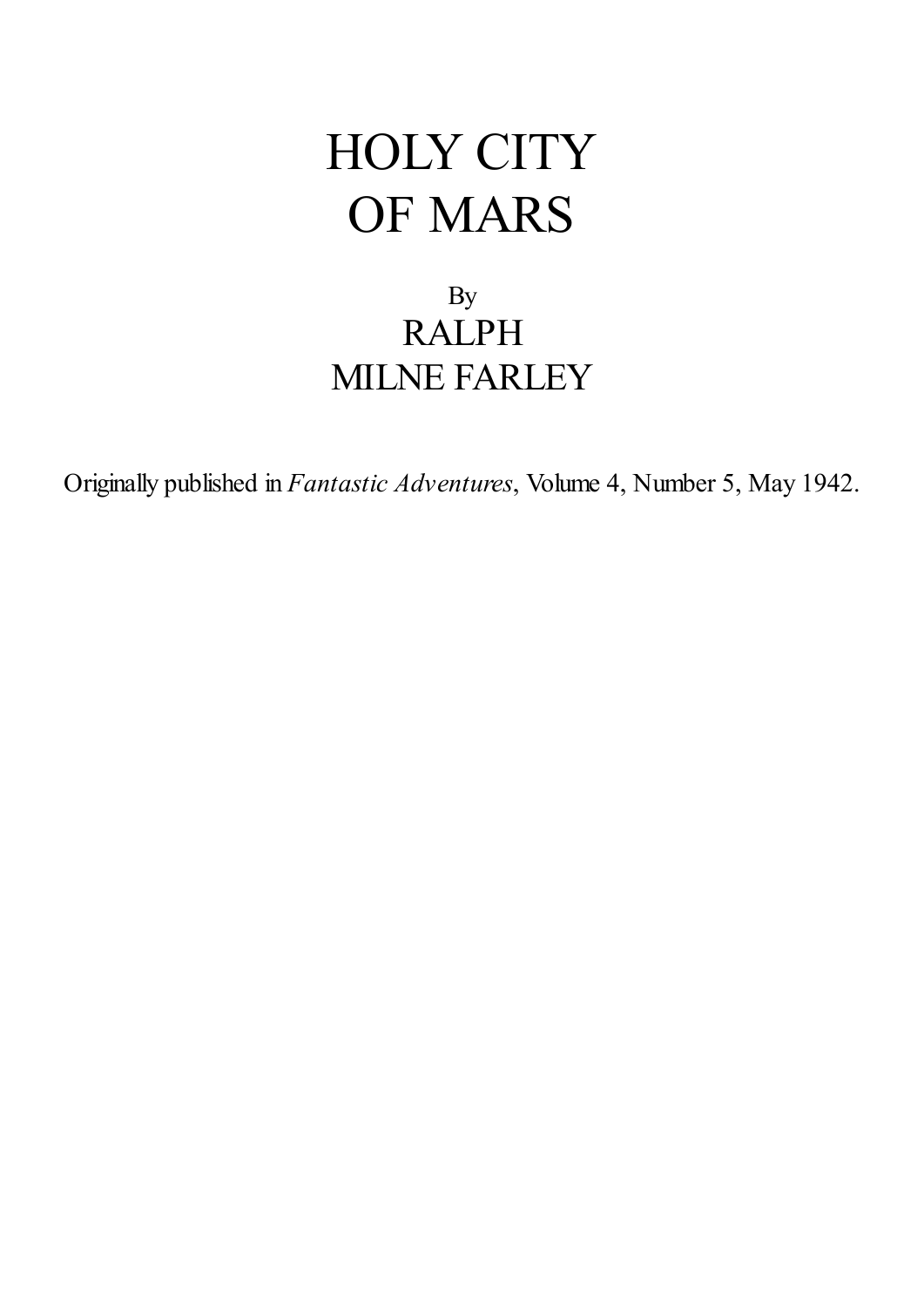# HOLY CITY OF MARS

By

RALPH MILNE FARLEY

Originally published in *Fantastic Adventures*, Volume 4, Number 5, May 1942.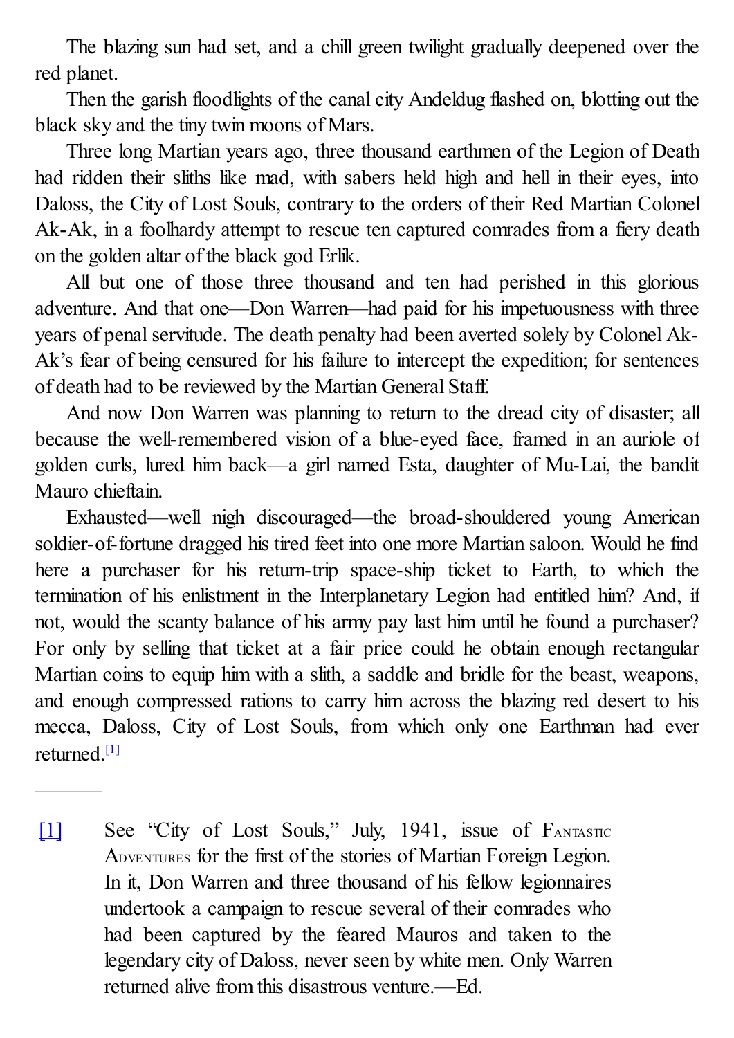The blazing sun had set, and a chill green twilight gradually deepened over the red planet.

Then the garish floodlights of the canal city Andeldug flashed on, blotting out the black sky and the tiny twin moons of Mars.

Three long Martian years ago, three thousand earthmen of the Legion of Death had ridden their sliths like mad, with sabers held high and hell in their eyes, into Daloss, the City of Lost Souls, contrary to the orders of their Red Martian Colonel Ak-Ak, in a foolhardy attempt to rescue ten captured comrades from a fiery death on the golden altar of the black god Erlik.

All but one of those three thousand and ten had perished in this glorious adventure. And that one—Don Warren—had paid for his impetuousness with three years of penal servitude. The death penalty had been averted solely by Colonel Ak-Ak's fear of being censured for his failure to intercept the expedition; for sentences of death had to be reviewed by the Martian General Staff.

And now Don Warren was planning to return to the dread city of disaster; all because the well-remembered vision of a blue-eyed face, framed in an auriole of golden curls, lured him back—a girl named Esta, daughter of Mu-Lai, the bandit Mauro chieftain.

Exhausted—well nigh discouraged—the broad-shouldered young American soldier-of-fortune dragged his tired feet into one more Martian saloon. Would he find here a purchaser for his return-trip space-ship ticket to Earth, to which the termination of his enlistment in the Interplanetary Legion had entitled him? And, if not, would the scanty balance of his army pay last him until he found a purchaser? For only by selling that ticket at a fair price could he obtain enough rectangular Martian coins to equip him with a slith, a saddle and bridle for the beast, weapons, and enough compressed rations to carry him across the blazing red desert to his mecca, Daloss, City of Lost Souls, from which only one Earthman had ever returned.[1]

---

[1] See "City of Lost Souls," July, 1941, issue of Fantastic Adventures for the first of the stories of Martian Foreign Legion. In it, Don Warren and three thousand of his fellow legionnaires undertook a campaign to rescue several of their comrades who had been captured by the feared Mauros and taken to the legendary city of Daloss, never seen by white men. Only Warren returned alive from this disastrous venture.—Ed.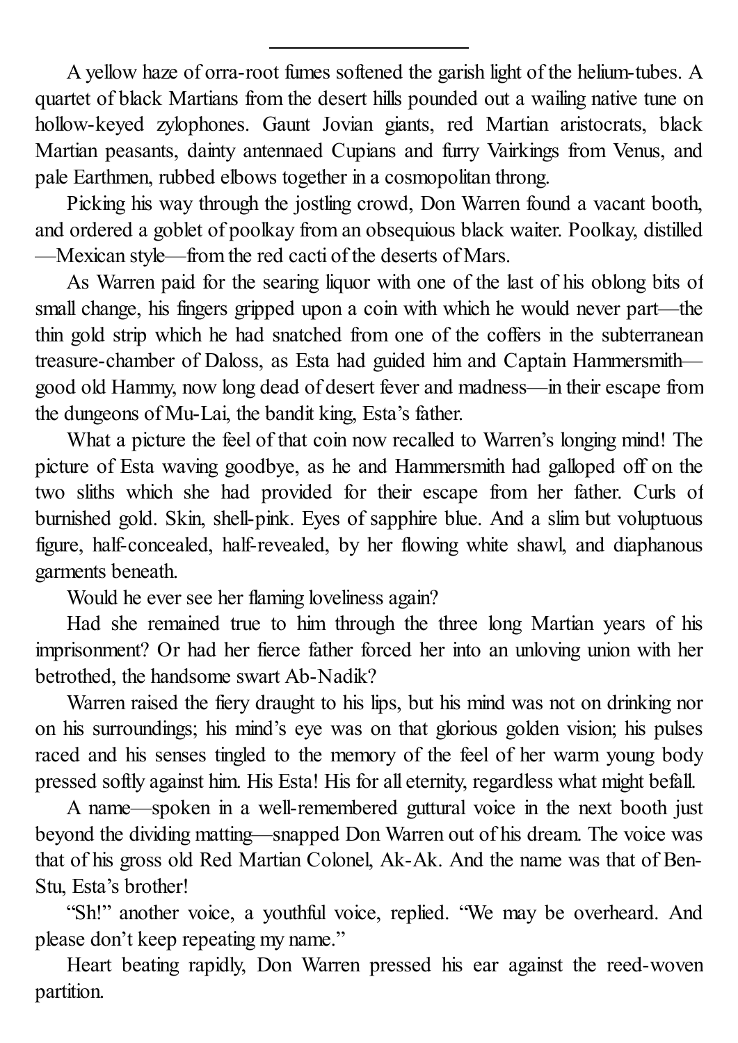---

A yellow haze of orra-root fumes softened the garish light of the helium-tubes. A quartet of black Martians from the desert hills pounded out a wailing native tune on hollow-keyed zylophones. Gaunt Jovian giants, red Martian aristocrats, black Martian peasants, dainty antennaed Cupians and furry Vairkings from Venus, and pale Earthmen, rubbed elbows together in a cosmopolitan throng.

Picking his way through the jostling crowd, Don Warren found a vacant booth, and ordered a goblet of poolkay from an obsequious black waiter. Poolkay, distilled—Mexican style—from the red cacti of the deserts of Mars.

As Warren paid for the searing liquor with one of the last of his oblong bits of small change, his fingers gripped upon a coin with which he would never part—the thin gold strip which he had snatched from one of the coffers in the subterranean treasure-chamber of Daloss, as Esta had guided him and Captain Hammersmith—good old Hammy, now long dead of desert fever and madness—in their escape from the dungeons of Mu-Lai, the bandit king, Esta's father.

What a picture the feel of that coin now recalled to Warren's longing mind! The picture of Esta waving goodbye, as he and Hammersmith had galloped off on the two sliths which she had provided for their escape from her father. Curls of burnished gold. Skin, shell-pink. Eyes of sapphire blue. And a slim but voluptuous figure, half-concealed, half-revealed, by her flowing white shawl, and diaphanous garments beneath.

Would he ever see her flaming loveliness again?

Had she remained true to him through the three long Martian years of his imprisonment? Or had her fierce father forced her into an unloving union with her betrothed, the handsome swart Ab-Nadik?

Warren raised the fiery draught to his lips, but his mind was not on drinking nor on his surroundings; his mind's eye was on that glorious golden vision; his pulses raced and his senses tingled to the memory of the feel of her warm young body pressed softly against him. His Esta! His for all eternity, regardless what might befall.

A name—spoken in a well-remembered guttural voice in the next booth just beyond the dividing matting—snapped Don Warren out of his dream. The voice was that of his gross old Red Martian Colonel, Ak-Ak. And the name was that of Ben-Stu, Esta's brother!

"Sh!" another voice, a youthful voice, replied. "We may be overheard. And please don't keep repeating my name."

Heart beating rapidly, Don Warren pressed his ear against the reed-woven partition.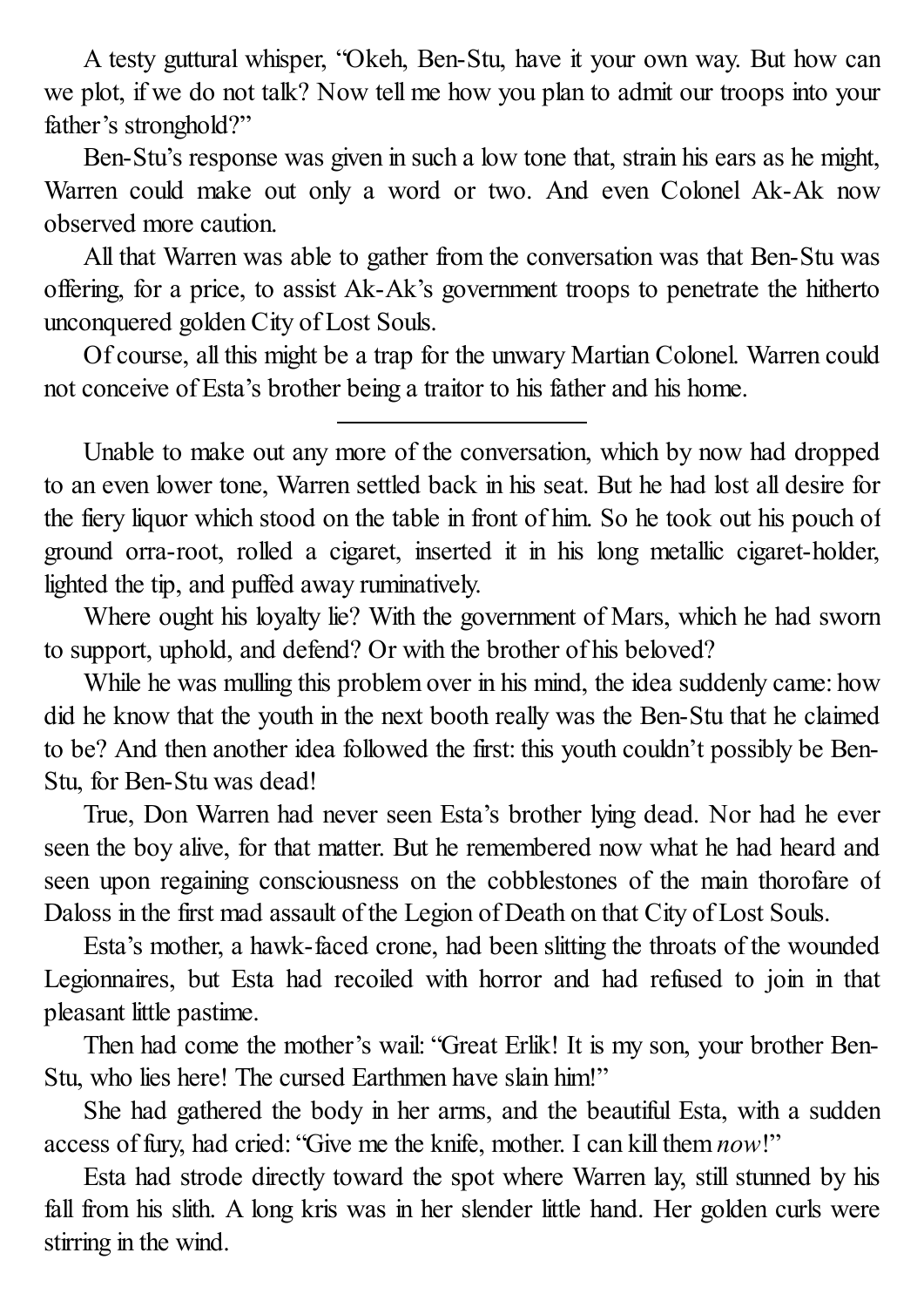A testy guttural whisper, "Okeh, Ben-Stu, have it your own way. But how can we plot, if we do not talk? Now tell me how you plan to admit our troops into your father's stronghold?"

Ben-Stu's response was given in such a low tone that, strain his ears as he might, Warren could make out only a word or two. And even Colonel Ak-Ak now observed more caution.

All that Warren was able to gather from the conversation was that Ben-Stu was offering, for a price, to assist Ak-Ak's government troops to penetrate the hitherto unconquered golden City of Lost Souls.

Of course, all this might be a trap for the unwary Martian Colonel. Warren could not conceive of Esta's brother being a traitor to his father and his home.

---

Unable to make out any more of the conversation, which by now had dropped to an even lower tone, Warren settled back in his seat. But he had lost all desire for the fiery liquor which stood on the table in front of him. So he took out his pouch of ground orra-root, rolled a cigaret, inserted it in his long metallic cigaret-holder, lighted the tip, and puffed away ruminatively.

Where ought his loyalty lie? With the government of Mars, which he had sworn to support, uphold, and defend? Or with the brother of his beloved?

While he was mulling this problem over in his mind, the idea suddenly came: how did he know that the youth in the next booth really was the Ben-Stu that he claimed to be? And then another idea followed the first: this youth couldn't possibly be Ben-Stu, for Ben-Stu was dead!

True, Don Warren had never seen Esta's brother lying dead. Nor had he ever seen the boy alive, for that matter. But he remembered now what he had heard and seen upon regaining consciousness on the cobblestones of the main thorofare of Daloss in the first mad assault of the Legion of Death on that City of Lost Souls.

Esta's mother, a hawk-faced crone, had been slitting the throats of the wounded Legionnaires, but Esta had recoiled with horror and had refused to join in that pleasant little pastime.

Then had come the mother's wail: "Great Erlik! It is my son, your brother Ben-Stu, who lies here! The cursed Earthmen have slain him!"

She had gathered the body in her arms, and the beautiful Esta, with a sudden access of fury, had cried: "Give me the knife, mother. I can kill them *now*!"

Esta had strode directly toward the spot where Warren lay, still stunned by his fall from his slith. A long kris was in her slender little hand. Her golden curls were stirring in the wind.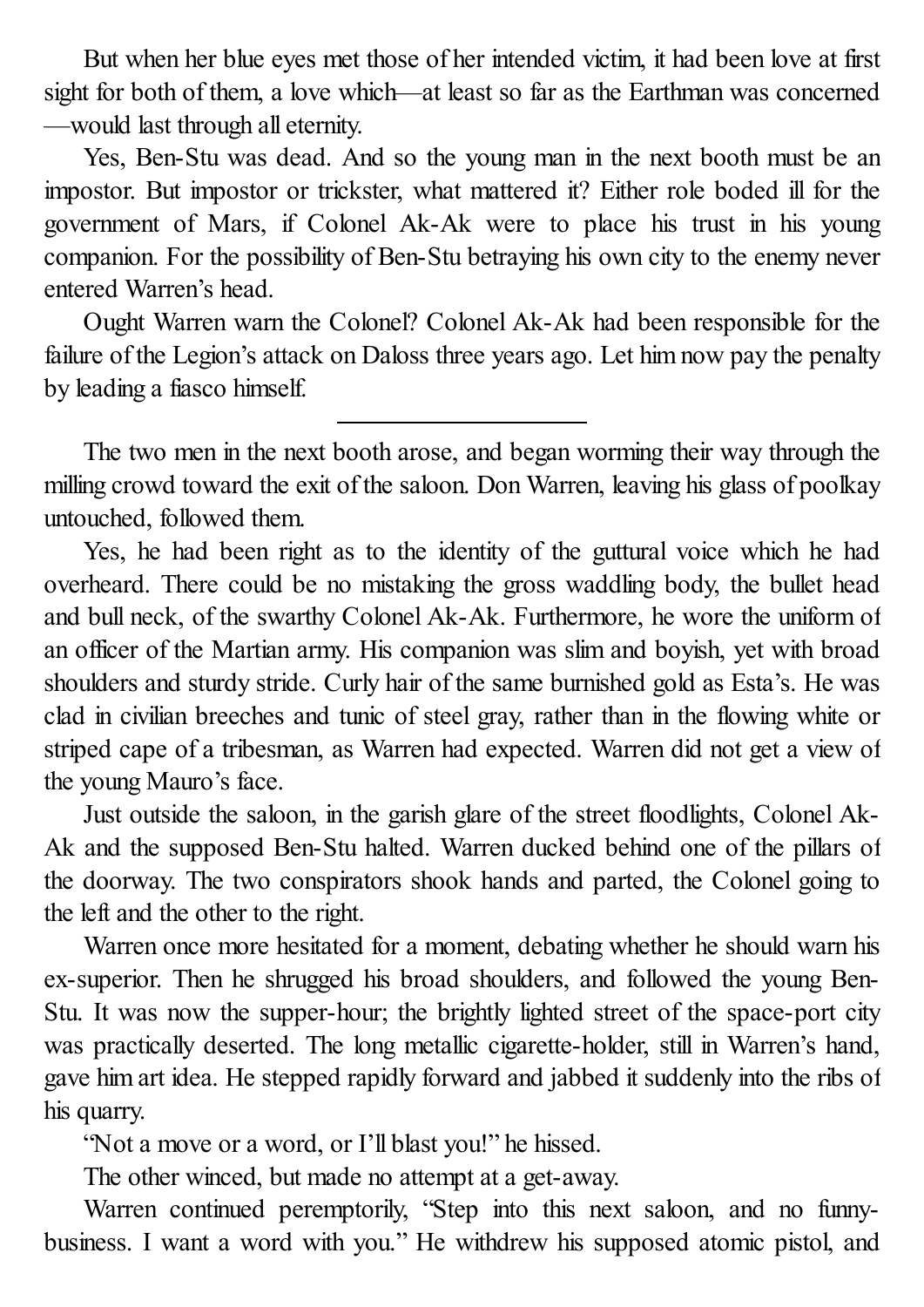But when her blue eyes met those of her intended victim, it had been love at first sight for both of them, a love which—at least so far as the Earthman was concerned—would last through all eternity.

Yes, Ben-Stu was dead. And so the young man in the next booth must be an impostor. But impostor or trickster, what mattered it? Either role boded ill for the government of Mars, if Colonel Ak-Ak were to place his trust in his young companion. For the possibility of Ben-Stu betraying his own city to the enemy never entered Warren's head.

Ought Warren warn the Colonel? Colonel Ak-Ak had been responsible for the failure of the Legion's attack on Daloss three years ago. Let him now pay the penalty by leading a fiasco himself.

---

The two men in the next booth arose, and began worming their way through the milling crowd toward the exit of the saloon. Don Warren, leaving his glass of poolkay untouched, followed them.

Yes, he had been right as to the identity of the guttural voice which he had overheard. There could be no mistaking the gross waddling body, the bullet head and bull neck, of the swarthy Colonel Ak-Ak. Furthermore, he wore the uniform of an officer of the Martian army. His companion was slim and boyish, yet with broad shoulders and sturdy stride. Curly hair of the same burnished gold as Esta's. He was clad in civilian breeches and tunic of steel gray, rather than in the flowing white or striped cape of a tribesman, as Warren had expected. Warren did not get a view of the young Mauro's face.

Just outside the saloon, in the garish glare of the street floodlights, Colonel Ak-Ak and the supposed Ben-Stu halted. Warren ducked behind one of the pillars of the doorway. The two conspirators shook hands and parted, the Colonel going to the left and the other to the right.

Warren once more hesitated for a moment, debating whether he should warn his ex-superior. Then he shrugged his broad shoulders, and followed the young Ben-Stu. It was now the supper-hour; the brightly lighted street of the space-port city was practically deserted. The long metallic cigarette-holder, still in Warren's hand, gave him art idea. He stepped rapidly forward and jabbed it suddenly into the ribs of his quarry.

"Not a move or a word, or I'll blast you!" he hissed.

The other winced, but made no attempt at a get-away.

Warren continued peremptorily, "Step into this next saloon, and no funny-business. I want a word with you." He withdrew his supposed atomic pistol, and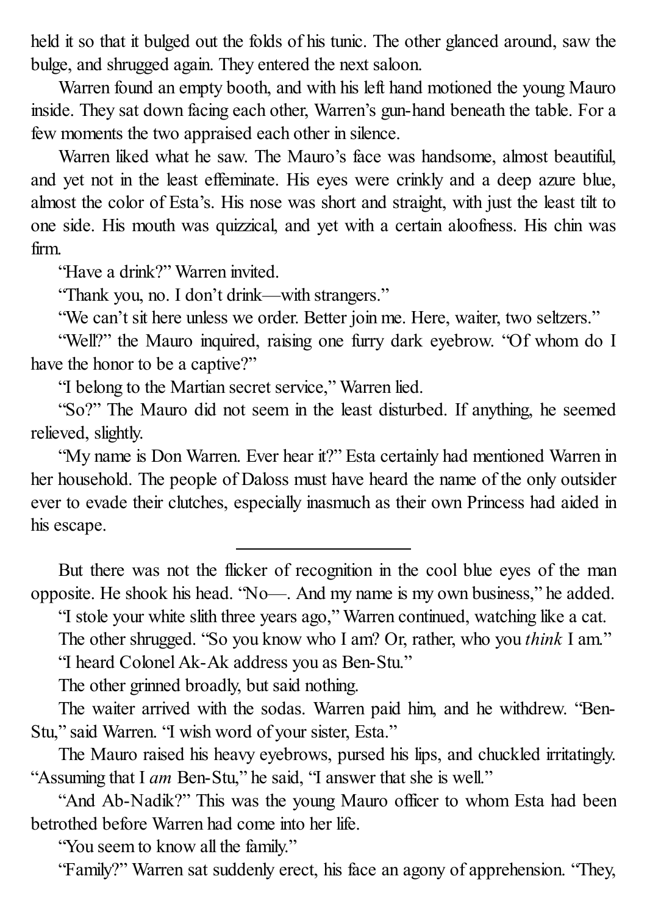held it so that it bulged out the folds of his tunic. The other glanced around, saw the bulge, and shrugged again. They entered the next saloon.

Warren found an empty booth, and with his left hand motioned the young Mauro inside. They sat down facing each other, Warren's gun-hand beneath the table. For a few moments the two appraised each other in silence.

Warren liked what he saw. The Mauro's face was handsome, almost beautiful, and yet not in the least effeminate. His eyes were crinkly and a deep azure blue, almost the color of Esta's. His nose was short and straight, with just the least tilt to one side. His mouth was quizzical, and yet with a certain aloofness. His chin was firm.

"Have a drink?" Warren invited.

"Thank you, no. I don't drink—with strangers."

"We can't sit here unless we order. Better join me. Here, waiter, two seltzers."

"Well?" the Mauro inquired, raising one furry dark eyebrow. "Of whom do I have the honor to be a captive?"

"I belong to the Martian secret service," Warren lied.

"So?" The Mauro did not seem in the least disturbed. If anything, he seemed relieved, slightly.

"My name is Don Warren. Ever hear it?" Esta certainly had mentioned Warren in her household. The people of Daloss must have heard the name of the only outsider ever to evade their clutches, especially inasmuch as their own Princess had aided in his escape.

---

But there was not the flicker of recognition in the cool blue eyes of the man opposite. He shook his head. "No—. And my name is my own business," he added.

"I stole your white slith three years ago," Warren continued, watching like a cat.

The other shrugged. "So you know who I am? Or, rather, who you *think* I am."

"I heard Colonel Ak-Ak address you as Ben-Stu."

The other grinned broadly, but said nothing.

The waiter arrived with the sodas. Warren paid him, and he withdrew. "Ben-Stu," said Warren. "I wish word of your sister, Esta."

The Mauro raised his heavy eyebrows, pursed his lips, and chuckled irritatingly. "Assuming that I *am* Ben-Stu," he said, "I answer that she is well."

"And Ab-Nadik?" This was the young Mauro officer to whom Esta had been betrothed before Warren had come into her life.

"You seem to know all the family."

"Family?" Warren sat suddenly erect, his face an agony of apprehension. "They,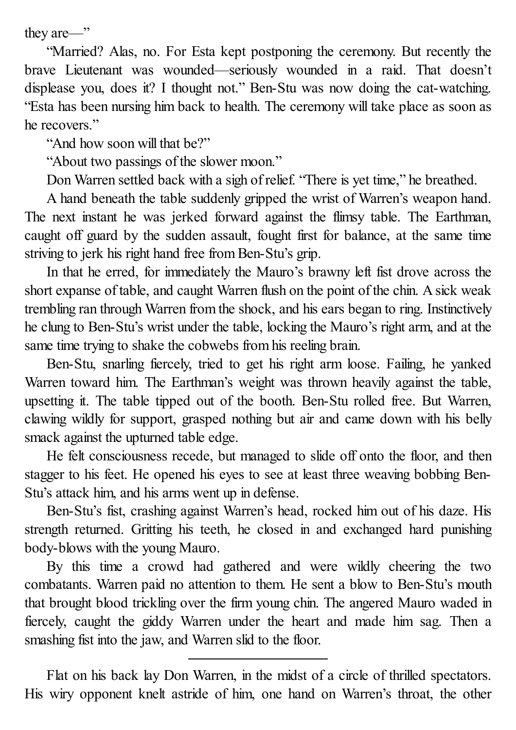they are—"

"Married? Alas, no. For Esta kept postponing the ceremony. But recently the brave Lieutenant was wounded—seriously wounded in a raid. That doesn't displease you, does it? I thought not." Ben-Stu was now doing the cat-watching. "Esta has been nursing him back to health. The ceremony will take place as soon as he recovers."

"And how soon will that be?"

"About two passings of the slower moon."

Don Warren settled back with a sigh of relief. "There is yet time," he breathed.

A hand beneath the table suddenly gripped the wrist of Warren's weapon hand. The next instant he was jerked forward against the flimsy table. The Earthman, caught off guard by the sudden assault, fought first for balance, at the same time striving to jerk his right hand free from Ben-Stu's grip.

In that he erred, for immediately the Mauro's brawny left fist drove across the short expanse of table, and caught Warren flush on the point of the chin. A sick weak trembling ran through Warren from the shock, and his ears began to ring. Instinctively he clung to Ben-Stu's wrist under the table, locking the Mauro's right arm, and at the same time trying to shake the cobwebs from his reeling brain.

Ben-Stu, snarling fiercely, tried to get his right arm loose. Failing, he yanked Warren toward him. The Earthman's weight was thrown heavily against the table, upsetting it. The table tipped out of the booth. Ben-Stu rolled free. But Warren, clawing wildly for support, grasped nothing but air and came down with his belly smack against the upturned table edge.

He felt consciousness recede, but managed to slide off onto the floor, and then stagger to his feet. He opened his eyes to see at least three weaving bobbing Ben-Stu's attack him, and his arms went up in defense.

Ben-Stu's fist, crashing against Warren's head, rocked him out of his daze. His strength returned. Gritting his teeth, he closed in and exchanged hard punishing body-blows with the young Mauro.

By this time a crowd had gathered and were wildly cheering the two combatants. Warren paid no attention to them. He sent a blow to Ben-Stu's mouth that brought blood trickling over the firm young chin. The angered Mauro waded in fiercely, caught the giddy Warren under the heart and made him sag. Then a smashing fist into the jaw, and Warren slid to the floor.

---

Flat on his back lay Don Warren, in the midst of a circle of thrilled spectators. His wiry opponent knelt astride of him, one hand on Warren's throat, the other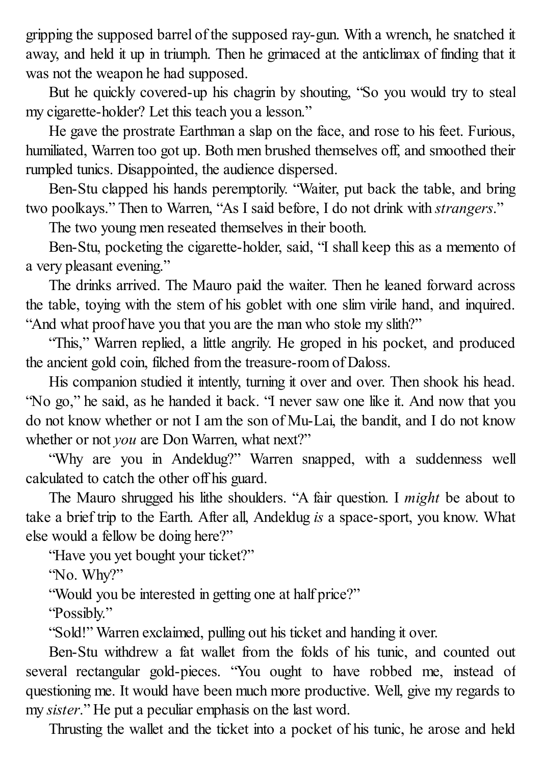gripping the supposed barrel of the supposed ray-gun. With a wrench, he snatched it away, and held it up in triumph. Then he grimaced at the anticlimax of finding that it was not the weapon he had supposed.

But he quickly covered-up his chagrin by shouting, "So you would try to steal my cigarette-holder? Let this teach you a lesson."

He gave the prostrate Earthman a slap on the face, and rose to his feet. Furious, humiliated, Warren too got up. Both men brushed themselves off, and smoothed their rumpled tunics. Disappointed, the audience dispersed.

Ben-Stu clapped his hands peremptorily. "Waiter, put back the table, and bring two poolkays." Then to Warren, "As I said before, I do not drink with *strangers*."

The two young men reseated themselves in their booth.

Ben-Stu, pocketing the cigarette-holder, said, "I shall keep this as a memento of a very pleasant evening."

The drinks arrived. The Mauro paid the waiter. Then he leaned forward across the table, toying with the stem of his goblet with one slim virile hand, and inquired. "And what proof have you that you are the man who stole my slith?"

"This," Warren replied, a little angrily. He groped in his pocket, and produced the ancient gold coin, filched from the treasure-room of Daloss.

His companion studied it intently, turning it over and over. Then shook his head. "No go," he said, as he handed it back. "I never saw one like it. And now that you do not know whether or not I am the son of Mu-Lai, the bandit, and I do not know whether or not *you* are Don Warren, what next?"

"Why are you in Andeldug?" Warren snapped, with a suddenness well calculated to catch the other off his guard.

The Mauro shrugged his lithe shoulders. "A fair question. I *might* be about to take a brief trip to the Earth. After all, Andeldug *is* a space-sport, you know. What else would a fellow be doing here?"

"Have you yet bought your ticket?"

"No. Why?"

"Would you be interested in getting one at half price?"

"Possibly."

"Sold!" Warren exclaimed, pulling out his ticket and handing it over.

Ben-Stu withdrew a fat wallet from the folds of his tunic, and counted out several rectangular gold-pieces. "You ought to have robbed me, instead of questioning me. It would have been much more productive. Well, give my regards to my *sister*." He put a peculiar emphasis on the last word.

Thrusting the wallet and the ticket into a pocket of his tunic, he arose and held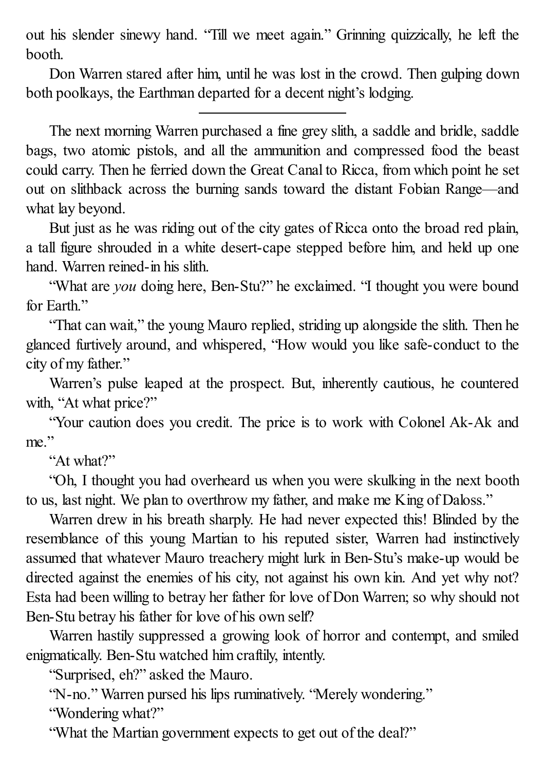out his slender sinewy hand. "Till we meet again." Grinning quizzically, he left the booth.

Don Warren stared after him, until he was lost in the crowd. Then gulping down both poolkays, the Earthman departed for a decent night's lodging.

---

The next morning Warren purchased a fine grey slith, a saddle and bridle, saddle bags, two atomic pistols, and all the ammunition and compressed food the beast could carry. Then he ferried down the Great Canal to Ricca, from which point he set out on slithback across the burning sands toward the distant Fobian Range—and what lay beyond.

But just as he was riding out of the city gates of Ricca onto the broad red plain, a tall figure shrouded in a white desert-cape stepped before him, and held up one hand. Warren reined-in his slith.

"What are *you* doing here, Ben-Stu?" he exclaimed. "I thought you were bound for Earth."

"That can wait," the young Mauro replied, striding up alongside the slith. Then he glanced furtively around, and whispered, "How would you like safe-conduct to the city of my father."

Warren's pulse leaped at the prospect. But, inherently cautious, he countered with, "At what price?"

"Your caution does you credit. The price is to work with Colonel Ak-Ak and me."

"At what?"

"Oh, I thought you had overheard us when you were skulking in the next booth to us, last night. We plan to overthrow my father, and make me King of Daloss."

Warren drew in his breath sharply. He had never expected this! Blinded by the resemblance of this young Martian to his reputed sister, Warren had instinctively assumed that whatever Mauro treachery might lurk in Ben-Stu's make-up would be directed against the enemies of his city, not against his own kin. And yet why not? Esta had been willing to betray her father for love of Don Warren; so why should not Ben-Stu betray his father for love of his own self?

Warren hastily suppressed a growing look of horror and contempt, and smiled enigmatically. Ben-Stu watched him craftily, intently.

"Surprised, eh?" asked the Mauro.

"N-no." Warren pursed his lips ruminatively. "Merely wondering."

"Wondering what?"

"What the Martian government expects to get out of the deal?"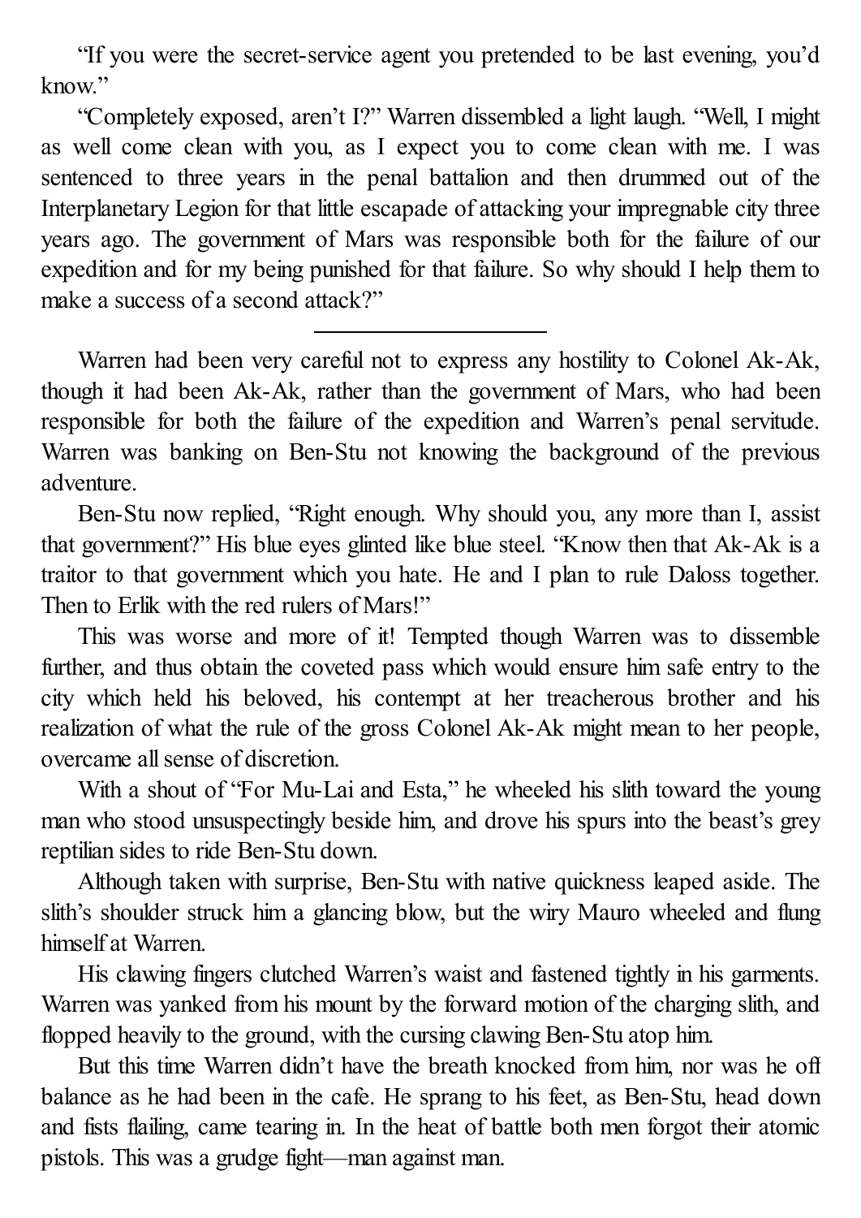"If you were the secret-service agent you pretended to be last evening, you'd know."

"Completely exposed, aren't I?" Warren dissembled a light laugh. "Well, I might as well come clean with you, as I expect you to come clean with me. I was sentenced to three years in the penal battalion and then drummed out of the Interplanetary Legion for that little escapade of attacking your impregnable city three years ago. The government of Mars was responsible both for the failure of our expedition and for my being punished for that failure. So why should I help them to make a success of a second attack?"

---

Warren had been very careful not to express any hostility to Colonel Ak-Ak, though it had been Ak-Ak, rather than the government of Mars, who had been responsible for both the failure of the expedition and Warren's penal servitude. Warren was banking on Ben-Stu not knowing the background of the previous adventure.

Ben-Stu now replied, "Right enough. Why should you, any more than I, assist that government?" His blue eyes glinted like blue steel. "Know then that Ak-Ak is a traitor to that government which you hate. He and I plan to rule Daloss together. Then to Erlik with the red rulers of Mars!"

This was worse and more of it! Tempted though Warren was to dissemble further, and thus obtain the coveted pass which would ensure him safe entry to the city which held his beloved, his contempt at her treacherous brother and his realization of what the rule of the gross Colonel Ak-Ak might mean to her people, overcame all sense of discretion.

With a shout of "For Mu-Lai and Esta," he wheeled his slith toward the young man who stood unsuspectingly beside him, and drove his spurs into the beast's grey reptilian sides to ride Ben-Stu down.

Although taken with surprise, Ben-Stu with native quickness leaped aside. The slith's shoulder struck him a glancing blow, but the wiry Mauro wheeled and flung himself at Warren.

His clawing fingers clutched Warren's waist and fastened tightly in his garments. Warren was yanked from his mount by the forward motion of the charging slith, and flopped heavily to the ground, with the cursing clawing Ben-Stu atop him.

But this time Warren didn't have the breath knocked from him, nor was he off balance as he had been in the cafe. He sprang to his feet, as Ben-Stu, head down and fists flailing, came tearing in. In the heat of battle both men forgot their atomic pistols. This was a grudge fight—man against man.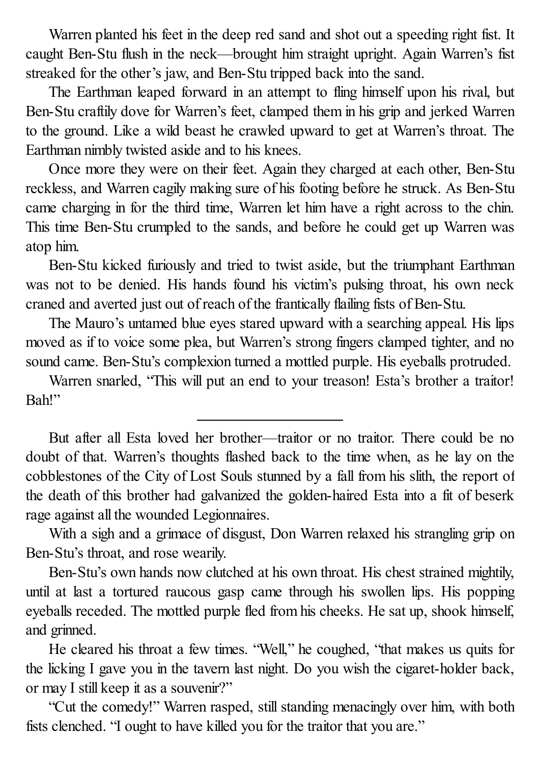Warren planted his feet in the deep red sand and shot out a speeding right fist. It caught Ben-Stu flush in the neck—brought him straight upright. Again Warren's fist streaked for the other's jaw, and Ben-Stu tripped back into the sand.

The Earthman leaped forward in an attempt to fling himself upon his rival, but Ben-Stu craftily dove for Warren's feet, clamped them in his grip and jerked Warren to the ground. Like a wild beast he crawled upward to get at Warren's throat. The Earthman nimbly twisted aside and to his knees.

Once more they were on their feet. Again they charged at each other, Ben-Stu reckless, and Warren cagily making sure of his footing before he struck. As Ben-Stu came charging in for the third time, Warren let him have a right across to the chin. This time Ben-Stu crumpled to the sands, and before he could get up Warren was atop him.

Ben-Stu kicked furiously and tried to twist aside, but the triumphant Earthman was not to be denied. His hands found his victim's pulsing throat, his own neck craned and averted just out of reach of the frantically flailing fists of Ben-Stu.

The Mauro's untamed blue eyes stared upward with a searching appeal. His lips moved as if to voice some plea, but Warren's strong fingers clamped tighter, and no sound came. Ben-Stu's complexion turned a mottled purple. His eyeballs protruded.

Warren snarled, "This will put an end to your treason! Esta's brother a traitor! Bah!"

---

But after all Esta loved her brother—traitor or no traitor. There could be no doubt of that. Warren's thoughts flashed back to the time when, as he lay on the cobblestones of the City of Lost Souls stunned by a fall from his slith, the report of the death of this brother had galvanized the golden-haired Esta into a fit of beserk rage against all the wounded Legionnaires.

With a sigh and a grimace of disgust, Don Warren relaxed his strangling grip on Ben-Stu's throat, and rose wearily.

Ben-Stu's own hands now clutched at his own throat. His chest strained mightily, until at last a tortured raucous gasp came through his swollen lips. His popping eyeballs receded. The mottled purple fled from his cheeks. He sat up, shook himself, and grinned.

He cleared his throat a few times. "Well," he coughed, "that makes us quits for the licking I gave you in the tavern last night. Do you wish the cigaret-holder back, or may I still keep it as a souvenir?"

"Cut the comedy!" Warren rasped, still standing menacingly over him, with both fists clenched. "I ought to have killed you for the traitor that you are."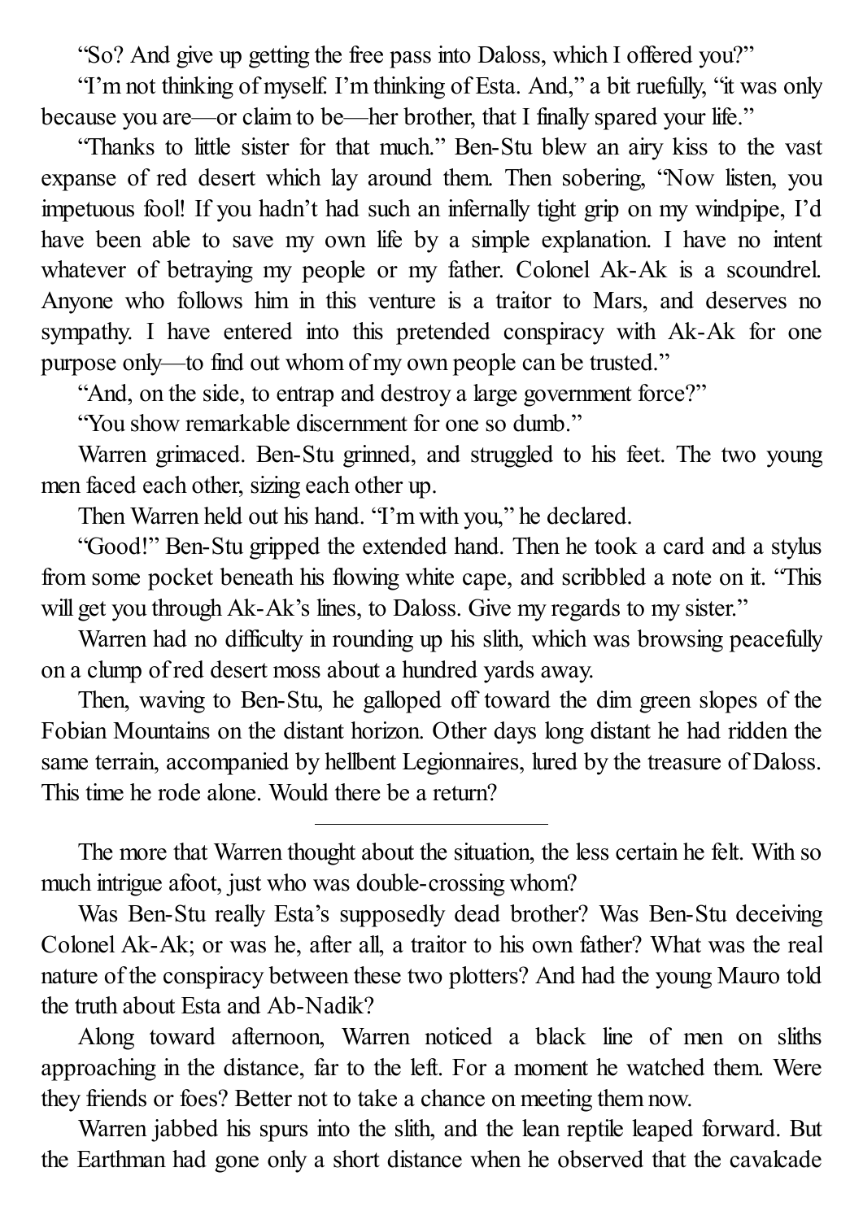"So? And give up getting the free pass into Daloss, which I offered you?"

"I'm not thinking of myself. I'm thinking of Esta. And," a bit ruefully, "it was only because you are—or claim to be—her brother, that I finally spared your life."

"Thanks to little sister for that much." Ben-Stu blew an airy kiss to the vast expanse of red desert which lay around them. Then sobering, "Now listen, you impetuous fool! If you hadn't had such an infernally tight grip on my windpipe, I'd have been able to save my own life by a simple explanation. I have no intent whatever of betraying my people or my father. Colonel Ak-Ak is a scoundrel. Anyone who follows him in this venture is a traitor to Mars, and deserves no sympathy. I have entered into this pretended conspiracy with Ak-Ak for one purpose only—to find out whom of my own people can be trusted."

"And, on the side, to entrap and destroy a large government force?"

"You show remarkable discernment for one so dumb."

Warren grimaced. Ben-Stu grinned, and struggled to his feet. The two young men faced each other, sizing each other up.

Then Warren held out his hand. "I'm with you," he declared.

"Good!" Ben-Stu gripped the extended hand. Then he took a card and a stylus from some pocket beneath his flowing white cape, and scribbled a note on it. "This will get you through Ak-Ak's lines, to Daloss. Give my regards to my sister."

Warren had no difficulty in rounding up his slith, which was browsing peacefully on a clump of red desert moss about a hundred yards away.

Then, waving to Ben-Stu, he galloped off toward the dim green slopes of the Fobian Mountains on the distant horizon. Other days long distant he had ridden the same terrain, accompanied by hellbent Legionnaires, lured by the treasure of Daloss. This time he rode alone. Would there be a return?

---

The more that Warren thought about the situation, the less certain he felt. With so much intrigue afoot, just who was double-crossing whom?

Was Ben-Stu really Esta's supposedly dead brother? Was Ben-Stu deceiving Colonel Ak-Ak; or was he, after all, a traitor to his own father? What was the real nature of the conspiracy between these two plotters? And had the young Mauro told the truth about Esta and Ab-Nadik?

Along toward afternoon, Warren noticed a black line of men on sliths approaching in the distance, far to the left. For a moment he watched them. Were they friends or foes? Better not to take a chance on meeting them now.

Warren jabbed his spurs into the slith, and the lean reptile leaped forward. But the Earthman had gone only a short distance when he observed that the cavalcade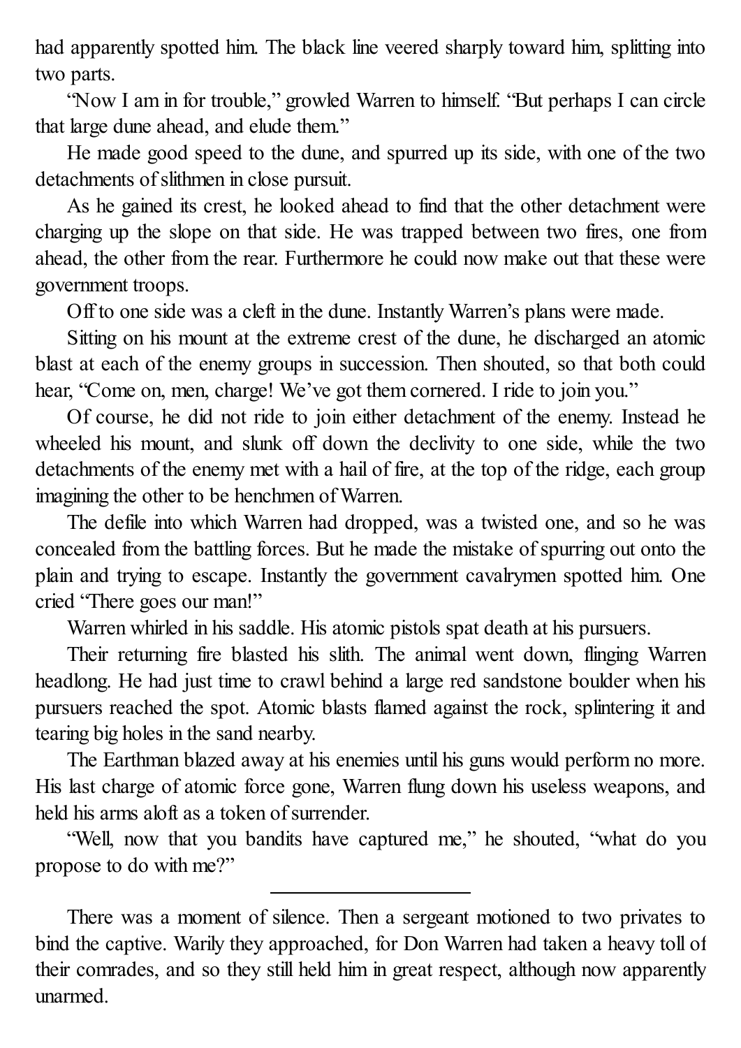had apparently spotted him. The black line veered sharply toward him, splitting into two parts.

"Now I am in for trouble," growled Warren to himself. "But perhaps I can circle that large dune ahead, and elude them."

He made good speed to the dune, and spurred up its side, with one of the two detachments of slithmen in close pursuit.

As he gained its crest, he looked ahead to find that the other detachment were charging up the slope on that side. He was trapped between two fires, one from ahead, the other from the rear. Furthermore he could now make out that these were government troops.

Off to one side was a cleft in the dune. Instantly Warren's plans were made.

Sitting on his mount at the extreme crest of the dune, he discharged an atomic blast at each of the enemy groups in succession. Then shouted, so that both could hear, "Come on, men, charge! We've got them cornered. I ride to join you."

Of course, he did not ride to join either detachment of the enemy. Instead he wheeled his mount, and slunk off down the declivity to one side, while the two detachments of the enemy met with a hail of fire, at the top of the ridge, each group imagining the other to be henchmen of Warren.

The defile into which Warren had dropped, was a twisted one, and so he was concealed from the battling forces. But he made the mistake of spurring out onto the plain and trying to escape. Instantly the government cavalrymen spotted him. One cried "There goes our man!"

Warren whirled in his saddle. His atomic pistols spat death at his pursuers.

Their returning fire blasted his slith. The animal went down, flinging Warren headlong. He had just time to crawl behind a large red sandstone boulder when his pursuers reached the spot. Atomic blasts flamed against the rock, splintering it and tearing big holes in the sand nearby.

The Earthman blazed away at his enemies until his guns would perform no more. His last charge of atomic force gone, Warren flung down his useless weapons, and held his arms aloft as a token of surrender.

"Well, now that you bandits have captured me," he shouted, "what do you propose to do with me?"

---

There was a moment of silence. Then a sergeant motioned to two privates to bind the captive. Warily they approached, for Don Warren had taken a heavy toll of their comrades, and so they still held him in great respect, although now apparently unarmed.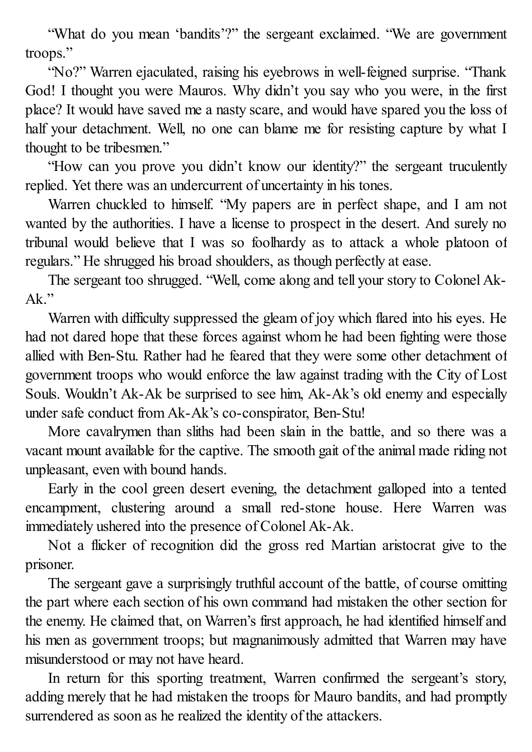"What do you mean 'bandits'?" the sergeant exclaimed. "We are government troops."

"No?" Warren ejaculated, raising his eyebrows in well-feigned surprise. "Thank God! I thought you were Mauros. Why didn't you say who you were, in the first place? It would have saved me a nasty scare, and would have spared you the loss of half your detachment. Well, no one can blame me for resisting capture by what I thought to be tribesmen."

"How can you prove you didn't know our identity?" the sergeant truculently replied. Yet there was an undercurrent of uncertainty in his tones.

Warren chuckled to himself. "My papers are in perfect shape, and I am not wanted by the authorities. I have a license to prospect in the desert. And surely no tribunal would believe that I was so foolhardy as to attack a whole platoon of regulars." He shrugged his broad shoulders, as though perfectly at ease.

The sergeant too shrugged. "Well, come along and tell your story to Colonel Ak-Ak."

Warren with difficulty suppressed the gleam of joy which flared into his eyes. He had not dared hope that these forces against whom he had been fighting were those allied with Ben-Stu. Rather had he feared that they were some other detachment of government troops who would enforce the law against trading with the City of Lost Souls. Wouldn't Ak-Ak be surprised to see him, Ak-Ak's old enemy and especially under safe conduct from Ak-Ak's co-conspirator, Ben-Stu!

More cavalrymen than sliths had been slain in the battle, and so there was a vacant mount available for the captive. The smooth gait of the animal made riding not unpleasant, even with bound hands.

Early in the cool green desert evening, the detachment galloped into a tented encampment, clustering around a small red-stone house. Here Warren was immediately ushered into the presence of Colonel Ak-Ak.

Not a flicker of recognition did the gross red Martian aristocrat give to the prisoner.

The sergeant gave a surprisingly truthful account of the battle, of course omitting the part where each section of his own command had mistaken the other section for the enemy. He claimed that, on Warren's first approach, he had identified himself and his men as government troops; but magnanimously admitted that Warren may have misunderstood or may not have heard.

In return for this sporting treatment, Warren confirmed the sergeant's story, adding merely that he had mistaken the troops for Mauro bandits, and had promptly surrendered as soon as he realized the identity of the attackers.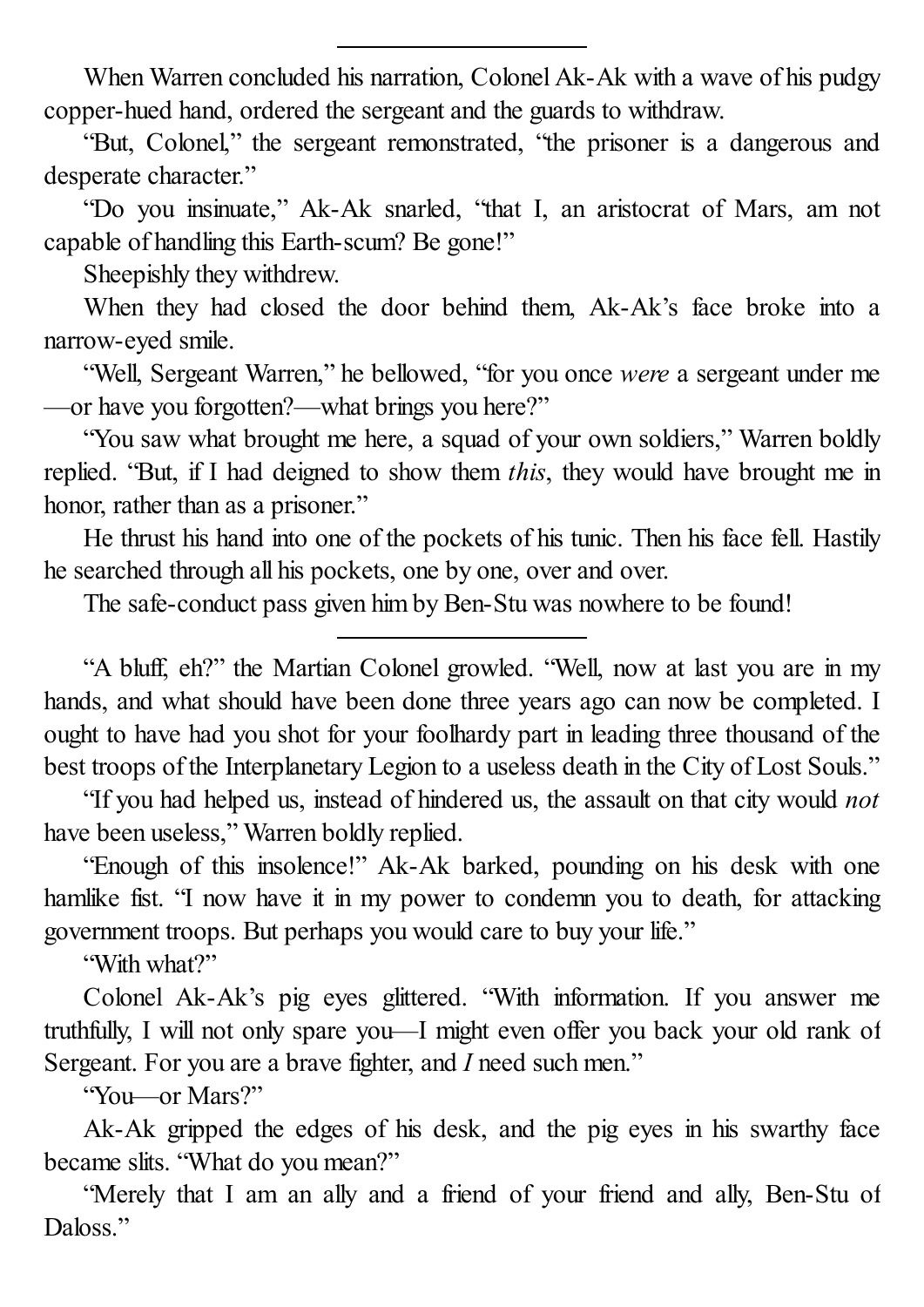---

When Warren concluded his narration, Colonel Ak-Ak with a wave of his pudgy copper-hued hand, ordered the sergeant and the guards to withdraw.

"But, Colonel," the sergeant remonstrated, "the prisoner is a dangerous and desperate character."

"Do you insinuate," Ak-Ak snarled, "that I, an aristocrat of Mars, am not capable of handling this Earth-scum? Be gone!"

Sheepishly they withdrew.

When they had closed the door behind them, Ak-Ak's face broke into a narrow-eyed smile.

"Well, Sergeant Warren," he bellowed, "for you once *were* a sergeant under me—or have you forgotten?—what brings you here?"

"You saw what brought me here, a squad of your own soldiers," Warren boldly replied. "But, if I had deigned to show them *this*, they would have brought me in honor, rather than as a prisoner."

He thrust his hand into one of the pockets of his tunic. Then his face fell. Hastily he searched through all his pockets, one by one, over and over.

The safe-conduct pass given him by Ben-Stu was nowhere to be found!

---

"A bluff, eh?" the Martian Colonel growled. "Well, now at last you are in my hands, and what should have been done three years ago can now be completed. I ought to have had you shot for your foolhardy part in leading three thousand of the best troops of the Interplanetary Legion to a useless death in the City of Lost Souls."

"If you had helped us, instead of hindered us, the assault on that city would *not* have been useless," Warren boldly replied.

"Enough of this insolence!" Ak-Ak barked, pounding on his desk with one hamlike fist. "I now have it in my power to condemn you to death, for attacking government troops. But perhaps you would care to buy your life."

"With what?"

Colonel Ak-Ak's pig eyes glittered. "With information. If you answer me truthfully, I will not only spare you—I might even offer you back your old rank of Sergeant. For you are a brave fighter, and *I* need such men."

"You—or Mars?"

Ak-Ak gripped the edges of his desk, and the pig eyes in his swarthy face became slits. "What do you mean?"

"Merely that I am an ally and a friend of your friend and ally, Ben-Stu of Daloss."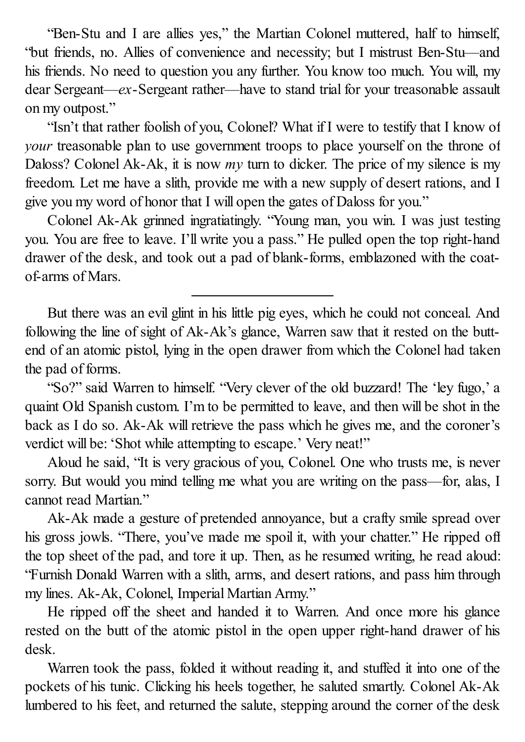"Ben-Stu and I are allies yes," the Martian Colonel muttered, half to himself, "but friends, no. Allies of convenience and necessity; but I mistrust Ben-Stu—and his friends. No need to question you any further. You know too much. You will, my dear Sergeant—*ex*-Sergeant rather—have to stand trial for your treasonable assault on my outpost."

"Isn't that rather foolish of you, Colonel? What if I were to testify that I know of *your* treasonable plan to use government troops to place yourself on the throne of Daloss? Colonel Ak-Ak, it is now *my* turn to dicker. The price of my silence is my freedom. Let me have a slith, provide me with a new supply of desert rations, and I give you my word of honor that I will open the gates of Daloss for you."

Colonel Ak-Ak grinned ingratiatingly. "Young man, you win. I was just testing you. You are free to leave. I'll write you a pass." He pulled open the top right-hand drawer of the desk, and took out a pad of blank-forms, emblazoned with the coat-of-arms of Mars.

---

But there was an evil glint in his little pig eyes, which he could not conceal. And following the line of sight of Ak-Ak's glance, Warren saw that it rested on the butt-end of an atomic pistol, lying in the open drawer from which the Colonel had taken the pad of forms.

"So?" said Warren to himself. "Very clever of the old buzzard! The 'ley fugo,' a quaint Old Spanish custom. I'm to be permitted to leave, and then will be shot in the back as I do so. Ak-Ak will retrieve the pass which he gives me, and the coroner's verdict will be: 'Shot while attempting to escape.' Very neat!"

Aloud he said, "It is very gracious of you, Colonel. One who trusts me, is never sorry. But would you mind telling me what you are writing on the pass—for, alas, I cannot read Martian."

Ak-Ak made a gesture of pretended annoyance, but a crafty smile spread over his gross jowls. "There, you've made me spoil it, with your chatter." He ripped off the top sheet of the pad, and tore it up. Then, as he resumed writing, he read aloud: "Furnish Donald Warren with a slith, arms, and desert rations, and pass him through my lines. Ak-Ak, Colonel, Imperial Martian Army."

He ripped off the sheet and handed it to Warren. And once more his glance rested on the butt of the atomic pistol in the open upper right-hand drawer of his desk.

Warren took the pass, folded it without reading it, and stuffed it into one of the pockets of his tunic. Clicking his heels together, he saluted smartly. Colonel Ak-Ak lumbered to his feet, and returned the salute, stepping around the corner of the desk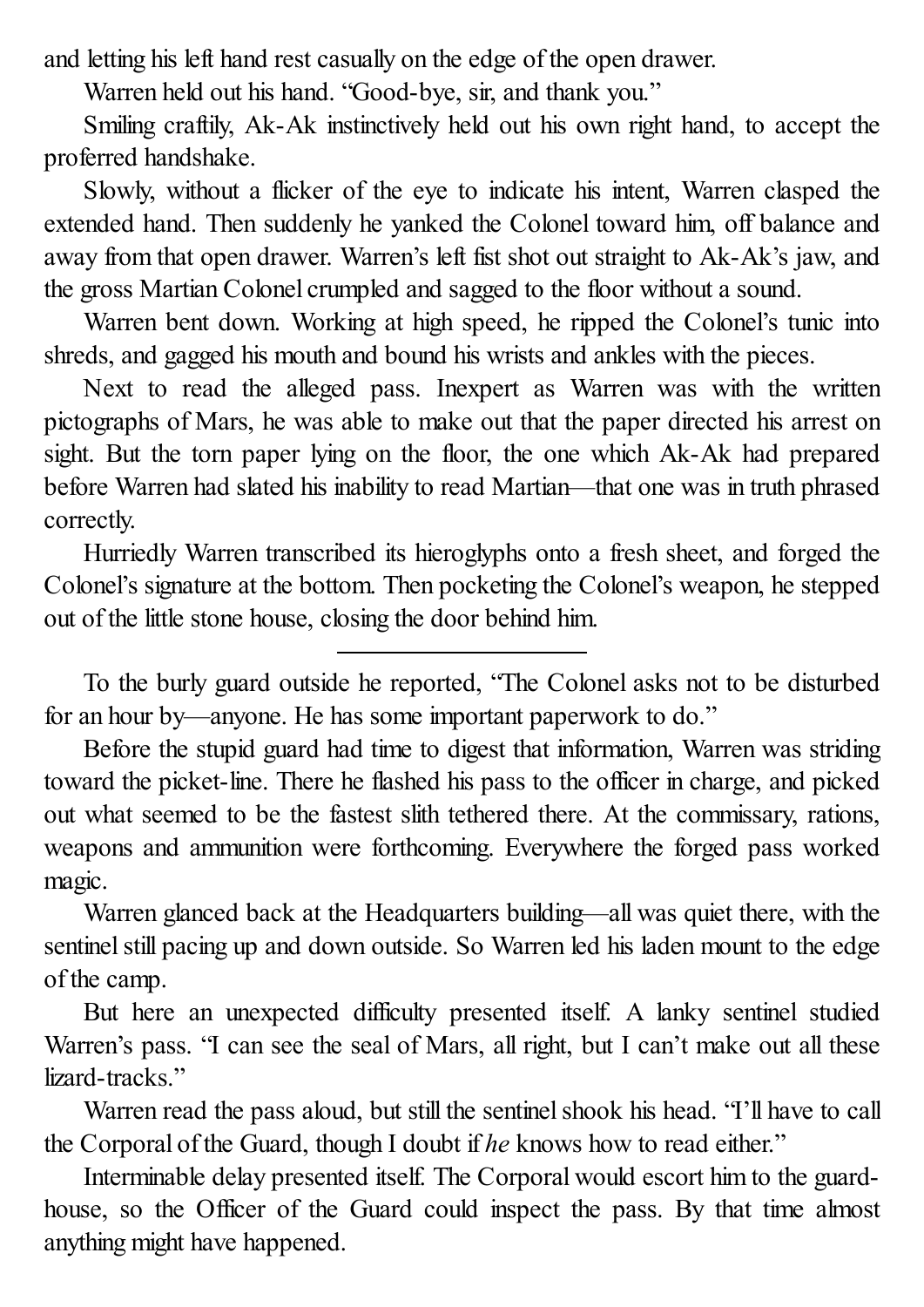and letting his left hand rest casually on the edge of the open drawer.

Warren held out his hand. "Good-bye, sir, and thank you."

Smiling craftily, Ak-Ak instinctively held out his own right hand, to accept the proferred handshake.

Slowly, without a flicker of the eye to indicate his intent, Warren clasped the extended hand. Then suddenly he yanked the Colonel toward him, off balance and away from that open drawer. Warren's left fist shot out straight to Ak-Ak's jaw, and the gross Martian Colonel crumpled and sagged to the floor without a sound.

Warren bent down. Working at high speed, he ripped the Colonel's tunic into shreds, and gagged his mouth and bound his wrists and ankles with the pieces.

Next to read the alleged pass. Inexpert as Warren was with the written pictographs of Mars, he was able to make out that the paper directed his arrest on sight. But the torn paper lying on the floor, the one which Ak-Ak had prepared before Warren had slated his inability to read Martian—that one was in truth phrased correctly.

Hurriedly Warren transcribed its hieroglyphs onto a fresh sheet, and forged the Colonel's signature at the bottom. Then pocketing the Colonel's weapon, he stepped out of the little stone house, closing the door behind him.

---

To the burly guard outside he reported, "The Colonel asks not to be disturbed for an hour by—anyone. He has some important paperwork to do."

Before the stupid guard had time to digest that information, Warren was striding toward the picket-line. There he flashed his pass to the officer in charge, and picked out what seemed to be the fastest slith tethered there. At the commissary, rations, weapons and ammunition were forthcoming. Everywhere the forged pass worked magic.

Warren glanced back at the Headquarters building—all was quiet there, with the sentinel still pacing up and down outside. So Warren led his laden mount to the edge of the camp.

But here an unexpected difficulty presented itself. A lanky sentinel studied Warren's pass. "I can see the seal of Mars, all right, but I can't make out all these lizard-tracks."

Warren read the pass aloud, but still the sentinel shook his head. "I'll have to call the Corporal of the Guard, though I doubt if *he* knows how to read either."

Interminable delay presented itself. The Corporal would escort him to the guard-house, so the Officer of the Guard could inspect the pass. By that time almost anything might have happened.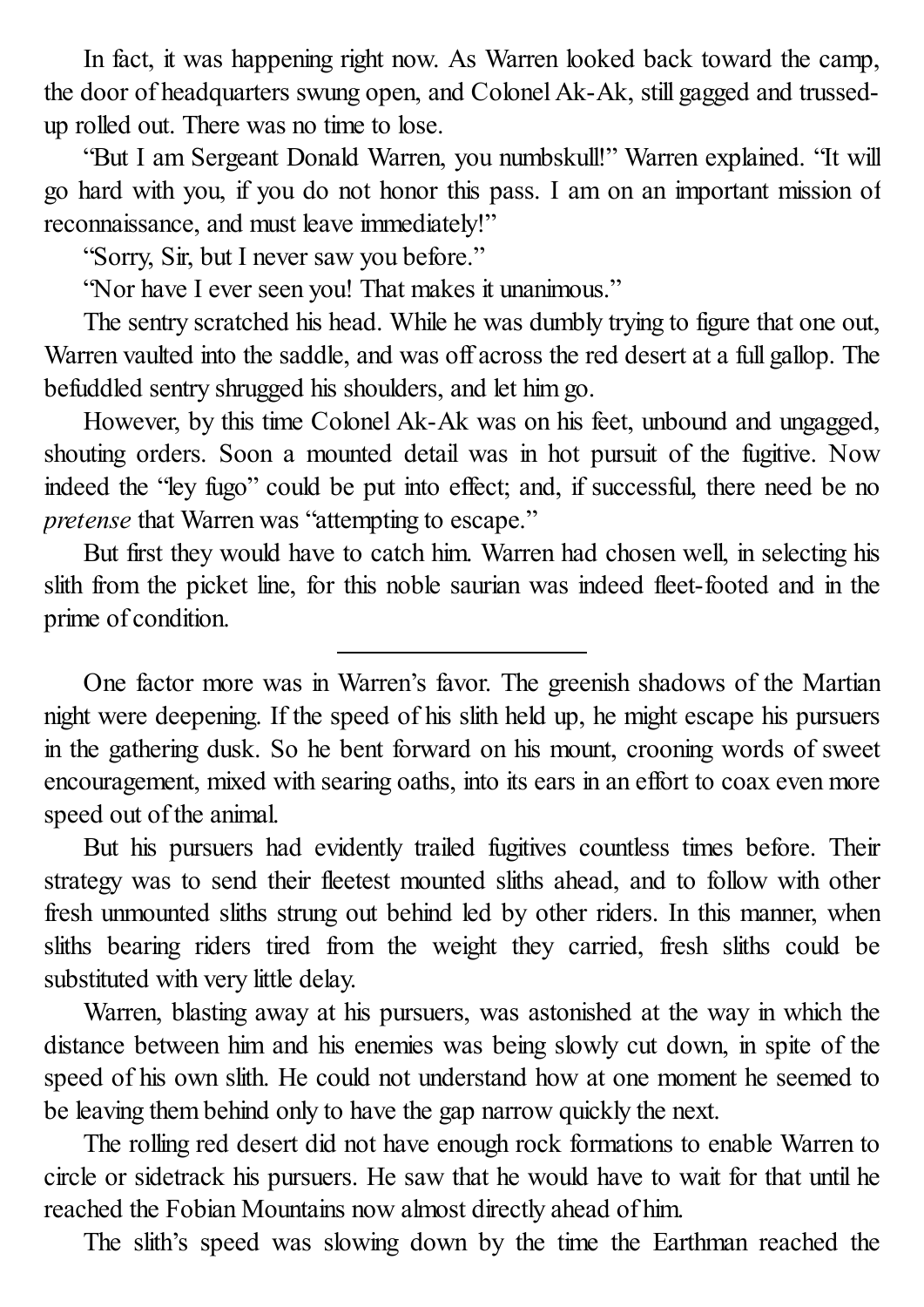In fact, it was happening right now. As Warren looked back toward the camp, the door of headquarters swung open, and Colonel Ak-Ak, still gagged and trussed-up rolled out. There was no time to lose.

"But I am Sergeant Donald Warren, you numbskull!" Warren explained. "It will go hard with you, if you do not honor this pass. I am on an important mission of reconnaissance, and must leave immediately!"

"Sorry, Sir, but I never saw you before."

"Nor have I ever seen you! That makes it unanimous."

The sentry scratched his head. While he was dumbly trying to figure that one out, Warren vaulted into the saddle, and was off across the red desert at a full gallop. The befuddled sentry shrugged his shoulders, and let him go.

However, by this time Colonel Ak-Ak was on his feet, unbound and ungagged, shouting orders. Soon a mounted detail was in hot pursuit of the fugitive. Now indeed the "ley fugo" could be put into effect; and, if successful, there need be no *pretense* that Warren was "attempting to escape."

But first they would have to catch him. Warren had chosen well, in selecting his slith from the picket line, for this noble saurian was indeed fleet-footed and in the prime of condition.

---

One factor more was in Warren's favor. The greenish shadows of the Martian night were deepening. If the speed of his slith held up, he might escape his pursuers in the gathering dusk. So he bent forward on his mount, crooning words of sweet encouragement, mixed with searing oaths, into its ears in an effort to coax even more speed out of the animal.

But his pursuers had evidently trailed fugitives countless times before. Their strategy was to send their fleetest mounted sliths ahead, and to follow with other fresh unmounted sliths strung out behind led by other riders. In this manner, when sliths bearing riders tired from the weight they carried, fresh sliths could be substituted with very little delay.

Warren, blasting away at his pursuers, was astonished at the way in which the distance between him and his enemies was being slowly cut down, in spite of the speed of his own slith. He could not understand how at one moment he seemed to be leaving them behind only to have the gap narrow quickly the next.

The rolling red desert did not have enough rock formations to enable Warren to circle or sidetrack his pursuers. He saw that he would have to wait for that until he reached the Fobian Mountains now almost directly ahead of him.

The slith's speed was slowing down by the time the Earthman reached the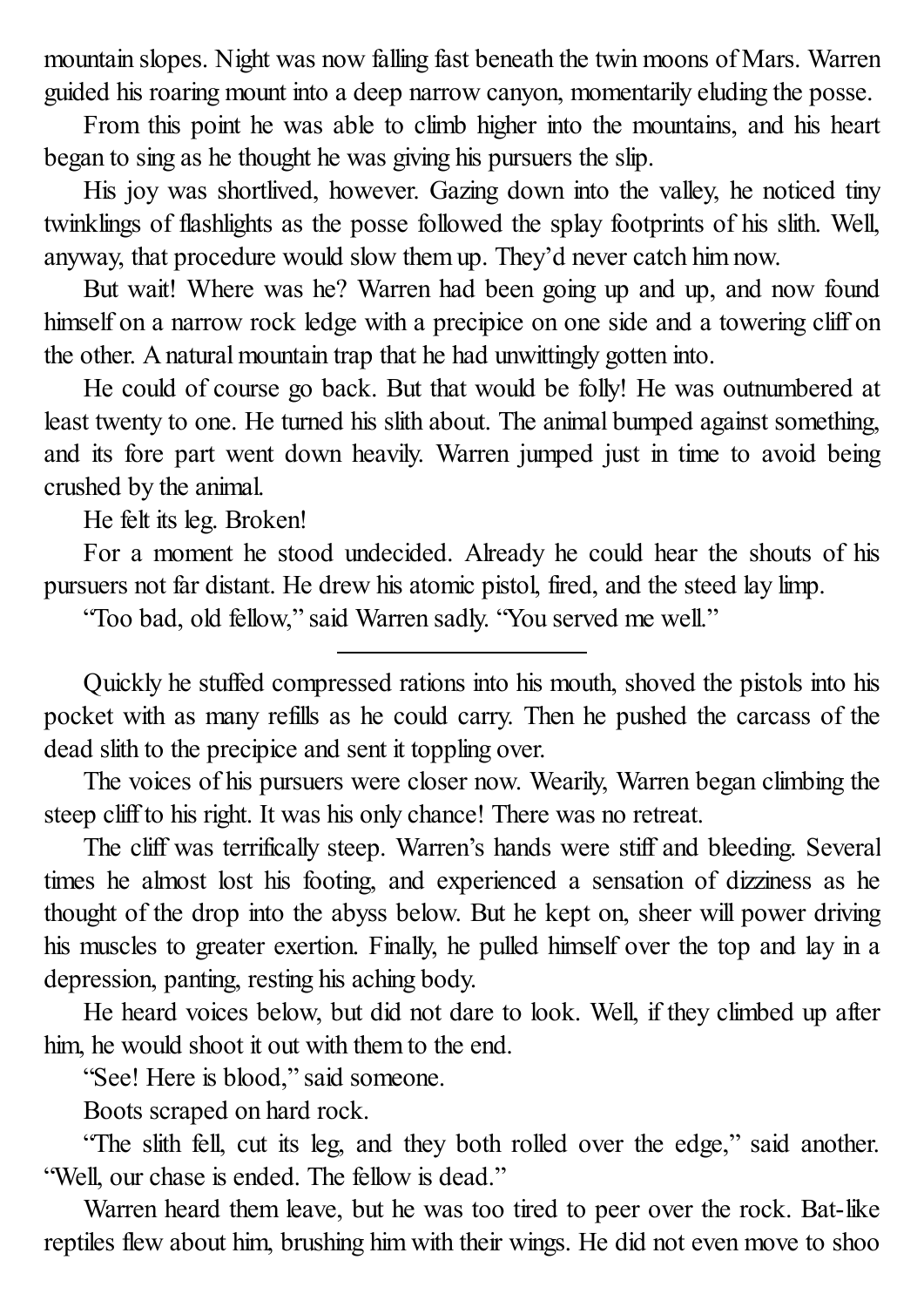mountain slopes. Night was now falling fast beneath the twin moons of Mars. Warren guided his roaring mount into a deep narrow canyon, momentarily eluding the posse.

From this point he was able to climb higher into the mountains, and his heart began to sing as he thought he was giving his pursuers the slip.

His joy was shortlived, however. Gazing down into the valley, he noticed tiny twinklings of flashlights as the posse followed the splay footprints of his slith. Well, anyway, that procedure would slow them up. They'd never catch him now.

But wait! Where was he? Warren had been going up and up, and now found himself on a narrow rock ledge with a precipice on one side and a towering cliff on the other. A natural mountain trap that he had unwittingly gotten into.

He could of course go back. But that would be folly! He was outnumbered at least twenty to one. He turned his slith about. The animal bumped against something, and its fore part went down heavily. Warren jumped just in time to avoid being crushed by the animal.

He felt its leg. Broken!

For a moment he stood undecided. Already he could hear the shouts of his pursuers not far distant. He drew his atomic pistol, fired, and the steed lay limp.

"Too bad, old fellow," said Warren sadly. "You served me well."

---

Quickly he stuffed compressed rations into his mouth, shoved the pistols into his pocket with as many refills as he could carry. Then he pushed the carcass of the dead slith to the precipice and sent it toppling over.

The voices of his pursuers were closer now. Wearily, Warren began climbing the steep cliff to his right. It was his only chance! There was no retreat.

The cliff was terrifically steep. Warren's hands were stiff and bleeding. Several times he almost lost his footing, and experienced a sensation of dizziness as he thought of the drop into the abyss below. But he kept on, sheer will power driving his muscles to greater exertion. Finally, he pulled himself over the top and lay in a depression, panting, resting his aching body.

He heard voices below, but did not dare to look. Well, if they climbed up after him, he would shoot it out with them to the end.

"See! Here is blood," said someone.

Boots scraped on hard rock.

"The slith fell, cut its leg, and they both rolled over the edge," said another. "Well, our chase is ended. The fellow is dead."

Warren heard them leave, but he was too tired to peer over the rock. Bat-like reptiles flew about him, brushing him with their wings. He did not even move to shoo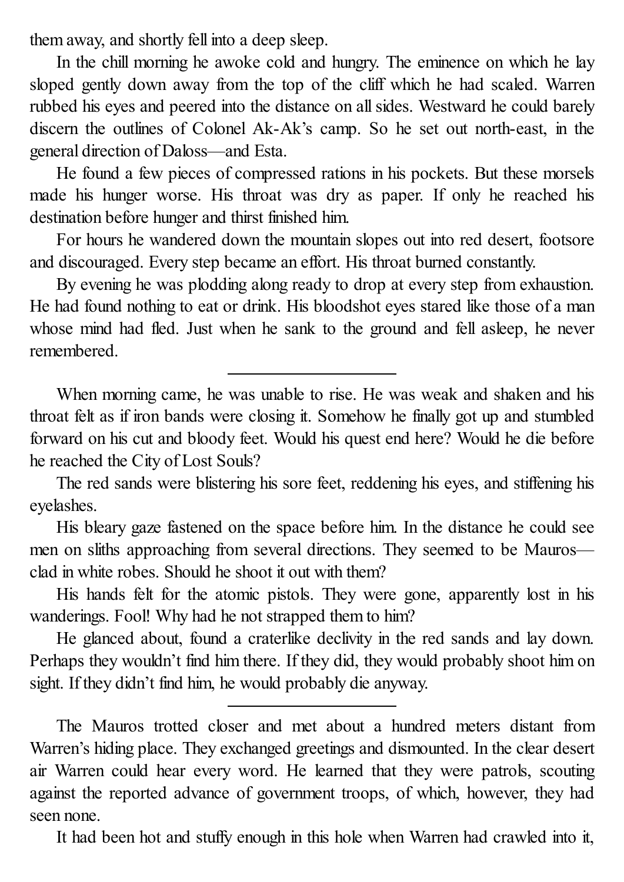them away, and shortly fell into a deep sleep.

In the chill morning he awoke cold and hungry. The eminence on which he lay sloped gently down away from the top of the cliff which he had scaled. Warren rubbed his eyes and peered into the distance on all sides. Westward he could barely discern the outlines of Colonel Ak-Ak's camp. So he set out north-east, in the general direction of Daloss—and Esta.

He found a few pieces of compressed rations in his pockets. But these morsels made his hunger worse. His throat was dry as paper. If only he reached his destination before hunger and thirst finished him.

For hours he wandered down the mountain slopes out into red desert, footsore and discouraged. Every step became an effort. His throat burned constantly.

By evening he was plodding along ready to drop at every step from exhaustion. He had found nothing to eat or drink. His bloodshot eyes stared like those of a man whose mind had fled. Just when he sank to the ground and fell asleep, he never remembered.

---

When morning came, he was unable to rise. He was weak and shaken and his throat felt as if iron bands were closing it. Somehow he finally got up and stumbled forward on his cut and bloody feet. Would his quest end here? Would he die before he reached the City of Lost Souls?

The red sands were blistering his sore feet, reddening his eyes, and stiffening his eyelashes.

His bleary gaze fastened on the space before him. In the distance he could see men on sliths approaching from several directions. They seemed to be Mauros—clad in white robes. Should he shoot it out with them?

His hands felt for the atomic pistols. They were gone, apparently lost in his wanderings. Fool! Why had he not strapped them to him?

He glanced about, found a craterlike declivity in the red sands and lay down. Perhaps they wouldn't find him there. If they did, they would probably shoot him on sight. If they didn't find him, he would probably die anyway.

---

The Mauros trotted closer and met about a hundred meters distant from Warren's hiding place. They exchanged greetings and dismounted. In the clear desert air Warren could hear every word. He learned that they were patrols, scouting against the reported advance of government troops, of which, however, they had seen none.

It had been hot and stuffy enough in this hole when Warren had crawled into it,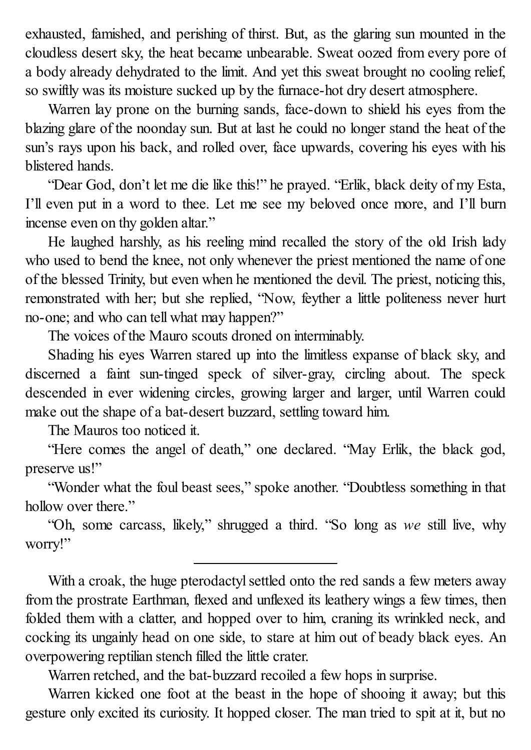exhausted, famished, and perishing of thirst. But, as the glaring sun mounted in the cloudless desert sky, the heat became unbearable. Sweat oozed from every pore of a body already dehydrated to the limit. And yet this sweat brought no cooling relief, so swiftly was its moisture sucked up by the furnace-hot dry desert atmosphere.

Warren lay prone on the burning sands, face-down to shield his eyes from the blazing glare of the noonday sun. But at last he could no longer stand the heat of the sun's rays upon his back, and rolled over, face upwards, covering his eyes with his blistered hands.

"Dear God, don't let me die like this!" he prayed. "Erlik, black deity of my Esta, I'll even put in a word to thee. Let me see my beloved once more, and I'll burn incense even on thy golden altar."

He laughed harshly, as his reeling mind recalled the story of the old Irish lady who used to bend the knee, not only whenever the priest mentioned the name of one of the blessed Trinity, but even when he mentioned the devil. The priest, noticing this, remonstrated with her; but she replied, "Now, feyther a little politeness never hurt no-one; and who can tell what may happen?"

The voices of the Mauro scouts droned on interminably.

Shading his eyes Warren stared up into the limitless expanse of black sky, and discerned a faint sun-tinged speck of silver-gray, circling about. The speck descended in ever widening circles, growing larger and larger, until Warren could make out the shape of a bat-desert buzzard, settling toward him.

The Mauros too noticed it.

"Here comes the angel of death," one declared. "May Erlik, the black god, preserve us!"

"Wonder what the foul beast sees," spoke another. "Doubtless something in that hollow over there."

"Oh, some carcass, likely," shrugged a third. "So long as *we* still live, why worry!"

---

With a croak, the huge pterodactyl settled onto the red sands a few meters away from the prostrate Earthman, flexed and unflexed its leathery wings a few times, then folded them with a clatter, and hopped over to him, craning its wrinkled neck, and cocking its ungainly head on one side, to stare at him out of beady black eyes. An overpowering reptilian stench filled the little crater.

Warren retched, and the bat-buzzard recoiled a few hops in surprise.

Warren kicked one foot at the beast in the hope of shooing it away; but this gesture only excited its curiosity. It hopped closer. The man tried to spit at it, but no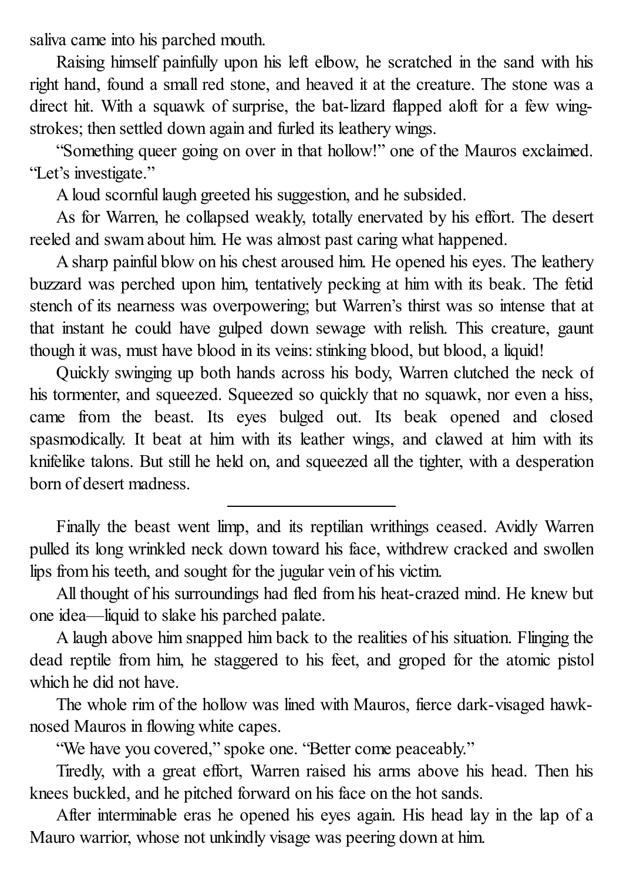saliva came into his parched mouth.

Raising himself painfully upon his left elbow, he scratched in the sand with his right hand, found a small red stone, and heaved it at the creature. The stone was a direct hit. With a squawk of surprise, the bat-lizard flapped aloft for a few wing-strokes; then settled down again and furled its leathery wings.

"Something queer going on over in that hollow!" one of the Mauros exclaimed. "Let's investigate."

A loud scornful laugh greeted his suggestion, and he subsided.

As for Warren, he collapsed weakly, totally enervated by his effort. The desert reeled and swam about him. He was almost past caring what happened.

A sharp painful blow on his chest aroused him. He opened his eyes. The leathery buzzard was perched upon him, tentatively pecking at him with its beak. The fetid stench of its nearness was overpowering; but Warren's thirst was so intense that at that instant he could have gulped down sewage with relish. This creature, gaunt though it was, must have blood in its veins: stinking blood, but blood, a liquid!

Quickly swinging up both hands across his body, Warren clutched the neck of his tormenter, and squeezed. Squeezed so quickly that no squawk, nor even a hiss, came from the beast. Its eyes bulged out. Its beak opened and closed spasmodically. It beat at him with its leather wings, and clawed at him with its knifelike talons. But still he held on, and squeezed all the tighter, with a desperation born of desert madness.

---

Finally the beast went limp, and its reptilian writhings ceased. Avidly Warren pulled its long wrinkled neck down toward his face, withdrew cracked and swollen lips from his teeth, and sought for the jugular vein of his victim.

All thought of his surroundings had fled from his heat-crazed mind. He knew but one idea—liquid to slake his parched palate.

A laugh above him snapped him back to the realities of his situation. Flinging the dead reptile from him, he staggered to his feet, and groped for the atomic pistol which he did not have.

The whole rim of the hollow was lined with Mauros, fierce dark-visaged hawk-nosed Mauros in flowing white capes.

"We have you covered," spoke one. "Better come peaceably."

Tiredly, with a great effort, Warren raised his arms above his head. Then his knees buckled, and he pitched forward on his face on the hot sands.

After interminable eras he opened his eyes again. His head lay in the lap of a Mauro warrior, whose not unkindly visage was peering down at him.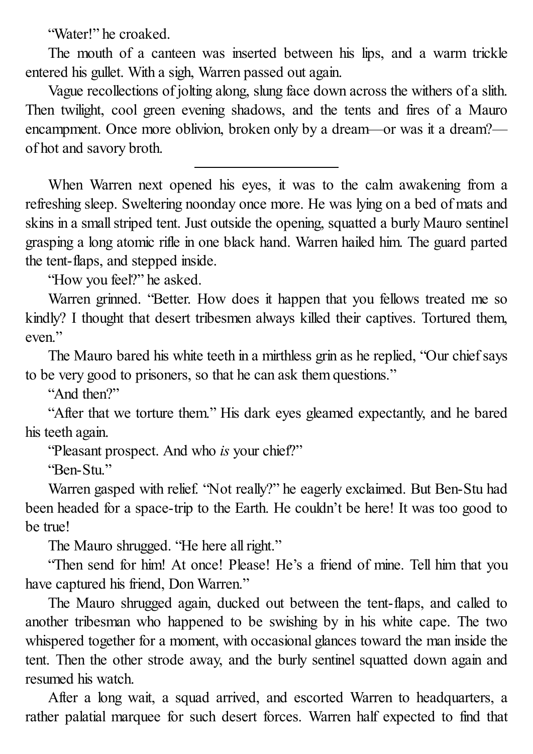"Water!" he croaked.

The mouth of a canteen was inserted between his lips, and a warm trickle entered his gullet. With a sigh, Warren passed out again.

Vague recollections of jolting along, slung face down across the withers of a slith. Then twilight, cool green evening shadows, and the tents and fires of a Mauro encampment. Once more oblivion, broken only by a dream—or was it a dream?—of hot and savory broth.

---

When Warren next opened his eyes, it was to the calm awakening from a refreshing sleep. Sweltering noonday once more. He was lying on a bed of mats and skins in a small striped tent. Just outside the opening, squatted a burly Mauro sentinel grasping a long atomic rifle in one black hand. Warren hailed him. The guard parted the tent-flaps, and stepped inside.

"How you feel?" he asked.

Warren grinned. "Better. How does it happen that you fellows treated me so kindly? I thought that desert tribesmen always killed their captives. Tortured them, even."

The Mauro bared his white teeth in a mirthless grin as he replied, "Our chief says to be very good to prisoners, so that he can ask them questions."

"And then?"

"After that we torture them." His dark eyes gleamed expectantly, and he bared his teeth again.

"Pleasant prospect. And who *is* your chief?"

"Ben-Stu."

Warren gasped with relief. "Not really?" he eagerly exclaimed. But Ben-Stu had been headed for a space-trip to the Earth. He couldn't be here! It was too good to be true!

The Mauro shrugged. "He here all right."

"Then send for him! At once! Please! He's a friend of mine. Tell him that you have captured his friend, Don Warren."

The Mauro shrugged again, ducked out between the tent-flaps, and called to another tribesman who happened to be swishing by in his white cape. The two whispered together for a moment, with occasional glances toward the man inside the tent. Then the other strode away, and the burly sentinel squatted down again and resumed his watch.

After a long wait, a squad arrived, and escorted Warren to headquarters, a rather palatial marquee for such desert forces. Warren half expected to find that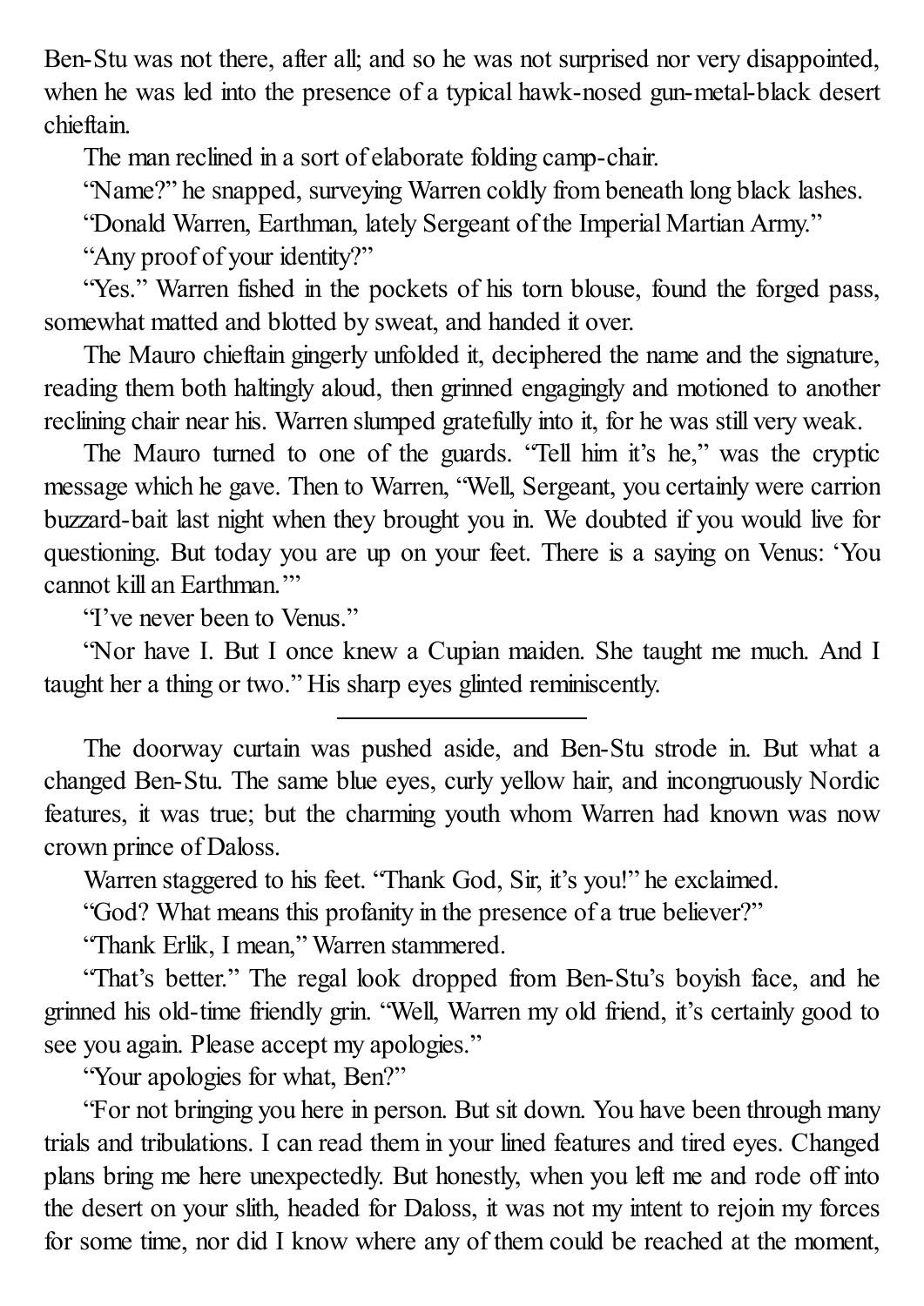Ben-Stu was not there, after all; and so he was not surprised nor very disappointed, when he was led into the presence of a typical hawk-nosed gun-metal-black desert chieftain.

The man reclined in a sort of elaborate folding camp-chair.

"Name?" he snapped, surveying Warren coldly from beneath long black lashes.

"Donald Warren, Earthman, lately Sergeant of the Imperial Martian Army."

"Any proof of your identity?"

"Yes." Warren fished in the pockets of his torn blouse, found the forged pass, somewhat matted and blotted by sweat, and handed it over.

The Mauro chieftain gingerly unfolded it, deciphered the name and the signature, reading them both haltingly aloud, then grinned engagingly and motioned to another reclining chair near his. Warren slumped gratefully into it, for he was still very weak.

The Mauro turned to one of the guards. "Tell him it's he," was the cryptic message which he gave. Then to Warren, "Well, Sergeant, you certainly were carrion buzzard-bait last night when they brought you in. We doubted if you would live for questioning. But today you are up on your feet. There is a saying on Venus: 'You cannot kill an Earthman.'"

"I've never been to Venus."

"Nor have I. But I once knew a Cupian maiden. She taught me much. And I taught her a thing or two." His sharp eyes glinted reminiscently.

---

The doorway curtain was pushed aside, and Ben-Stu strode in. But what a changed Ben-Stu. The same blue eyes, curly yellow hair, and incongruously Nordic features, it was true; but the charming youth whom Warren had known was now crown prince of Daloss.

Warren staggered to his feet. "Thank God, Sir, it's you!" he exclaimed.

"God? What means this profanity in the presence of a true believer?"

"Thank Erlik, I mean," Warren stammered.

"That's better." The regal look dropped from Ben-Stu's boyish face, and he grinned his old-time friendly grin. "Well, Warren my old friend, it's certainly good to see you again. Please accept my apologies."

"Your apologies for what, Ben?"

"For not bringing you here in person. But sit down. You have been through many trials and tribulations. I can read them in your lined features and tired eyes. Changed plans bring me here unexpectedly. But honestly, when you left me and rode off into the desert on your slith, headed for Daloss, it was not my intent to rejoin my forces for some time, nor did I know where any of them could be reached at the moment,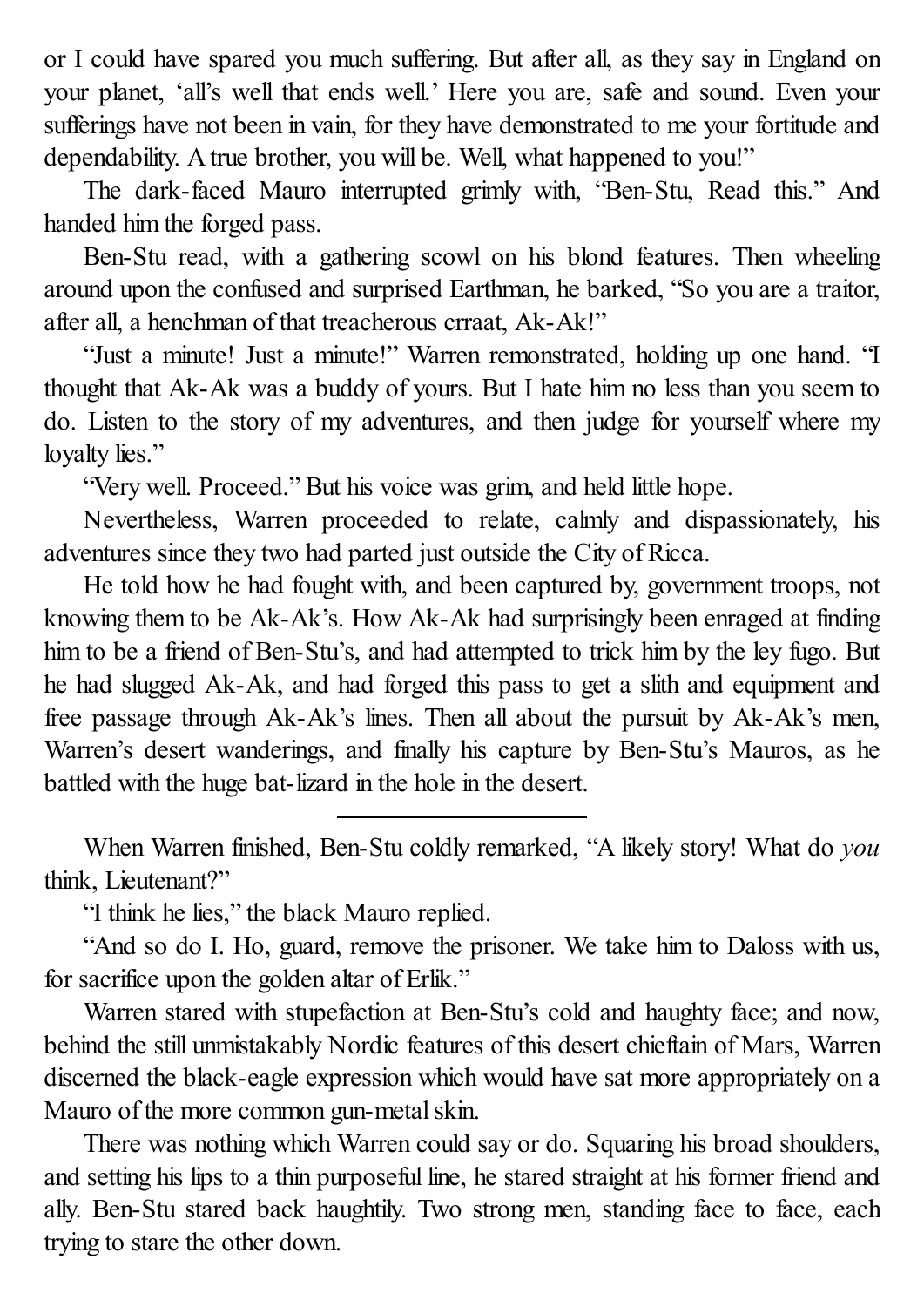or I could have spared you much suffering. But after all, as they say in England on your planet, 'all's well that ends well.' Here you are, safe and sound. Even your sufferings have not been in vain, for they have demonstrated to me your fortitude and dependability. A true brother, you will be. Well, what happened to you!"

The dark-faced Mauro interrupted grimly with, "Ben-Stu, Read this." And handed him the forged pass.

Ben-Stu read, with a gathering scowl on his blond features. Then wheeling around upon the confused and surprised Earthman, he barked, "So you are a traitor, after all, a henchman of that treacherous crraat, Ak-Ak!"

"Just a minute! Just a minute!" Warren remonstrated, holding up one hand. "I thought that Ak-Ak was a buddy of yours. But I hate him no less than you seem to do. Listen to the story of my adventures, and then judge for yourself where my loyalty lies."

"Very well. Proceed." But his voice was grim, and held little hope.

Nevertheless, Warren proceeded to relate, calmly and dispassionately, his adventures since they two had parted just outside the City of Ricca.

He told how he had fought with, and been captured by, government troops, not knowing them to be Ak-Ak's. How Ak-Ak had surprisingly been enraged at finding him to be a friend of Ben-Stu's, and had attempted to trick him by the ley fugo. But he had slugged Ak-Ak, and had forged this pass to get a slith and equipment and free passage through Ak-Ak's lines. Then all about the pursuit by Ak-Ak's men, Warren's desert wanderings, and finally his capture by Ben-Stu's Mauros, as he battled with the huge bat-lizard in the hole in the desert.

---

When Warren finished, Ben-Stu coldly remarked, "A likely story! What do *you* think, Lieutenant?"

"I think he lies," the black Mauro replied.

"And so do I. Ho, guard, remove the prisoner. We take him to Daloss with us, for sacrifice upon the golden altar of Erlik."

Warren stared with stupefaction at Ben-Stu's cold and haughty face; and now, behind the still unmistakably Nordic features of this desert chieftain of Mars, Warren discerned the black-eagle expression which would have sat more appropriately on a Mauro of the more common gun-metal skin.

There was nothing which Warren could say or do. Squaring his broad shoulders, and setting his lips to a thin purposeful line, he stared straight at his former friend and ally. Ben-Stu stared back haughtily. Two strong men, standing face to face, each trying to stare the other down.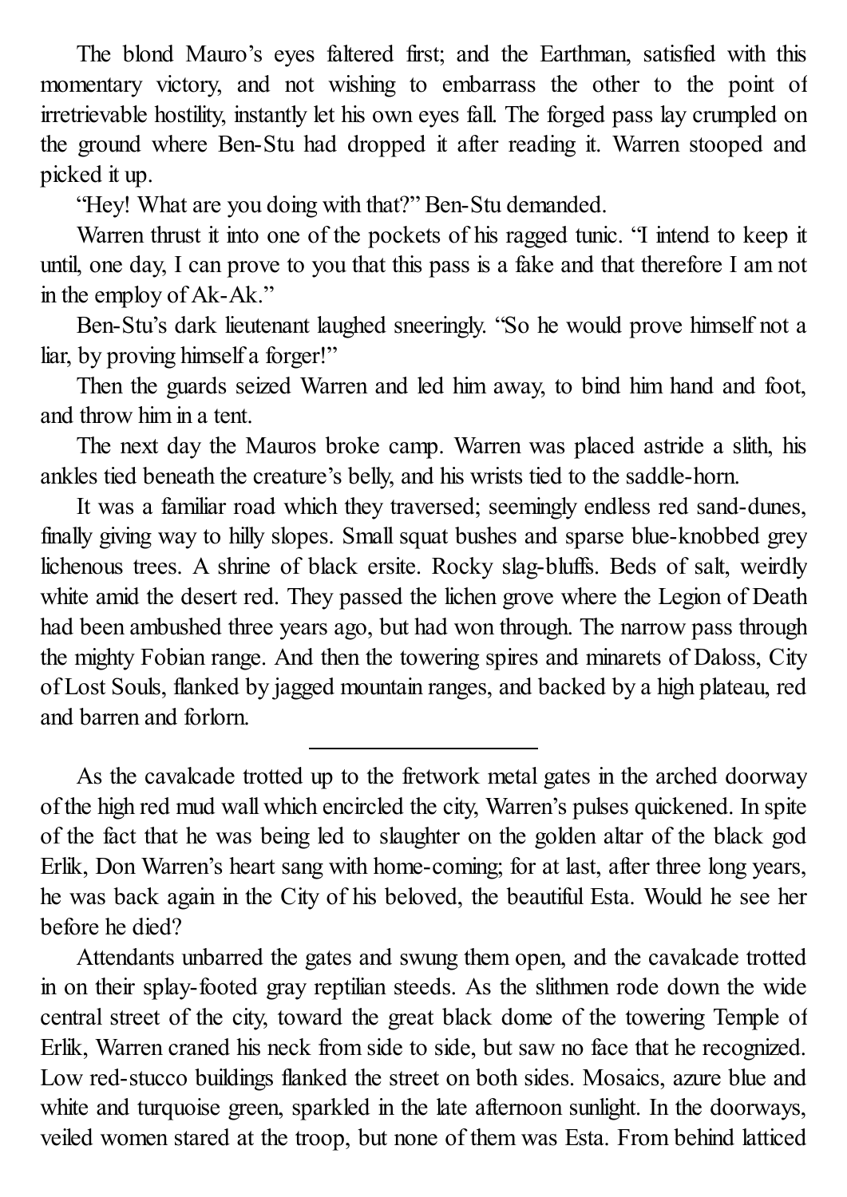The blond Mauro's eyes faltered first; and the Earthman, satisfied with this momentary victory, and not wishing to embarrass the other to the point of irretrievable hostility, instantly let his own eyes fall. The forged pass lay crumpled on the ground where Ben-Stu had dropped it after reading it. Warren stooped and picked it up.

"Hey! What are you doing with that?" Ben-Stu demanded.

Warren thrust it into one of the pockets of his ragged tunic. "I intend to keep it until, one day, I can prove to you that this pass is a fake and that therefore I am not in the employ of Ak-Ak."

Ben-Stu's dark lieutenant laughed sneeringly. "So he would prove himself not a liar, by proving himself a forger!"

Then the guards seized Warren and led him away, to bind him hand and foot, and throw him in a tent.

The next day the Mauros broke camp. Warren was placed astride a slith, his ankles tied beneath the creature's belly, and his wrists tied to the saddle-horn.

It was a familiar road which they traversed; seemingly endless red sand-dunes, finally giving way to hilly slopes. Small squat bushes and sparse blue-knobbed grey lichenous trees. A shrine of black ersite. Rocky slag-bluffs. Beds of salt, weirdly white amid the desert red. They passed the lichen grove where the Legion of Death had been ambushed three years ago, but had won through. The narrow pass through the mighty Fobian range. And then the towering spires and minarets of Daloss, City of Lost Souls, flanked by jagged mountain ranges, and backed by a high plateau, red and barren and forlorn.

---

As the cavalcade trotted up to the fretwork metal gates in the arched doorway of the high red mud wall which encircled the city, Warren's pulses quickened. In spite of the fact that he was being led to slaughter on the golden altar of the black god Erlik, Don Warren's heart sang with home-coming; for at last, after three long years, he was back again in the City of his beloved, the beautiful Esta. Would he see her before he died?

Attendants unbarred the gates and swung them open, and the cavalcade trotted in on their splay-footed gray reptilian steeds. As the slithmen rode down the wide central street of the city, toward the great black dome of the towering Temple of Erlik, Warren craned his neck from side to side, but saw no face that he recognized. Low red-stucco buildings flanked the street on both sides. Mosaics, azure blue and white and turquoise green, sparkled in the late afternoon sunlight. In the doorways, veiled women stared at the troop, but none of them was Esta. From behind latticed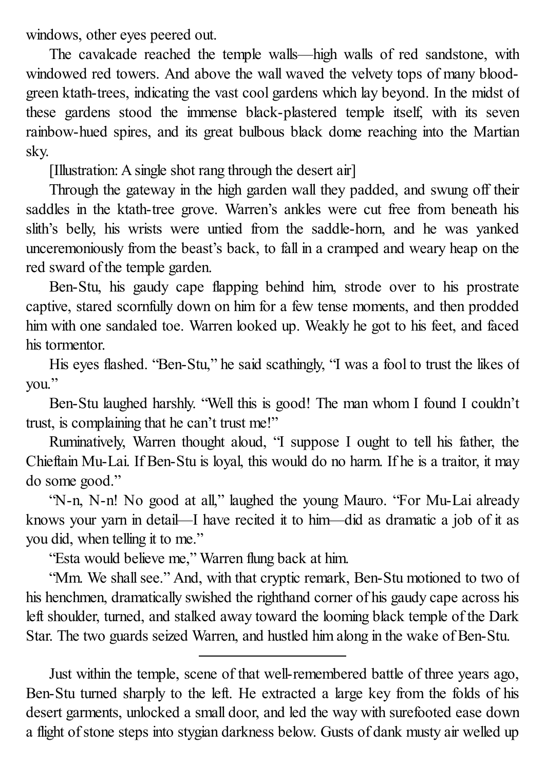windows, other eyes peered out.

The cavalcade reached the temple walls—high walls of red sandstone, with windowed red towers. And above the wall waved the velvety tops of many blood-green ktath-trees, indicating the vast cool gardens which lay beyond. In the midst of these gardens stood the immense black-plastered temple itself, with its seven rainbow-hued spires, and its great bulbous black dome reaching into the Martian sky.

[Illustration: A single shot rang through the desert air]

Through the gateway in the high garden wall they padded, and swung off their saddles in the ktath-tree grove. Warren's ankles were cut free from beneath his slith's belly, his wrists were untied from the saddle-horn, and he was yanked unceremoniously from the beast's back, to fall in a cramped and weary heap on the red sward of the temple garden.

Ben-Stu, his gaudy cape flapping behind him, strode over to his prostrate captive, stared scornfully down on him for a few tense moments, and then prodded him with one sandaled toe. Warren looked up. Weakly he got to his feet, and faced his tormentor.

His eyes flashed. "Ben-Stu," he said scathingly, "I was a fool to trust the likes of you."

Ben-Stu laughed harshly. "Well this is good! The man whom I found I couldn't trust, is complaining that he can't trust me!"

Ruminatively, Warren thought aloud, "I suppose I ought to tell his father, the Chieftain Mu-Lai. If Ben-Stu is loyal, this would do no harm. If he is a traitor, it may do some good."

"N-n, N-n! No good at all," laughed the young Mauro. "For Mu-Lai already knows your yarn in detail—I have recited it to him—did as dramatic a job of it as you did, when telling it to me."

"Esta would believe me," Warren flung back at him.

"Mm. We shall see." And, with that cryptic remark, Ben-Stu motioned to two of his henchmen, dramatically swished the righthand corner of his gaudy cape across his left shoulder, turned, and stalked away toward the looming black temple of the Dark Star. The two guards seized Warren, and hustled him along in the wake of Ben-Stu.

---

Just within the temple, scene of that well-remembered battle of three years ago, Ben-Stu turned sharply to the left. He extracted a large key from the folds of his desert garments, unlocked a small door, and led the way with surefooted ease down a flight of stone steps into stygian darkness below. Gusts of dank musty air welled up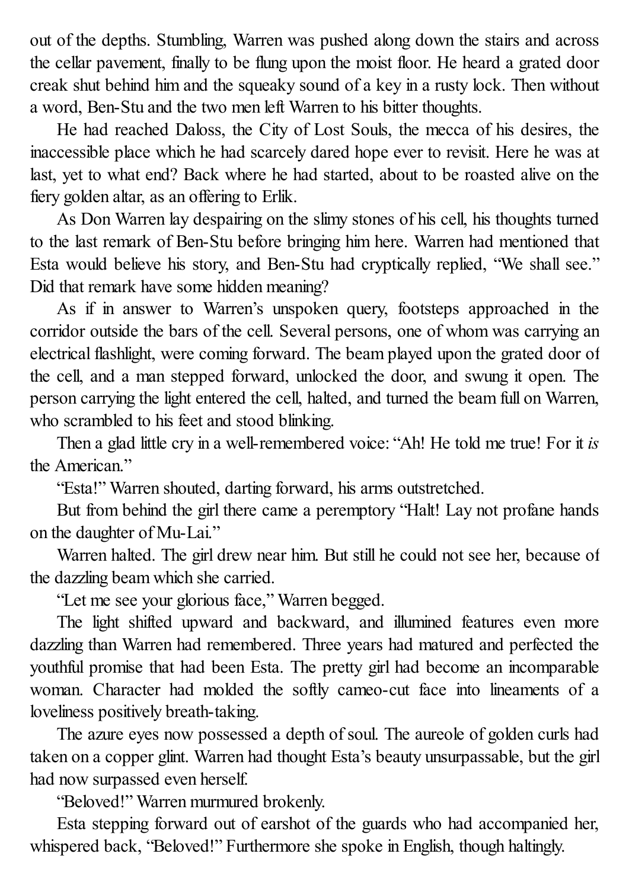out of the depths. Stumbling, Warren was pushed along down the stairs and across the cellar pavement, finally to be flung upon the moist floor. He heard a grated door creak shut behind him and the squeaky sound of a key in a rusty lock. Then without a word, Ben-Stu and the two men left Warren to his bitter thoughts.

He had reached Daloss, the City of Lost Souls, the mecca of his desires, the inaccessible place which he had scarcely dared hope ever to revisit. Here he was at last, yet to what end? Back where he had started, about to be roasted alive on the fiery golden altar, as an offering to Erlik.

As Don Warren lay despairing on the slimy stones of his cell, his thoughts turned to the last remark of Ben-Stu before bringing him here. Warren had mentioned that Esta would believe his story, and Ben-Stu had cryptically replied, "We shall see." Did that remark have some hidden meaning?

As if in answer to Warren's unspoken query, footsteps approached in the corridor outside the bars of the cell. Several persons, one of whom was carrying an electrical flashlight, were coming forward. The beam played upon the grated door of the cell, and a man stepped forward, unlocked the door, and swung it open. The person carrying the light entered the cell, halted, and turned the beam full on Warren, who scrambled to his feet and stood blinking.

Then a glad little cry in a well-remembered voice: "Ah! He told me true! For it *is* the American."

"Esta!" Warren shouted, darting forward, his arms outstretched.

But from behind the girl there came a peremptory "Halt! Lay not profane hands on the daughter of Mu-Lai."

Warren halted. The girl drew near him. But still he could not see her, because of the dazzling beam which she carried.

"Let me see your glorious face," Warren begged.

The light shifted upward and backward, and illumined features even more dazzling than Warren had remembered. Three years had matured and perfected the youthful promise that had been Esta. The pretty girl had become an incomparable woman. Character had molded the softly cameo-cut face into lineaments of a loveliness positively breath-taking.

The azure eyes now possessed a depth of soul. The aureole of golden curls had taken on a copper glint. Warren had thought Esta's beauty unsurpassable, but the girl had now surpassed even herself.

"Beloved!" Warren murmured brokenly.

Esta stepping forward out of earshot of the guards who had accompanied her, whispered back, "Beloved!" Furthermore she spoke in English, though haltingly.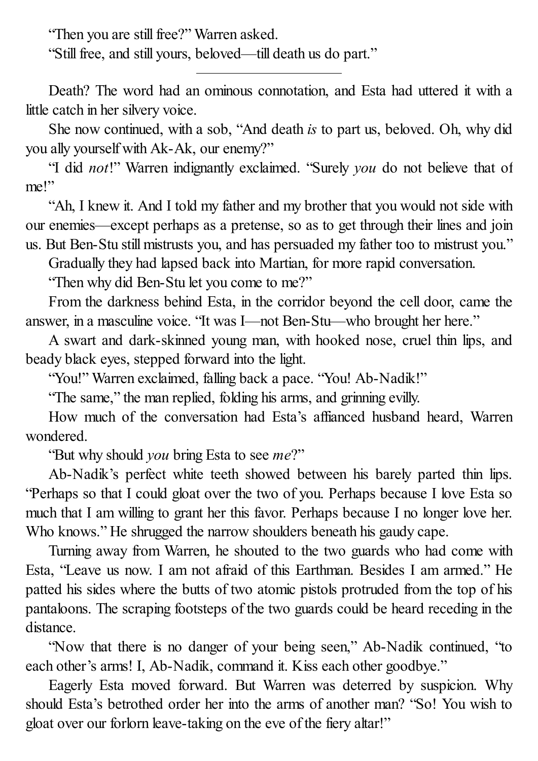"Then you are still free?" Warren asked.

"Still free, and still yours, beloved—till death us do part."

---

Death? The word had an ominous connotation, and Esta had uttered it with a little catch in her silvery voice.

She now continued, with a sob, "And death *is* to part us, beloved. Oh, why did you ally yourself with Ak-Ak, our enemy?"

"I did *not*!" Warren indignantly exclaimed. "Surely *you* do not believe that of me!"

"Ah, I knew it. And I told my father and my brother that you would not side with our enemies—except perhaps as a pretense, so as to get through their lines and join us. But Ben-Stu still mistrusts you, and has persuaded my father too to mistrust you."

Gradually they had lapsed back into Martian, for more rapid conversation.

"Then why did Ben-Stu let you come to me?"

From the darkness behind Esta, in the corridor beyond the cell door, came the answer, in a masculine voice. "It was I—not Ben-Stu—who brought her here."

A swart and dark-skinned young man, with hooked nose, cruel thin lips, and beady black eyes, stepped forward into the light.

"You!" Warren exclaimed, falling back a pace. "You! Ab-Nadik!"

"The same," the man replied, folding his arms, and grinning evilly.

How much of the conversation had Esta's affianced husband heard, Warren wondered.

"But why should *you* bring Esta to see *me*?"

Ab-Nadik's perfect white teeth showed between his barely parted thin lips. "Perhaps so that I could gloat over the two of you. Perhaps because I love Esta so much that I am willing to grant her this favor. Perhaps because I no longer love her. Who knows." He shrugged the narrow shoulders beneath his gaudy cape.

Turning away from Warren, he shouted to the two guards who had come with Esta, "Leave us now. I am not afraid of this Earthman. Besides I am armed." He patted his sides where the butts of two atomic pistols protruded from the top of his pantaloons. The scraping footsteps of the two guards could be heard receding in the distance.

"Now that there is no danger of your being seen," Ab-Nadik continued, "to each other's arms! I, Ab-Nadik, command it. Kiss each other goodbye."

Eagerly Esta moved forward. But Warren was deterred by suspicion. Why should Esta's betrothed order her into the arms of another man? "So! You wish to gloat over our forlorn leave-taking on the eve of the fiery altar!"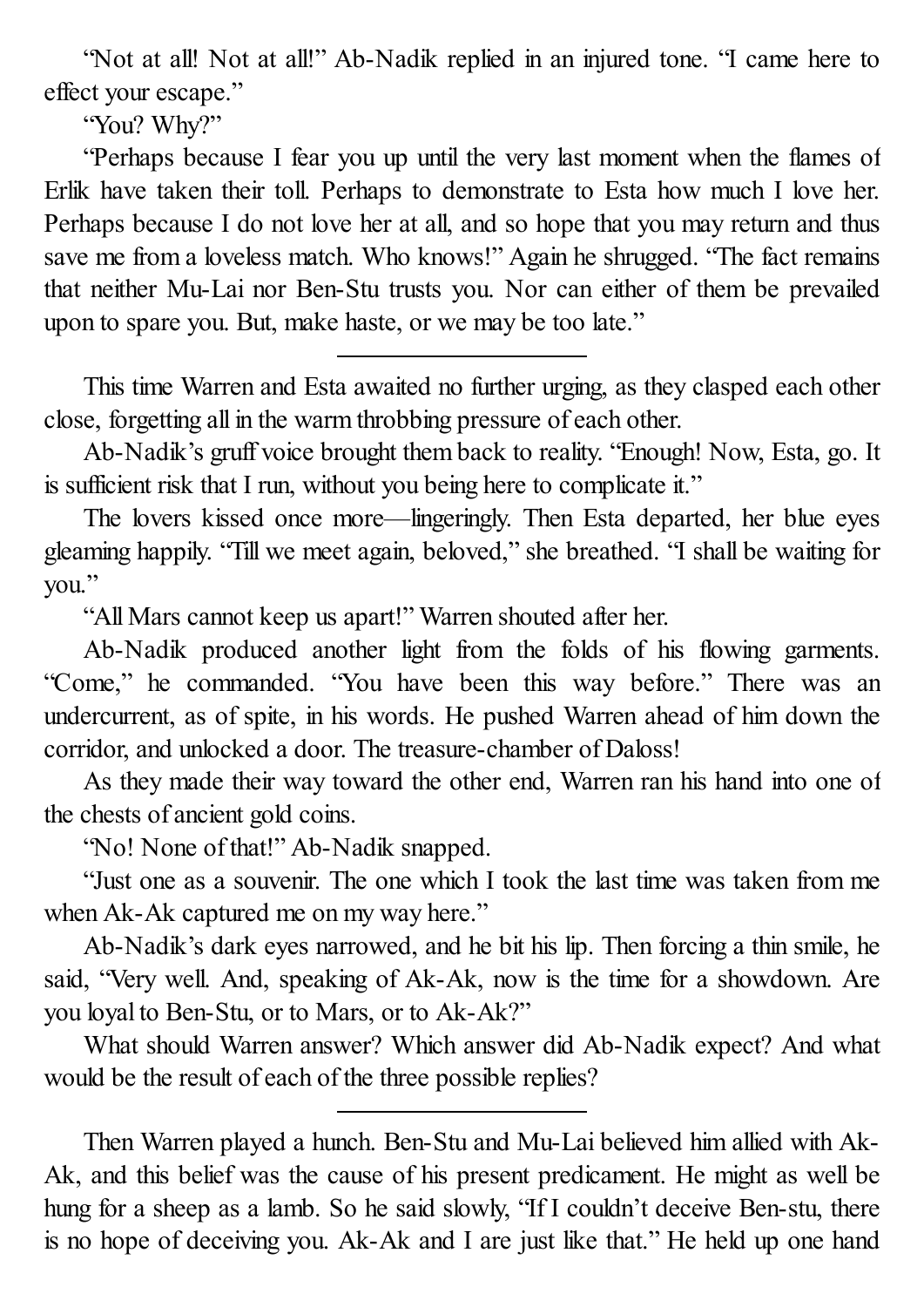"Not at all! Not at all!" Ab-Nadik replied in an injured tone. "I came here to effect your escape."

"You? Why?"

"Perhaps because I fear you up until the very last moment when the flames of Erlik have taken their toll. Perhaps to demonstrate to Esta how much I love her. Perhaps because I do not love her at all, and so hope that you may return and thus save me from a loveless match. Who knows!" Again he shrugged. "The fact remains that neither Mu-Lai nor Ben-Stu trusts you. Nor can either of them be prevailed upon to spare you. But, make haste, or we may be too late."

---

This time Warren and Esta awaited no further urging, as they clasped each other close, forgetting all in the warm throbbing pressure of each other.

Ab-Nadik's gruff voice brought them back to reality. "Enough! Now, Esta, go. It is sufficient risk that I run, without you being here to complicate it."

The lovers kissed once more—lingeringly. Then Esta departed, her blue eyes gleaming happily. "Till we meet again, beloved," she breathed. "I shall be waiting for you."

"All Mars cannot keep us apart!" Warren shouted after her.

Ab-Nadik produced another light from the folds of his flowing garments. "Come," he commanded. "You have been this way before." There was an undercurrent, as of spite, in his words. He pushed Warren ahead of him down the corridor, and unlocked a door. The treasure-chamber of Daloss!

As they made their way toward the other end, Warren ran his hand into one of the chests of ancient gold coins.

"No! None of that!" Ab-Nadik snapped.

"Just one as a souvenir. The one which I took the last time was taken from me when Ak-Ak captured me on my way here."

Ab-Nadik's dark eyes narrowed, and he bit his lip. Then forcing a thin smile, he said, "Very well. And, speaking of Ak-Ak, now is the time for a showdown. Are you loyal to Ben-Stu, or to Mars, or to Ak-Ak?"

What should Warren answer? Which answer did Ab-Nadik expect? And what would be the result of each of the three possible replies?

---

Then Warren played a hunch. Ben-Stu and Mu-Lai believed him allied with Ak-Ak, and this belief was the cause of his present predicament. He might as well be hung for a sheep as a lamb. So he said slowly, "If I couldn't deceive Ben-stu, there is no hope of deceiving you. Ak-Ak and I are just like that." He held up one hand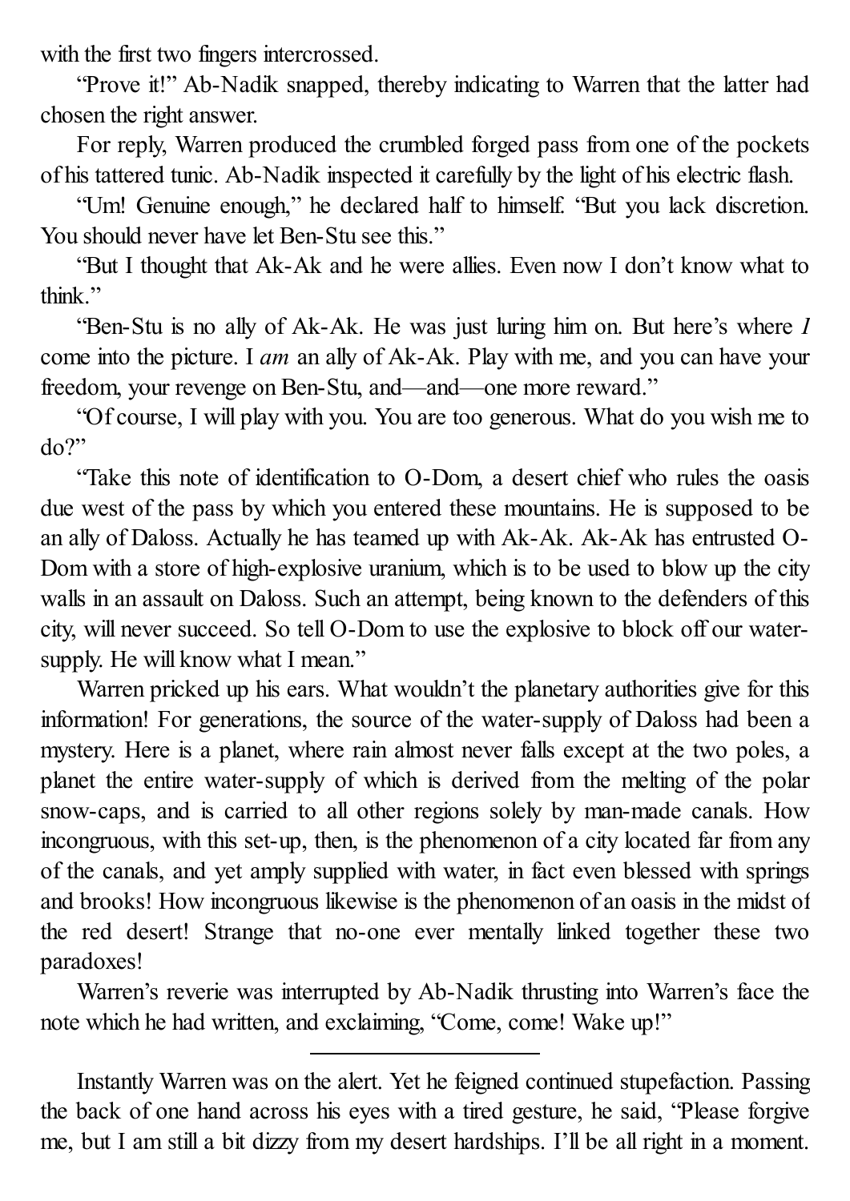with the first two fingers intercrossed.

"Prove it!" Ab-Nadik snapped, thereby indicating to Warren that the latter had chosen the right answer.

For reply, Warren produced the crumbled forged pass from one of the pockets of his tattered tunic. Ab-Nadik inspected it carefully by the light of his electric flash.

"Um! Genuine enough," he declared half to himself. "But you lack discretion. You should never have let Ben-Stu see this."

"But I thought that Ak-Ak and he were allies. Even now I don't know what to think."

"Ben-Stu is no ally of Ak-Ak. He was just luring him on. But here's where *I* come into the picture. I *am* an ally of Ak-Ak. Play with me, and you can have your freedom, your revenge on Ben-Stu, and—and—one more reward."

"Of course, I will play with you. You are too generous. What do you wish me to do?"

"Take this note of identification to O-Dom, a desert chief who rules the oasis due west of the pass by which you entered these mountains. He is supposed to be an ally of Daloss. Actually he has teamed up with Ak-Ak. Ak-Ak has entrusted O-Dom with a store of high-explosive uranium, which is to be used to blow up the city walls in an assault on Daloss. Such an attempt, being known to the defenders of this city, will never succeed. So tell O-Dom to use the explosive to block off our water-supply. He will know what I mean."

Warren pricked up his ears. What wouldn't the planetary authorities give for this information! For generations, the source of the water-supply of Daloss had been a mystery. Here is a planet, where rain almost never falls except at the two poles, a planet the entire water-supply of which is derived from the melting of the polar snow-caps, and is carried to all other regions solely by man-made canals. How incongruous, with this set-up, then, is the phenomenon of a city located far from any of the canals, and yet amply supplied with water, in fact even blessed with springs and brooks! How incongruous likewise is the phenomenon of an oasis in the midst of the red desert! Strange that no-one ever mentally linked together these two paradoxes!

Warren's reverie was interrupted by Ab-Nadik thrusting into Warren's face the note which he had written, and exclaiming, "Come, come! Wake up!"

---

Instantly Warren was on the alert. Yet he feigned continued stupefaction. Passing the back of one hand across his eyes with a tired gesture, he said, "Please forgive me, but I am still a bit dizzy from my desert hardships. I'll be all right in a moment.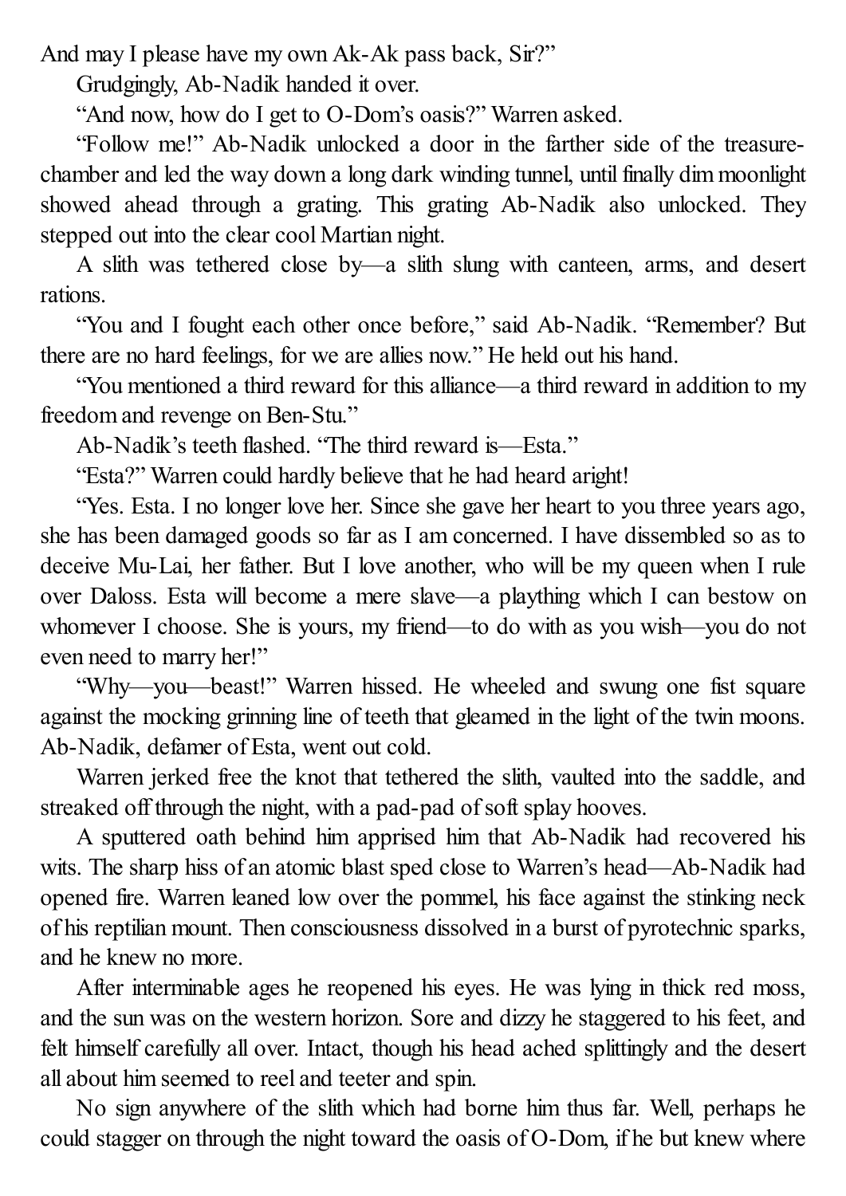And may I please have my own Ak-Ak pass back, Sir?"

Grudgingly, Ab-Nadik handed it over.

"And now, how do I get to O-Dom's oasis?" Warren asked.

"Follow me!" Ab-Nadik unlocked a door in the farther side of the treasure-chamber and led the way down a long dark winding tunnel, until finally dim moonlight showed ahead through a grating. This grating Ab-Nadik also unlocked. They stepped out into the clear cool Martian night.

A slith was tethered close by—a slith slung with canteen, arms, and desert rations.

"You and I fought each other once before," said Ab-Nadik. "Remember? But there are no hard feelings, for we are allies now." He held out his hand.

"You mentioned a third reward for this alliance—a third reward in addition to my freedom and revenge on Ben-Stu."

Ab-Nadik's teeth flashed. "The third reward is—Esta."

"Esta?" Warren could hardly believe that he had heard aright!

"Yes. Esta. I no longer love her. Since she gave her heart to you three years ago, she has been damaged goods so far as I am concerned. I have dissembled so as to deceive Mu-Lai, her father. But I love another, who will be my queen when I rule over Daloss. Esta will become a mere slave—a plaything which I can bestow on whomever I choose. She is yours, my friend—to do with as you wish—you do not even need to marry her!"

"Why—you—beast!" Warren hissed. He wheeled and swung one fist square against the mocking grinning line of teeth that gleamed in the light of the twin moons. Ab-Nadik, defamer of Esta, went out cold.

Warren jerked free the knot that tethered the slith, vaulted into the saddle, and streaked off through the night, with a pad-pad of soft splay hooves.

A sputtered oath behind him apprised him that Ab-Nadik had recovered his wits. The sharp hiss of an atomic blast sped close to Warren's head—Ab-Nadik had opened fire. Warren leaned low over the pommel, his face against the stinking neck of his reptilian mount. Then consciousness dissolved in a burst of pyrotechnic sparks, and he knew no more.

After interminable ages he reopened his eyes. He was lying in thick red moss, and the sun was on the western horizon. Sore and dizzy he staggered to his feet, and felt himself carefully all over. Intact, though his head ached splittingly and the desert all about him seemed to reel and teeter and spin.

No sign anywhere of the slith which had borne him thus far. Well, perhaps he could stagger on through the night toward the oasis of O-Dom, if he but knew where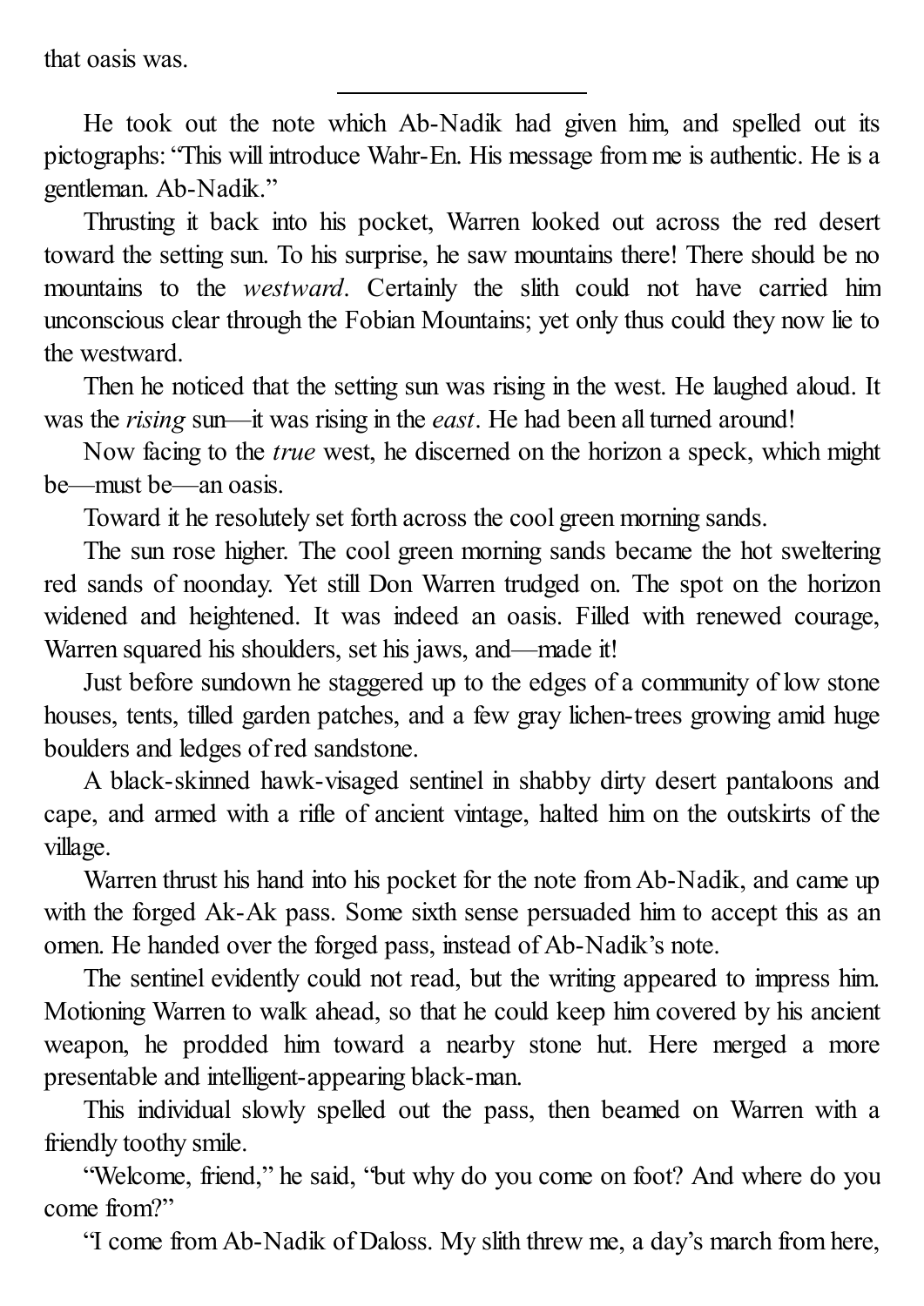that oasis was.

---

He took out the note which Ab-Nadik had given him, and spelled out its pictographs: "This will introduce Wahr-En. His message from me is authentic. He is a gentleman. Ab-Nadik."

Thrusting it back into his pocket, Warren looked out across the red desert toward the setting sun. To his surprise, he saw mountains there! There should be no mountains to the *westward*. Certainly the slith could not have carried him unconscious clear through the Fobian Mountains; yet only thus could they now lie to the westward.

Then he noticed that the setting sun was rising in the west. He laughed aloud. It was the *rising* sun—it was rising in the *east*. He had been all turned around!

Now facing to the *true* west, he discerned on the horizon a speck, which might be—must be—an oasis.

Toward it he resolutely set forth across the cool green morning sands.

The sun rose higher. The cool green morning sands became the hot sweltering red sands of noonday. Yet still Don Warren trudged on. The spot on the horizon widened and heightened. It was indeed an oasis. Filled with renewed courage, Warren squared his shoulders, set his jaws, and—made it!

Just before sundown he staggered up to the edges of a community of low stone houses, tents, tilled garden patches, and a few gray lichen-trees growing amid huge boulders and ledges of red sandstone.

A black-skinned hawk-visaged sentinel in shabby dirty desert pantaloons and cape, and armed with a rifle of ancient vintage, halted him on the outskirts of the village.

Warren thrust his hand into his pocket for the note from Ab-Nadik, and came up with the forged Ak-Ak pass. Some sixth sense persuaded him to accept this as an omen. He handed over the forged pass, instead of Ab-Nadik's note.

The sentinel evidently could not read, but the writing appeared to impress him. Motioning Warren to walk ahead, so that he could keep him covered by his ancient weapon, he prodded him toward a nearby stone hut. Here merged a more presentable and intelligent-appearing black-man.

This individual slowly spelled out the pass, then beamed on Warren with a friendly toothy smile.

"Welcome, friend," he said, "but why do you come on foot? And where do you come from?"

"I come from Ab-Nadik of Daloss. My slith threw me, a day's march from here,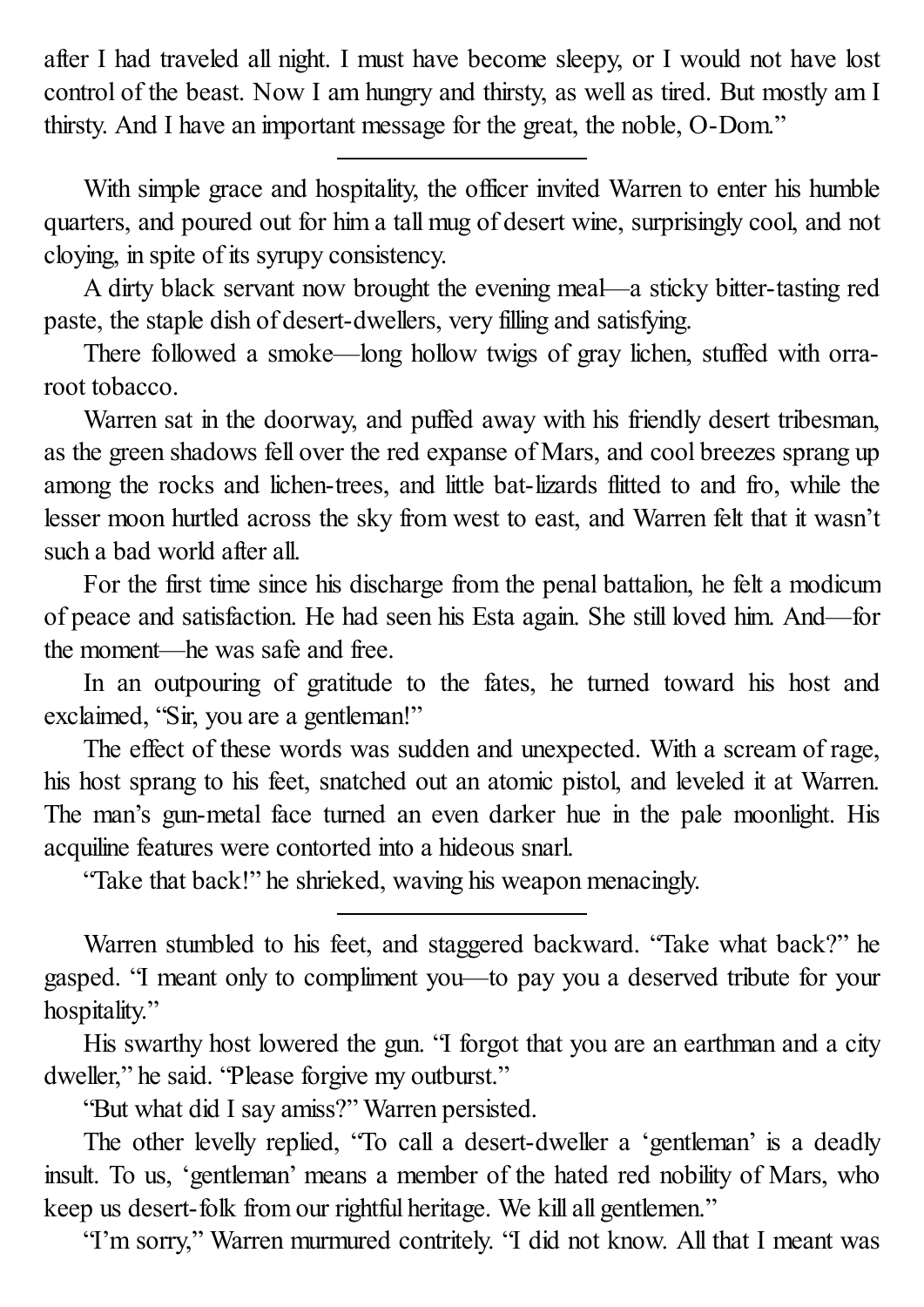after I had traveled all night. I must have become sleepy, or I would not have lost control of the beast. Now I am hungry and thirsty, as well as tired. But mostly am I thirsty. And I have an important message for the great, the noble, O-Dom."

---

With simple grace and hospitality, the officer invited Warren to enter his humble quarters, and poured out for him a tall mug of desert wine, surprisingly cool, and not cloying, in spite of its syrupy consistency.

A dirty black servant now brought the evening meal—a sticky bitter-tasting red paste, the staple dish of desert-dwellers, very filling and satisfying.

There followed a smoke—long hollow twigs of gray lichen, stuffed with orra-root tobacco.

Warren sat in the doorway, and puffed away with his friendly desert tribesman, as the green shadows fell over the red expanse of Mars, and cool breezes sprang up among the rocks and lichen-trees, and little bat-lizards flitted to and fro, while the lesser moon hurtled across the sky from west to east, and Warren felt that it wasn't such a bad world after all.

For the first time since his discharge from the penal battalion, he felt a modicum of peace and satisfaction. He had seen his Esta again. She still loved him. And—for the moment—he was safe and free.

In an outpouring of gratitude to the fates, he turned toward his host and exclaimed, "Sir, you are a gentleman!"

The effect of these words was sudden and unexpected. With a scream of rage, his host sprang to his feet, snatched out an atomic pistol, and leveled it at Warren. The man's gun-metal face turned an even darker hue in the pale moonlight. His acquiline features were contorted into a hideous snarl.

"Take that back!" he shrieked, waving his weapon menacingly.

---

Warren stumbled to his feet, and staggered backward. "Take what back?" he gasped. "I meant only to compliment you—to pay you a deserved tribute for your hospitality."

His swarthy host lowered the gun. "I forgot that you are an earthman and a city dweller," he said. "Please forgive my outburst."

"But what did I say amiss?" Warren persisted.

The other levelly replied, "To call a desert-dweller a 'gentleman' is a deadly insult. To us, 'gentleman' means a member of the hated red nobility of Mars, who keep us desert-folk from our rightful heritage. We kill all gentlemen."

"I'm sorry," Warren murmured contritely. "I did not know. All that I meant was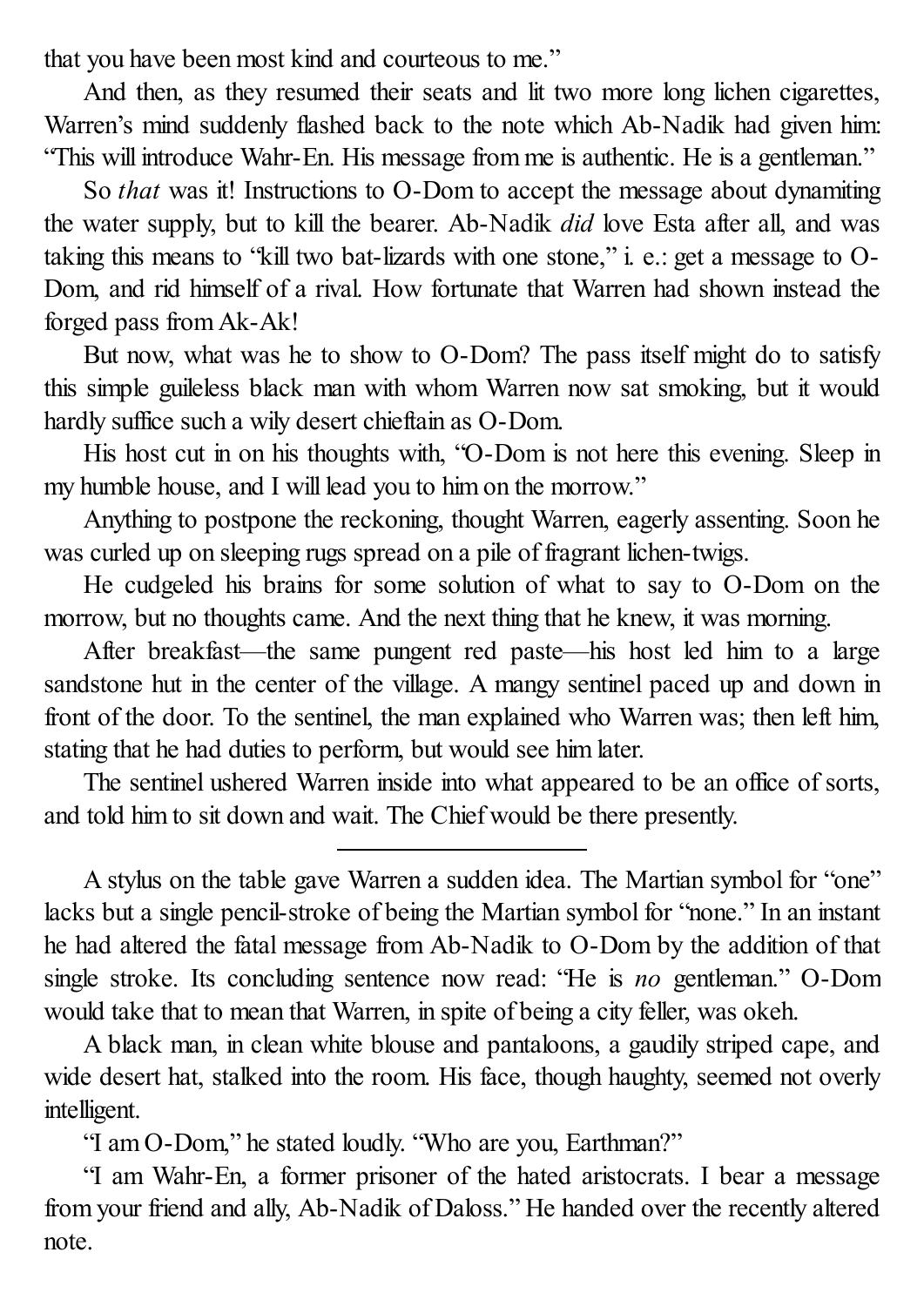that you have been most kind and courteous to me."

And then, as they resumed their seats and lit two more long lichen cigarettes, Warren's mind suddenly flashed back to the note which Ab-Nadik had given him: "This will introduce Wahr-En. His message from me is authentic. He is a gentleman."

So *that* was it! Instructions to O-Dom to accept the message about dynamiting the water supply, but to kill the bearer. Ab-Nadik *did* love Esta after all, and was taking this means to "kill two bat-lizards with one stone," i. e.: get a message to O-Dom, and rid himself of a rival. How fortunate that Warren had shown instead the forged pass from Ak-Ak!

But now, what was he to show to O-Dom? The pass itself might do to satisfy this simple guileless black man with whom Warren now sat smoking, but it would hardly suffice such a wily desert chieftain as O-Dom.

His host cut in on his thoughts with, "O-Dom is not here this evening. Sleep in my humble house, and I will lead you to him on the morrow."

Anything to postpone the reckoning, thought Warren, eagerly assenting. Soon he was curled up on sleeping rugs spread on a pile of fragrant lichen-twigs.

He cudgeled his brains for some solution of what to say to O-Dom on the morrow, but no thoughts came. And the next thing that he knew, it was morning.

After breakfast—the same pungent red paste—his host led him to a large sandstone hut in the center of the village. A mangy sentinel paced up and down in front of the door. To the sentinel, the man explained who Warren was; then left him, stating that he had duties to perform, but would see him later.

The sentinel ushered Warren inside into what appeared to be an office of sorts, and told him to sit down and wait. The Chief would be there presently.

---

A stylus on the table gave Warren a sudden idea. The Martian symbol for "one" lacks but a single pencil-stroke of being the Martian symbol for "none." In an instant he had altered the fatal message from Ab-Nadik to O-Dom by the addition of that single stroke. Its concluding sentence now read: "He is *no* gentleman." O-Dom would take that to mean that Warren, in spite of being a city feller, was okeh.

A black man, in clean white blouse and pantaloons, a gaudily striped cape, and wide desert hat, stalked into the room. His face, though haughty, seemed not overly intelligent.

"I am O-Dom," he stated loudly. "Who are you, Earthman?"

"I am Wahr-En, a former prisoner of the hated aristocrats. I bear a message from your friend and ally, Ab-Nadik of Daloss." He handed over the recently altered note.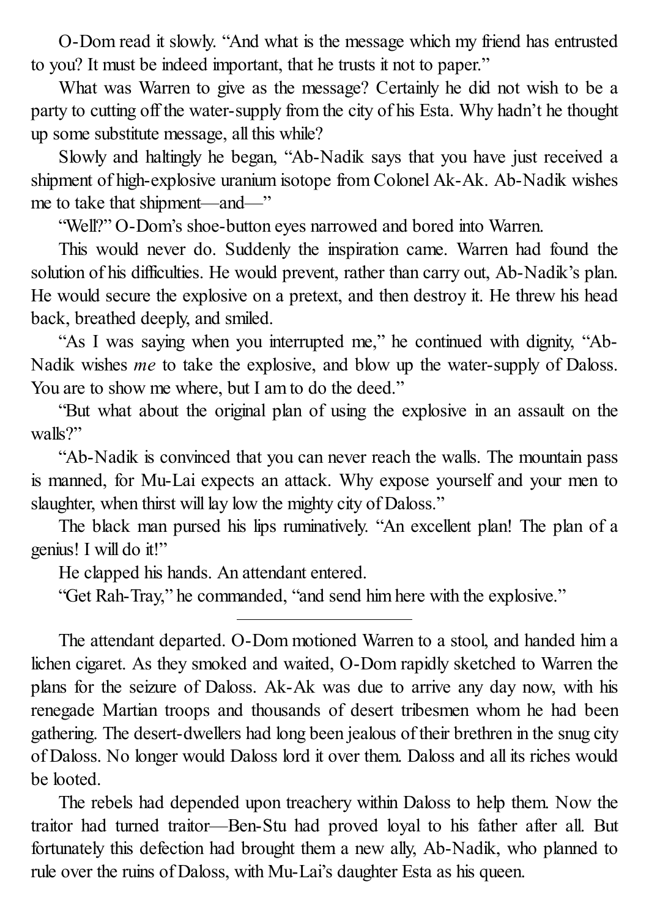O-Dom read it slowly. "And what is the message which my friend has entrusted to you? It must be indeed important, that he trusts it not to paper."

What was Warren to give as the message? Certainly he did not wish to be a party to cutting off the water-supply from the city of his Esta. Why hadn't he thought up some substitute message, all this while?

Slowly and haltingly he began, "Ab-Nadik says that you have just received a shipment of high-explosive uranium isotope from Colonel Ak-Ak. Ab-Nadik wishes me to take that shipment—and—"

"Well?" O-Dom's shoe-button eyes narrowed and bored into Warren.

This would never do. Suddenly the inspiration came. Warren had found the solution of his difficulties. He would prevent, rather than carry out, Ab-Nadik's plan. He would secure the explosive on a pretext, and then destroy it. He threw his head back, breathed deeply, and smiled.

"As I was saying when you interrupted me," he continued with dignity, "Ab-Nadik wishes *me* to take the explosive, and blow up the water-supply of Daloss. You are to show me where, but I am to do the deed."

"But what about the original plan of using the explosive in an assault on the walls?"

"Ab-Nadik is convinced that you can never reach the walls. The mountain pass is manned, for Mu-Lai expects an attack. Why expose yourself and your men to slaughter, when thirst will lay low the mighty city of Daloss."

The black man pursed his lips ruminatively. "An excellent plan! The plan of a genius! I will do it!"

He clapped his hands. An attendant entered.

"Get Rah-Tray," he commanded, "and send him here with the explosive."

---

The attendant departed. O-Dom motioned Warren to a stool, and handed him a lichen cigaret. As they smoked and waited, O-Dom rapidly sketched to Warren the plans for the seizure of Daloss. Ak-Ak was due to arrive any day now, with his renegade Martian troops and thousands of desert tribesmen whom he had been gathering. The desert-dwellers had long been jealous of their brethren in the snug city of Daloss. No longer would Daloss lord it over them. Daloss and all its riches would be looted.

The rebels had depended upon treachery within Daloss to help them. Now the traitor had turned traitor—Ben-Stu had proved loyal to his father after all. But fortunately this defection had brought them a new ally, Ab-Nadik, who planned to rule over the ruins of Daloss, with Mu-Lai's daughter Esta as his queen.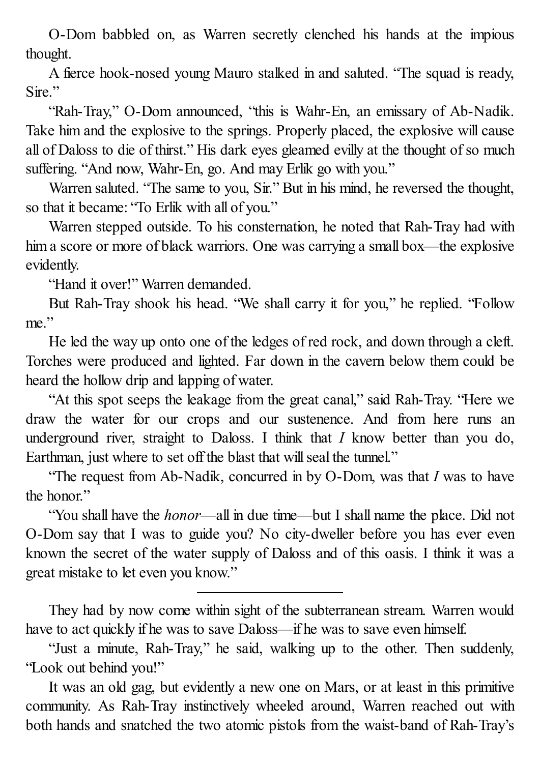O-Dom babbled on, as Warren secretly clenched his hands at the impious thought.

A fierce hook-nosed young Mauro stalked in and saluted. "The squad is ready, Sire."

"Rah-Tray," O-Dom announced, "this is Wahr-En, an emissary of Ab-Nadik. Take him and the explosive to the springs. Properly placed, the explosive will cause all of Daloss to die of thirst." His dark eyes gleamed evilly at the thought of so much suffering. "And now, Wahr-En, go. And may Erlik go with you."

Warren saluted. "The same to you, Sir." But in his mind, he reversed the thought, so that it became: "To Erlik with all of you."

Warren stepped outside. To his consternation, he noted that Rah-Tray had with him a score or more of black warriors. One was carrying a small box—the explosive evidently.

"Hand it over!" Warren demanded.

But Rah-Tray shook his head. "We shall carry it for you," he replied. "Follow me."

He led the way up onto one of the ledges of red rock, and down through a cleft. Torches were produced and lighted. Far down in the cavern below them could be heard the hollow drip and lapping of water.

"At this spot seeps the leakage from the great canal," said Rah-Tray. "Here we draw the water for our crops and our sustenence. And from here runs an underground river, straight to Daloss. I think that *I* know better than you do, Earthman, just where to set off the blast that will seal the tunnel."

"The request from Ab-Nadik, concurred in by O-Dom, was that *I* was to have the honor."

"You shall have the *honor*—all in due time—but I shall name the place. Did not O-Dom say that I was to guide you? No city-dweller before you has ever even known the secret of the water supply of Daloss and of this oasis. I think it was a great mistake to let even you know."

---

They had by now come within sight of the subterranean stream. Warren would have to act quickly if he was to save Daloss—if he was to save even himself.

"Just a minute, Rah-Tray," he said, walking up to the other. Then suddenly, "Look out behind you!"

It was an old gag, but evidently a new one on Mars, or at least in this primitive community. As Rah-Tray instinctively wheeled around, Warren reached out with both hands and snatched the two atomic pistols from the waist-band of Rah-Tray's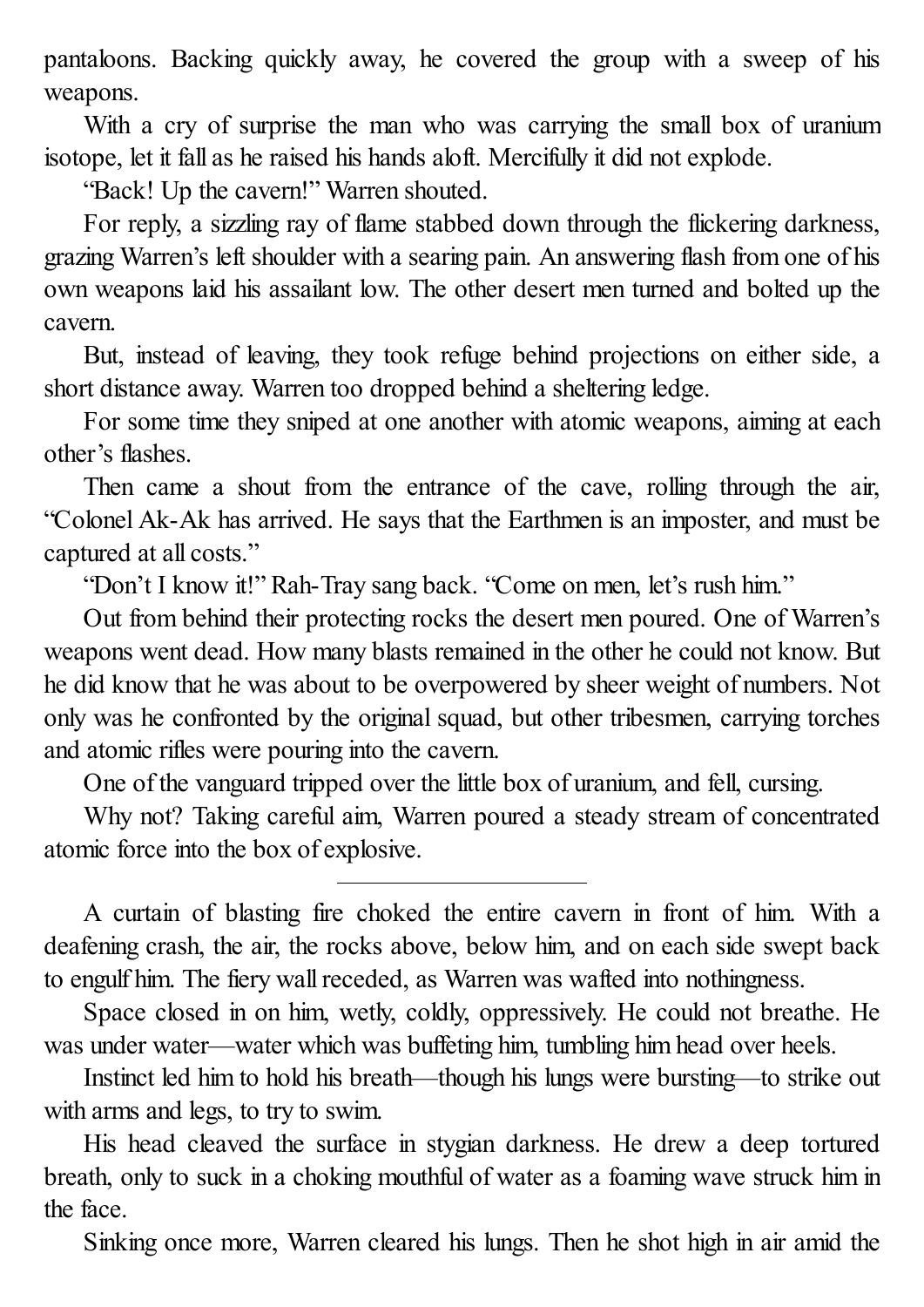pantaloons. Backing quickly away, he covered the group with a sweep of his weapons.

With a cry of surprise the man who was carrying the small box of uranium isotope, let it fall as he raised his hands aloft. Mercifully it did not explode.

"Back! Up the cavern!" Warren shouted.

For reply, a sizzling ray of flame stabbed down through the flickering darkness, grazing Warren's left shoulder with a searing pain. An answering flash from one of his own weapons laid his assailant low. The other desert men turned and bolted up the cavern.

But, instead of leaving, they took refuge behind projections on either side, a short distance away. Warren too dropped behind a sheltering ledge.

For some time they sniped at one another with atomic weapons, aiming at each other's flashes.

Then came a shout from the entrance of the cave, rolling through the air, "Colonel Ak-Ak has arrived. He says that the Earthmen is an imposter, and must be captured at all costs."

"Don't I know it!" Rah-Tray sang back. "Come on men, let's rush him."

Out from behind their protecting rocks the desert men poured. One of Warren's weapons went dead. How many blasts remained in the other he could not know. But he did know that he was about to be overpowered by sheer weight of numbers. Not only was he confronted by the original squad, but other tribesmen, carrying torches and atomic rifles were pouring into the cavern.

One of the vanguard tripped over the little box of uranium, and fell, cursing.

Why not? Taking careful aim, Warren poured a steady stream of concentrated atomic force into the box of explosive.

---

A curtain of blasting fire choked the entire cavern in front of him. With a deafening crash, the air, the rocks above, below him, and on each side swept back to engulf him. The fiery wall receded, as Warren was wafted into nothingness.

Space closed in on him, wetly, coldly, oppressively. He could not breathe. He was under water—water which was buffeting him, tumbling him head over heels.

Instinct led him to hold his breath—though his lungs were bursting—to strike out with arms and legs, to try to swim.

His head cleaved the surface in stygian darkness. He drew a deep tortured breath, only to suck in a choking mouthful of water as a foaming wave struck him in the face.

Sinking once more, Warren cleared his lungs. Then he shot high in air amid the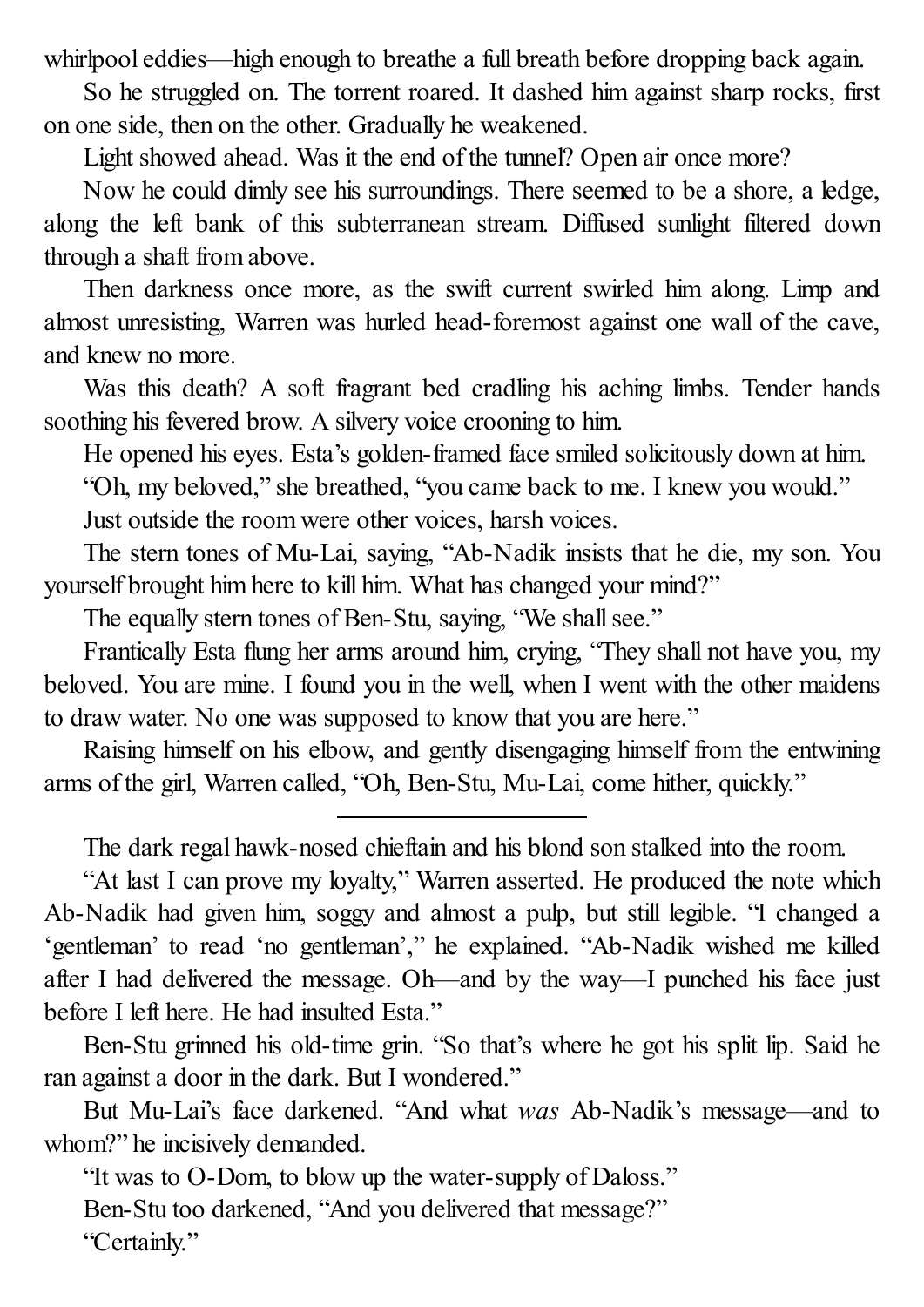whirlpool eddies—high enough to breathe a full breath before dropping back again.

So he struggled on. The torrent roared. It dashed him against sharp rocks, first on one side, then on the other. Gradually he weakened.

Light showed ahead. Was it the end of the tunnel? Open air once more?

Now he could dimly see his surroundings. There seemed to be a shore, a ledge, along the left bank of this subterranean stream. Diffused sunlight filtered down through a shaft from above.

Then darkness once more, as the swift current swirled him along. Limp and almost unresisting, Warren was hurled head-foremost against one wall of the cave, and knew no more.

Was this death? A soft fragrant bed cradling his aching limbs. Tender hands soothing his fevered brow. A silvery voice crooning to him.

He opened his eyes. Esta's golden-framed face smiled solicitously down at him.

"Oh, my beloved," she breathed, "you came back to me. I knew you would."

Just outside the room were other voices, harsh voices.

The stern tones of Mu-Lai, saying, "Ab-Nadik insists that he die, my son. You yourself brought him here to kill him. What has changed your mind?"

The equally stern tones of Ben-Stu, saying, "We shall see."

Frantically Esta flung her arms around him, crying, "They shall not have you, my beloved. You are mine. I found you in the well, when I went with the other maidens to draw water. No one was supposed to know that you are here."

Raising himself on his elbow, and gently disengaging himself from the entwining arms of the girl, Warren called, "Oh, Ben-Stu, Mu-Lai, come hither, quickly."

---

The dark regal hawk-nosed chieftain and his blond son stalked into the room.

"At last I can prove my loyalty," Warren asserted. He produced the note which Ab-Nadik had given him, soggy and almost a pulp, but still legible. "I changed a 'gentleman' to read 'no gentleman'," he explained. "Ab-Nadik wished me killed after I had delivered the message. Oh—and by the way—I punched his face just before I left here. He had insulted Esta."

Ben-Stu grinned his old-time grin. "So that's where he got his split lip. Said he ran against a door in the dark. But I wondered."

But Mu-Lai's face darkened. "And what *was* Ab-Nadik's message—and to whom?" he incisively demanded.

"It was to O-Dom, to blow up the water-supply of Daloss."

Ben-Stu too darkened, "And you delivered that message?"

"Certainly."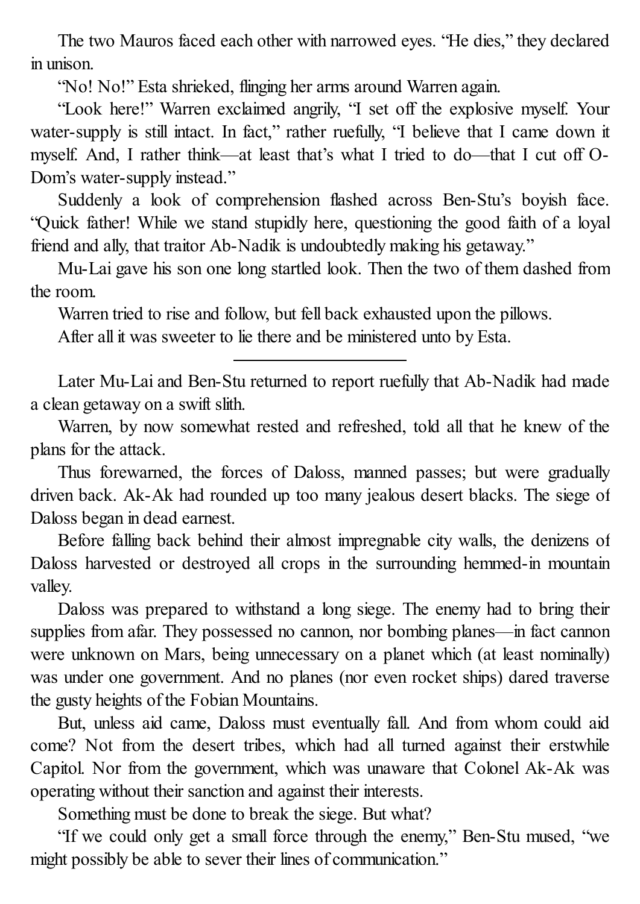The two Mauros faced each other with narrowed eyes. "He dies," they declared in unison.

"No! No!" Esta shrieked, flinging her arms around Warren again.

"Look here!" Warren exclaimed angrily, "I set off the explosive myself. Your water-supply is still intact. In fact," rather ruefully, "I believe that I came down it myself. And, I rather think—at least that's what I tried to do—that I cut off O-Dom's water-supply instead."

Suddenly a look of comprehension flashed across Ben-Stu's boyish face. "Quick father! While we stand stupidly here, questioning the good faith of a loyal friend and ally, that traitor Ab-Nadik is undoubtedly making his getaway."

Mu-Lai gave his son one long startled look. Then the two of them dashed from the room.

Warren tried to rise and follow, but fell back exhausted upon the pillows.

After all it was sweeter to lie there and be ministered unto by Esta.

---

Later Mu-Lai and Ben-Stu returned to report ruefully that Ab-Nadik had made a clean getaway on a swift slith.

Warren, by now somewhat rested and refreshed, told all that he knew of the plans for the attack.

Thus forewarned, the forces of Daloss, manned passes; but were gradually driven back. Ak-Ak had rounded up too many jealous desert blacks. The siege of Daloss began in dead earnest.

Before falling back behind their almost impregnable city walls, the denizens of Daloss harvested or destroyed all crops in the surrounding hemmed-in mountain valley.

Daloss was prepared to withstand a long siege. The enemy had to bring their supplies from afar. They possessed no cannon, nor bombing planes—in fact cannon were unknown on Mars, being unnecessary on a planet which (at least nominally) was under one government. And no planes (nor even rocket ships) dared traverse the gusty heights of the Fobian Mountains.

But, unless aid came, Daloss must eventually fall. And from whom could aid come? Not from the desert tribes, which had all turned against their erstwhile Capitol. Nor from the government, which was unaware that Colonel Ak-Ak was operating without their sanction and against their interests.

Something must be done to break the siege. But what?

"If we could only get a small force through the enemy," Ben-Stu mused, "we might possibly be able to sever their lines of communication."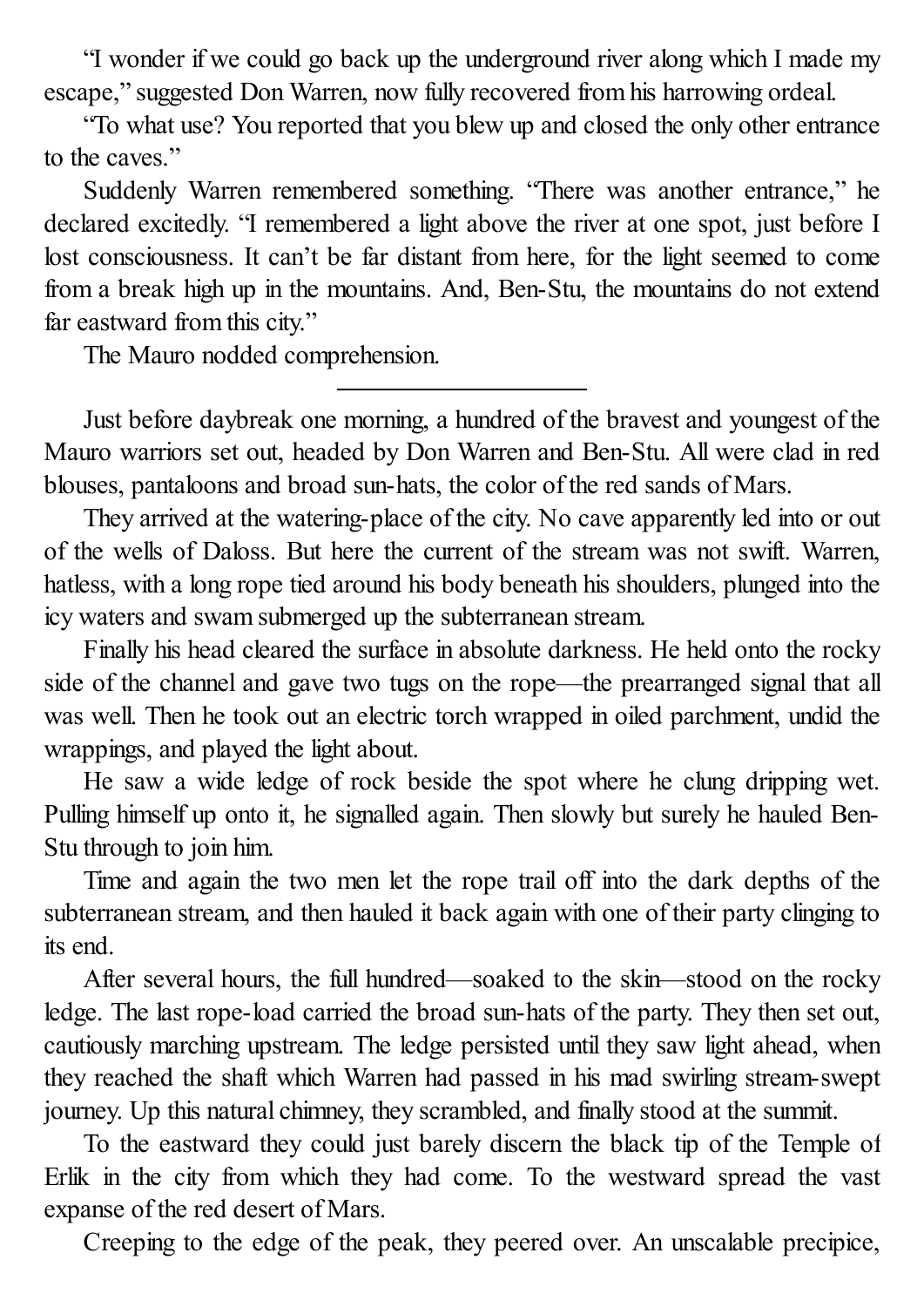"I wonder if we could go back up the underground river along which I made my escape," suggested Don Warren, now fully recovered from his harrowing ordeal.

"To what use? You reported that you blew up and closed the only other entrance to the caves."

Suddenly Warren remembered something. "There was another entrance," he declared excitedly. "I remembered a light above the river at one spot, just before I lost consciousness. It can't be far distant from here, for the light seemed to come from a break high up in the mountains. And, Ben-Stu, the mountains do not extend far eastward from this city."

The Mauro nodded comprehension.

---

Just before daybreak one morning, a hundred of the bravest and youngest of the Mauro warriors set out, headed by Don Warren and Ben-Stu. All were clad in red blouses, pantaloons and broad sun-hats, the color of the red sands of Mars.

They arrived at the watering-place of the city. No cave apparently led into or out of the wells of Daloss. But here the current of the stream was not swift. Warren, hatless, with a long rope tied around his body beneath his shoulders, plunged into the icy waters and swam submerged up the subterranean stream.

Finally his head cleared the surface in absolute darkness. He held onto the rocky side of the channel and gave two tugs on the rope—the prearranged signal that all was well. Then he took out an electric torch wrapped in oiled parchment, undid the wrappings, and played the light about.

He saw a wide ledge of rock beside the spot where he clung dripping wet. Pulling himself up onto it, he signalled again. Then slowly but surely he hauled Ben-Stu through to join him.

Time and again the two men let the rope trail off into the dark depths of the subterranean stream, and then hauled it back again with one of their party clinging to its end.

After several hours, the full hundred—soaked to the skin—stood on the rocky ledge. The last rope-load carried the broad sun-hats of the party. They then set out, cautiously marching upstream. The ledge persisted until they saw light ahead, when they reached the shaft which Warren had passed in his mad swirling stream-swept journey. Up this natural chimney, they scrambled, and finally stood at the summit.

To the eastward they could just barely discern the black tip of the Temple of Erlik in the city from which they had come. To the westward spread the vast expanse of the red desert of Mars.

Creeping to the edge of the peak, they peered over. An unscalable precipice,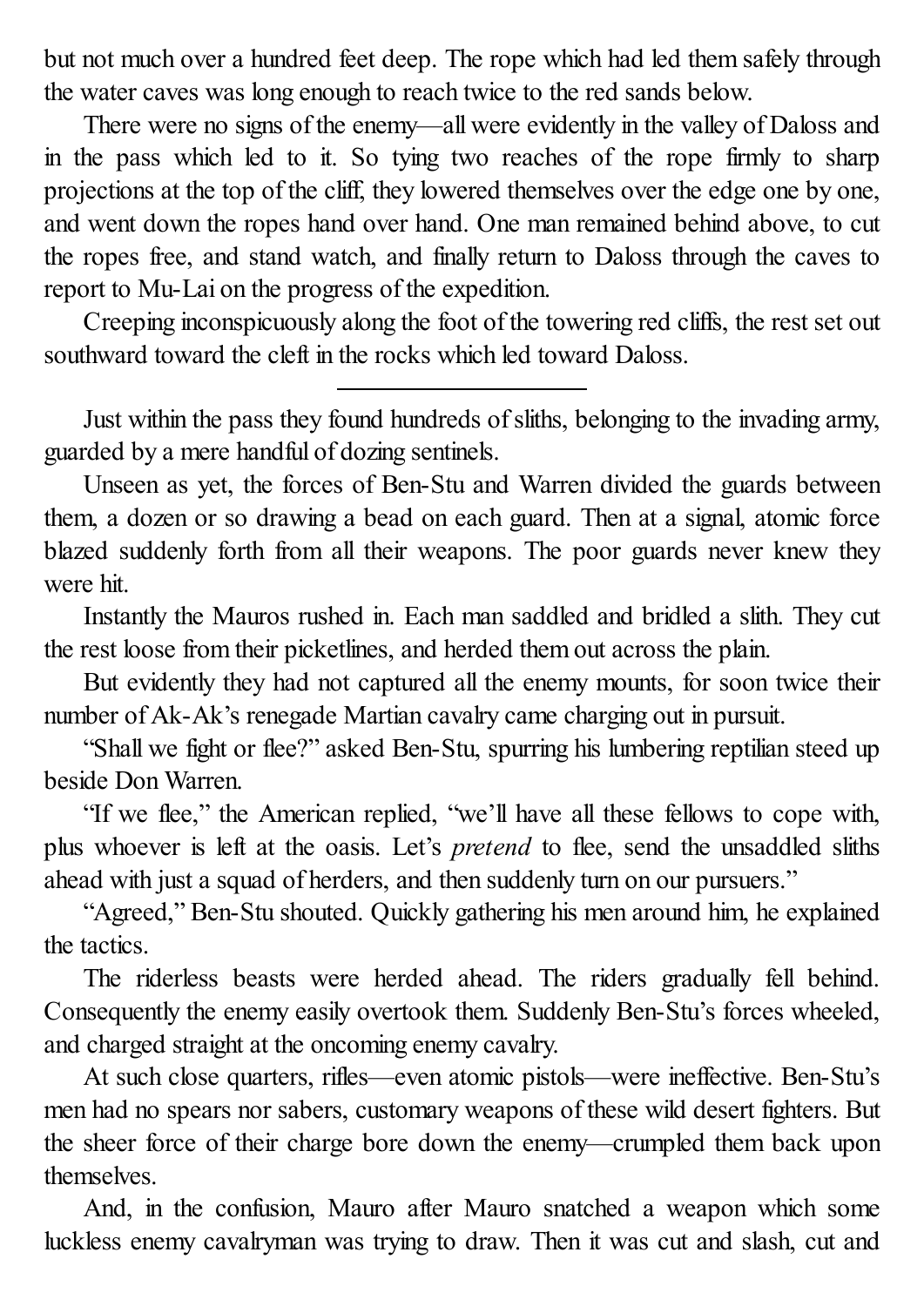but not much over a hundred feet deep. The rope which had led them safely through the water caves was long enough to reach twice to the red sands below.

There were no signs of the enemy—all were evidently in the valley of Daloss and in the pass which led to it. So tying two reaches of the rope firmly to sharp projections at the top of the cliff, they lowered themselves over the edge one by one, and went down the ropes hand over hand. One man remained behind above, to cut the ropes free, and stand watch, and finally return to Daloss through the caves to report to Mu-Lai on the progress of the expedition.

Creeping inconspicuously along the foot of the towering red cliffs, the rest set out southward toward the cleft in the rocks which led toward Daloss.

---

Just within the pass they found hundreds of sliths, belonging to the invading army, guarded by a mere handful of dozing sentinels.

Unseen as yet, the forces of Ben-Stu and Warren divided the guards between them, a dozen or so drawing a bead on each guard. Then at a signal, atomic force blazed suddenly forth from all their weapons. The poor guards never knew they were hit.

Instantly the Mauros rushed in. Each man saddled and bridled a slith. They cut the rest loose from their picketlines, and herded them out across the plain.

But evidently they had not captured all the enemy mounts, for soon twice their number of Ak-Ak's renegade Martian cavalry came charging out in pursuit.

"Shall we fight or flee?" asked Ben-Stu, spurring his lumbering reptilian steed up beside Don Warren.

"If we flee," the American replied, "we'll have all these fellows to cope with, plus whoever is left at the oasis. Let's *pretend* to flee, send the unsaddled sliths ahead with just a squad of herders, and then suddenly turn on our pursuers."

"Agreed," Ben-Stu shouted. Quickly gathering his men around him, he explained the tactics.

The riderless beasts were herded ahead. The riders gradually fell behind. Consequently the enemy easily overtook them. Suddenly Ben-Stu's forces wheeled, and charged straight at the oncoming enemy cavalry.

At such close quarters, rifles—even atomic pistols—were ineffective. Ben-Stu's men had no spears nor sabers, customary weapons of these wild desert fighters. But the sheer force of their charge bore down the enemy—crumpled them back upon themselves.

And, in the confusion, Mauro after Mauro snatched a weapon which some luckless enemy cavalryman was trying to draw. Then it was cut and slash, cut and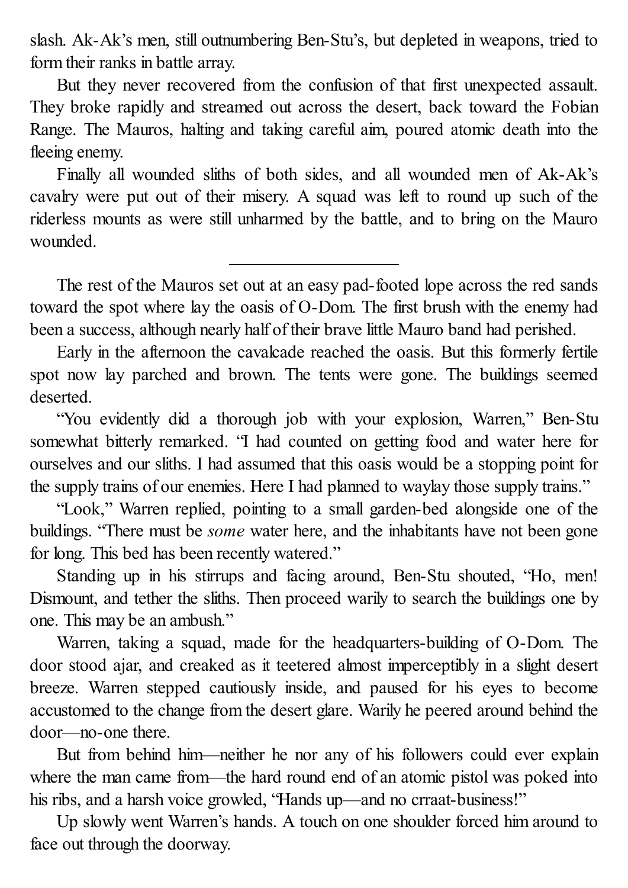slash. Ak-Ak's men, still outnumbering Ben-Stu's, but depleted in weapons, tried to form their ranks in battle array.

But they never recovered from the confusion of that first unexpected assault. They broke rapidly and streamed out across the desert, back toward the Fobian Range. The Mauros, halting and taking careful aim, poured atomic death into the fleeing enemy.

Finally all wounded sliths of both sides, and all wounded men of Ak-Ak's cavalry were put out of their misery. A squad was left to round up such of the riderless mounts as were still unharmed by the battle, and to bring on the Mauro wounded.

---

The rest of the Mauros set out at an easy pad-footed lope across the red sands toward the spot where lay the oasis of O-Dom. The first brush with the enemy had been a success, although nearly half of their brave little Mauro band had perished.

Early in the afternoon the cavalcade reached the oasis. But this formerly fertile spot now lay parched and brown. The tents were gone. The buildings seemed deserted.

"You evidently did a thorough job with your explosion, Warren," Ben-Stu somewhat bitterly remarked. "I had counted on getting food and water here for ourselves and our sliths. I had assumed that this oasis would be a stopping point for the supply trains of our enemies. Here I had planned to waylay those supply trains."

"Look," Warren replied, pointing to a small garden-bed alongside one of the buildings. "There must be *some* water here, and the inhabitants have not been gone for long. This bed has been recently watered."

Standing up in his stirrups and facing around, Ben-Stu shouted, "Ho, men! Dismount, and tether the sliths. Then proceed warily to search the buildings one by one. This may be an ambush."

Warren, taking a squad, made for the headquarters-building of O-Dom. The door stood ajar, and creaked as it teetered almost imperceptibly in a slight desert breeze. Warren stepped cautiously inside, and paused for his eyes to become accustomed to the change from the desert glare. Warily he peered around behind the door—no-one there.

But from behind him—neither he nor any of his followers could ever explain where the man came from—the hard round end of an atomic pistol was poked into his ribs, and a harsh voice growled, "Hands up—and no crraat-business!"

Up slowly went Warren's hands. A touch on one shoulder forced him around to face out through the doorway.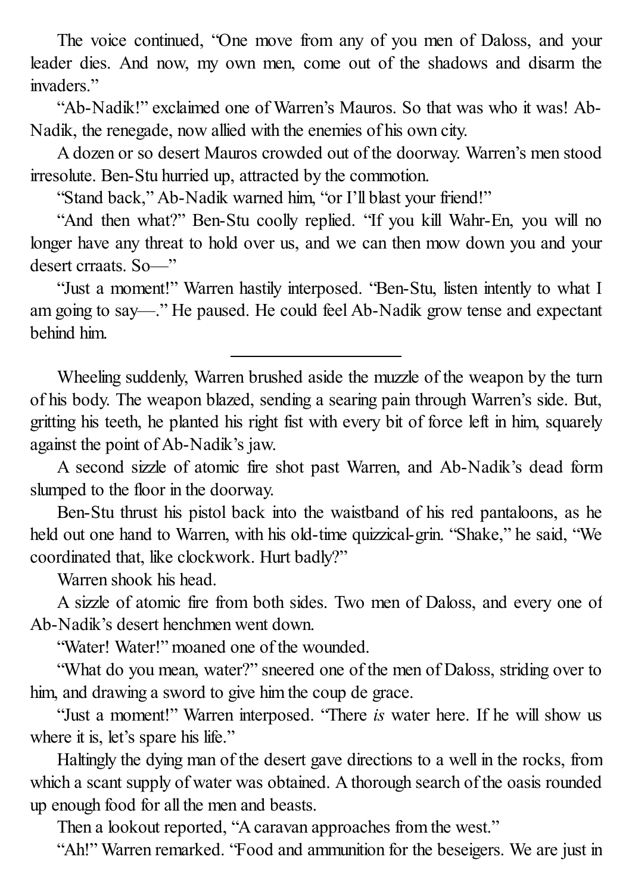The voice continued, "One move from any of you men of Daloss, and your leader dies. And now, my own men, come out of the shadows and disarm the invaders."

"Ab-Nadik!" exclaimed one of Warren's Mauros. So that was who it was! Ab-Nadik, the renegade, now allied with the enemies of his own city.

A dozen or so desert Mauros crowded out of the doorway. Warren's men stood irresolute. Ben-Stu hurried up, attracted by the commotion.

"Stand back," Ab-Nadik warned him, "or I'll blast your friend!"

"And then what?" Ben-Stu coolly replied. "If you kill Wahr-En, you will no longer have any threat to hold over us, and we can then mow down you and your desert crraats. So—"

"Just a moment!" Warren hastily interposed. "Ben-Stu, listen intently to what I am going to say—." He paused. He could feel Ab-Nadik grow tense and expectant behind him.

---

Wheeling suddenly, Warren brushed aside the muzzle of the weapon by the turn of his body. The weapon blazed, sending a searing pain through Warren's side. But, gritting his teeth, he planted his right fist with every bit of force left in him, squarely against the point of Ab-Nadik's jaw.

A second sizzle of atomic fire shot past Warren, and Ab-Nadik's dead form slumped to the floor in the doorway.

Ben-Stu thrust his pistol back into the waistband of his red pantaloons, as he held out one hand to Warren, with his old-time quizzical-grin. "Shake," he said, "We coordinated that, like clockwork. Hurt badly?"

Warren shook his head.

A sizzle of atomic fire from both sides. Two men of Daloss, and every one of Ab-Nadik's desert henchmen went down.

"Water! Water!" moaned one of the wounded.

"What do you mean, water?" sneered one of the men of Daloss, striding over to him, and drawing a sword to give him the coup de grace.

"Just a moment!" Warren interposed. "There *is* water here. If he will show us where it is, let's spare his life."

Haltingly the dying man of the desert gave directions to a well in the rocks, from which a scant supply of water was obtained. A thorough search of the oasis rounded up enough food for all the men and beasts.

Then a lookout reported, "A caravan approaches from the west."

"Ah!" Warren remarked. "Food and ammunition for the beseigers. We are just in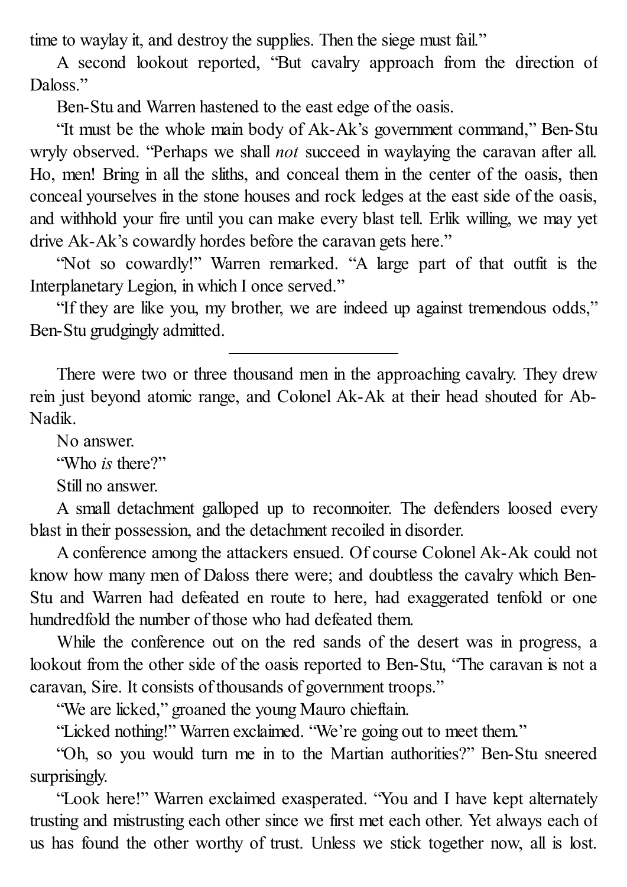time to waylay it, and destroy the supplies. Then the siege must fail."

A second lookout reported, "But cavalry approach from the direction of Daloss."

Ben-Stu and Warren hastened to the east edge of the oasis.

"It must be the whole main body of Ak-Ak's government command," Ben-Stu wryly observed. "Perhaps we shall *not* succeed in waylaying the caravan after all. Ho, men! Bring in all the sliths, and conceal them in the center of the oasis, then conceal yourselves in the stone houses and rock ledges at the east side of the oasis, and withhold your fire until you can make every blast tell. Erlik willing, we may yet drive Ak-Ak's cowardly hordes before the caravan gets here."

"Not so cowardly!" Warren remarked. "A large part of that outfit is the Interplanetary Legion, in which I once served."

"If they are like you, my brother, we are indeed up against tremendous odds," Ben-Stu grudgingly admitted.

---

There were two or three thousand men in the approaching cavalry. They drew rein just beyond atomic range, and Colonel Ak-Ak at their head shouted for Ab-Nadik.

No answer.

"Who *is* there?"

Still no answer.

A small detachment galloped up to reconnoiter. The defenders loosed every blast in their possession, and the detachment recoiled in disorder.

A conference among the attackers ensued. Of course Colonel Ak-Ak could not know how many men of Daloss there were; and doubtless the cavalry which Ben-Stu and Warren had defeated en route to here, had exaggerated tenfold or one hundredfold the number of those who had defeated them.

While the conference out on the red sands of the desert was in progress, a lookout from the other side of the oasis reported to Ben-Stu, "The caravan is not a caravan, Sire. It consists of thousands of government troops."

"We are licked," groaned the young Mauro chieftain.

"Licked nothing!" Warren exclaimed. "We're going out to meet them."

"Oh, so you would turn me in to the Martian authorities?" Ben-Stu sneered surprisingly.

"Look here!" Warren exclaimed exasperated. "You and I have kept alternately trusting and mistrusting each other since we first met each other. Yet always each of us has found the other worthy of trust. Unless we stick together now, all is lost.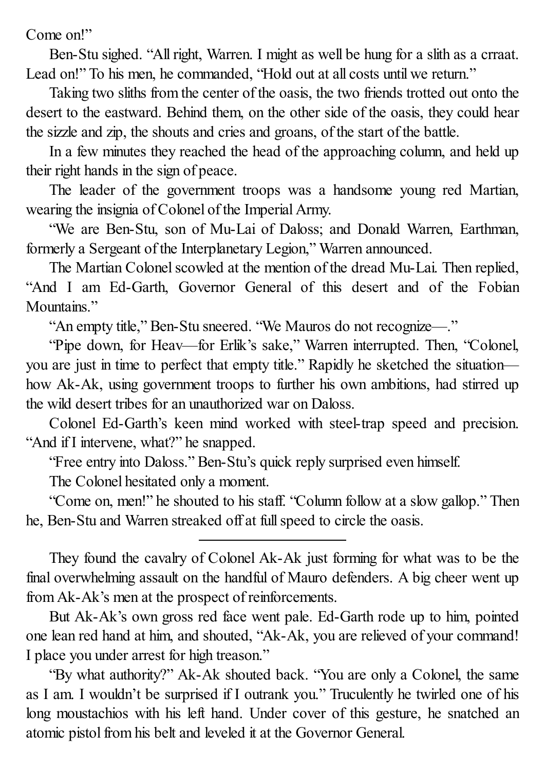Come on!"

Ben-Stu sighed. "All right, Warren. I might as well be hung for a slith as a crraat. Lead on!" To his men, he commanded, "Hold out at all costs until we return."

Taking two sliths from the center of the oasis, the two friends trotted out onto the desert to the eastward. Behind them, on the other side of the oasis, they could hear the sizzle and zip, the shouts and cries and groans, of the start of the battle.

In a few minutes they reached the head of the approaching column, and held up their right hands in the sign of peace.

The leader of the government troops was a handsome young red Martian, wearing the insignia of Colonel of the Imperial Army.

"We are Ben-Stu, son of Mu-Lai of Daloss; and Donald Warren, Earthman, formerly a Sergeant of the Interplanetary Legion," Warren announced.

The Martian Colonel scowled at the mention of the dread Mu-Lai. Then replied, "And I am Ed-Garth, Governor General of this desert and of the Fobian Mountains."

"An empty title," Ben-Stu sneered. "We Mauros do not recognize—."

"Pipe down, for Heav—for Erlik's sake," Warren interrupted. Then, "Colonel, you are just in time to perfect that empty title." Rapidly he sketched the situation—how Ak-Ak, using government troops to further his own ambitions, had stirred up the wild desert tribes for an unauthorized war on Daloss.

Colonel Ed-Garth's keen mind worked with steel-trap speed and precision. "And if I intervene, what?" he snapped.

"Free entry into Daloss." Ben-Stu's quick reply surprised even himself.

The Colonel hesitated only a moment.

"Come on, men!" he shouted to his staff. "Column follow at a slow gallop." Then he, Ben-Stu and Warren streaked off at full speed to circle the oasis.

---

They found the cavalry of Colonel Ak-Ak just forming for what was to be the final overwhelming assault on the handful of Mauro defenders. A big cheer went up from Ak-Ak's men at the prospect of reinforcements.

But Ak-Ak's own gross red face went pale. Ed-Garth rode up to him, pointed one lean red hand at him, and shouted, "Ak-Ak, you are relieved of your command! I place you under arrest for high treason."

"By what authority?" Ak-Ak shouted back. "You are only a Colonel, the same as I am. I wouldn't be surprised if I outrank you." Truculently he twirled one of his long moustachios with his left hand. Under cover of this gesture, he snatched an atomic pistol from his belt and leveled it at the Governor General.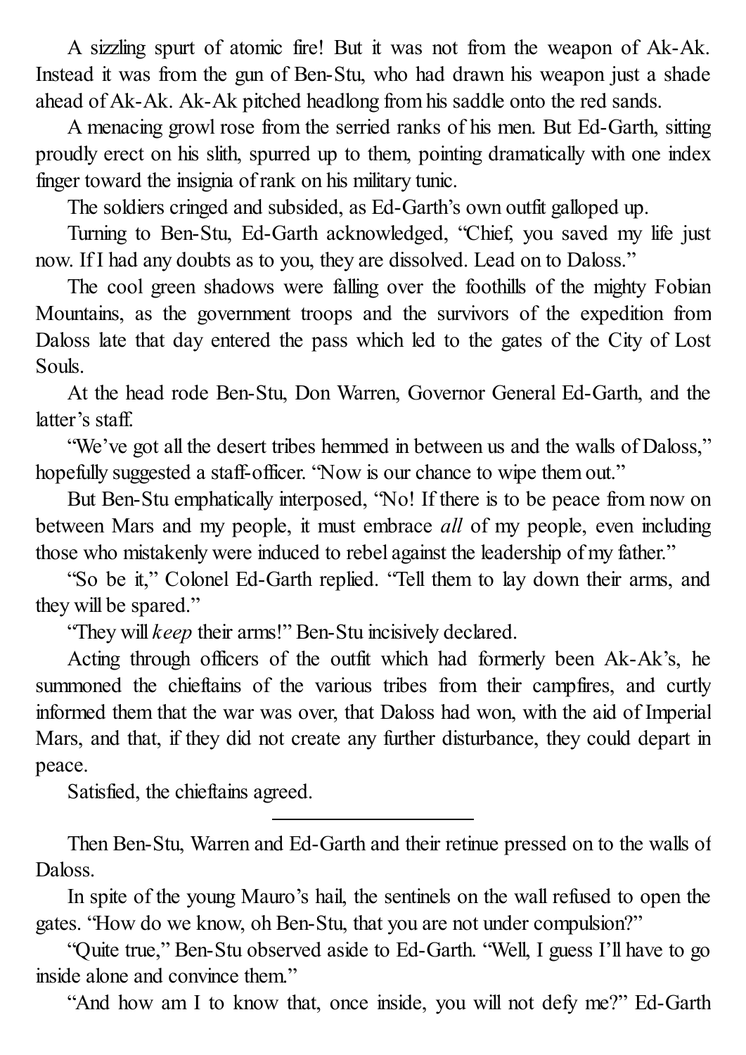A sizzling spurt of atomic fire! But it was not from the weapon of Ak-Ak. Instead it was from the gun of Ben-Stu, who had drawn his weapon just a shade ahead of Ak-Ak. Ak-Ak pitched headlong from his saddle onto the red sands.

A menacing growl rose from the serried ranks of his men. But Ed-Garth, sitting proudly erect on his slith, spurred up to them, pointing dramatically with one index finger toward the insignia of rank on his military tunic.

The soldiers cringed and subsided, as Ed-Garth's own outfit galloped up.

Turning to Ben-Stu, Ed-Garth acknowledged, "Chief, you saved my life just now. If I had any doubts as to you, they are dissolved. Lead on to Daloss."

The cool green shadows were falling over the foothills of the mighty Fobian Mountains, as the government troops and the survivors of the expedition from Daloss late that day entered the pass which led to the gates of the City of Lost Souls.

At the head rode Ben-Stu, Don Warren, Governor General Ed-Garth, and the latter's staff.

"We've got all the desert tribes hemmed in between us and the walls of Daloss," hopefully suggested a staff-officer. "Now is our chance to wipe them out."

But Ben-Stu emphatically interposed, "No! If there is to be peace from now on between Mars and my people, it must embrace *all* of my people, even including those who mistakenly were induced to rebel against the leadership of my father."

"So be it," Colonel Ed-Garth replied. "Tell them to lay down their arms, and they will be spared."

"They will *keep* their arms!" Ben-Stu incisively declared.

Acting through officers of the outfit which had formerly been Ak-Ak's, he summoned the chieftains of the various tribes from their campfires, and curtly informed them that the war was over, that Daloss had won, with the aid of Imperial Mars, and that, if they did not create any further disturbance, they could depart in peace.

Satisfied, the chieftains agreed.

---

Then Ben-Stu, Warren and Ed-Garth and their retinue pressed on to the walls of Daloss.

In spite of the young Mauro's hail, the sentinels on the wall refused to open the gates. "How do we know, oh Ben-Stu, that you are not under compulsion?"

"Quite true," Ben-Stu observed aside to Ed-Garth. "Well, I guess I'll have to go inside alone and convince them."

"And how am I to know that, once inside, you will not defy me?" Ed-Garth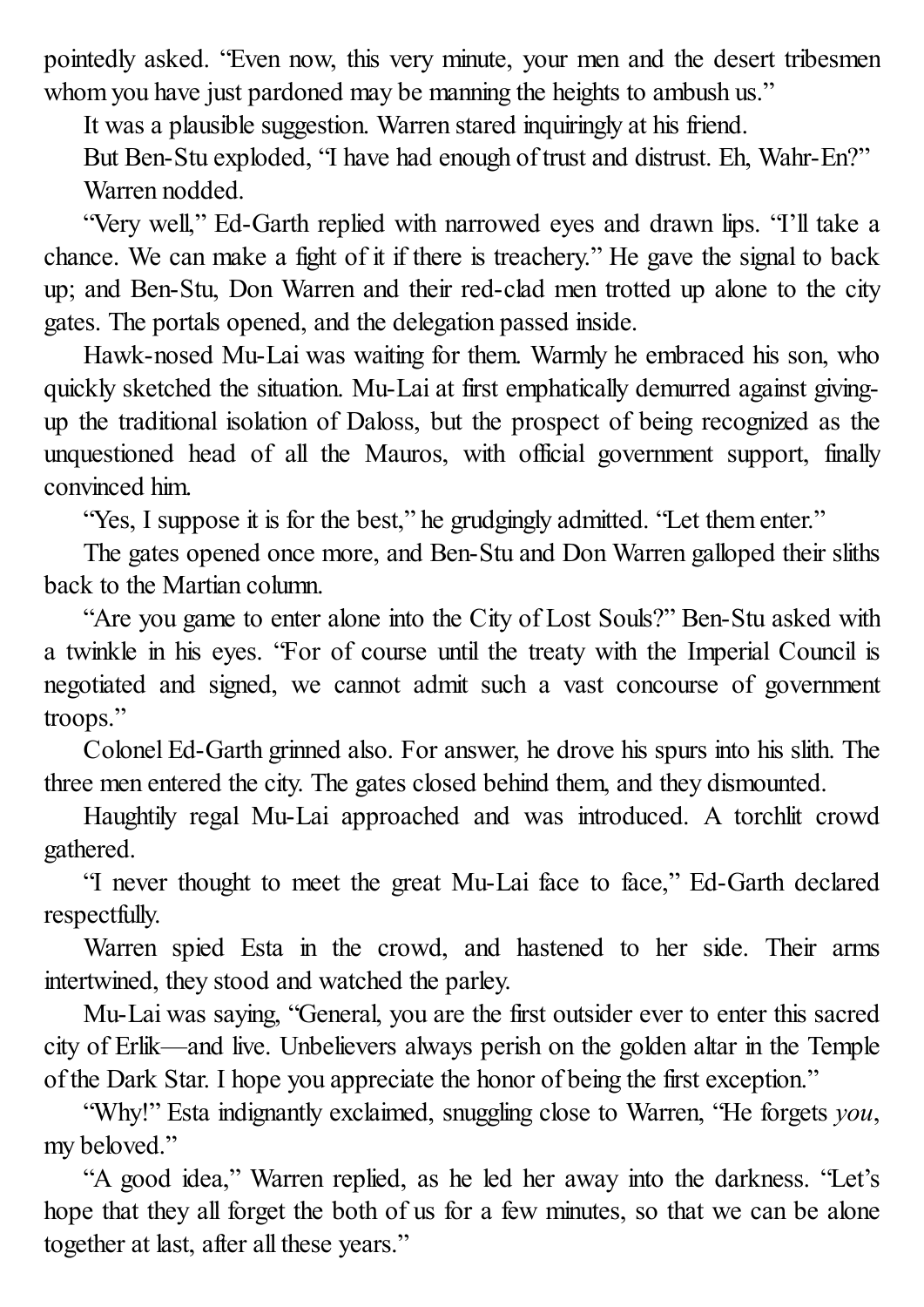pointedly asked. "Even now, this very minute, your men and the desert tribesmen whom you have just pardoned may be manning the heights to ambush us."

It was a plausible suggestion. Warren stared inquiringly at his friend.

But Ben-Stu exploded, "I have had enough of trust and distrust. Eh, Wahr-En?"

Warren nodded.

"Very well," Ed-Garth replied with narrowed eyes and drawn lips. "I'll take a chance. We can make a fight of it if there is treachery." He gave the signal to back up; and Ben-Stu, Don Warren and their red-clad men trotted up alone to the city gates. The portals opened, and the delegation passed inside.

Hawk-nosed Mu-Lai was waiting for them. Warmly he embraced his son, who quickly sketched the situation. Mu-Lai at first emphatically demurred against giving-up the traditional isolation of Daloss, but the prospect of being recognized as the unquestioned head of all the Mauros, with official government support, finally convinced him.

"Yes, I suppose it is for the best," he grudgingly admitted. "Let them enter."

The gates opened once more, and Ben-Stu and Don Warren galloped their sliths back to the Martian column.

"Are you game to enter alone into the City of Lost Souls?" Ben-Stu asked with a twinkle in his eyes. "For of course until the treaty with the Imperial Council is negotiated and signed, we cannot admit such a vast concourse of government troops."

Colonel Ed-Garth grinned also. For answer, he drove his spurs into his slith. The three men entered the city. The gates closed behind them, and they dismounted.

Haughtily regal Mu-Lai approached and was introduced. A torchlit crowd gathered.

"I never thought to meet the great Mu-Lai face to face," Ed-Garth declared respectfully.

Warren spied Esta in the crowd, and hastened to her side. Their arms intertwined, they stood and watched the parley.

Mu-Lai was saying, "General, you are the first outsider ever to enter this sacred city of Erlik—and live. Unbelievers always perish on the golden altar in the Temple of the Dark Star. I hope you appreciate the honor of being the first exception."

"Why!" Esta indignantly exclaimed, snuggling close to Warren, "He forgets *you*, my beloved."

"A good idea," Warren replied, as he led her away into the darkness. "Let's hope that they all forget the both of us for a few minutes, so that we can be alone together at last, after all these years."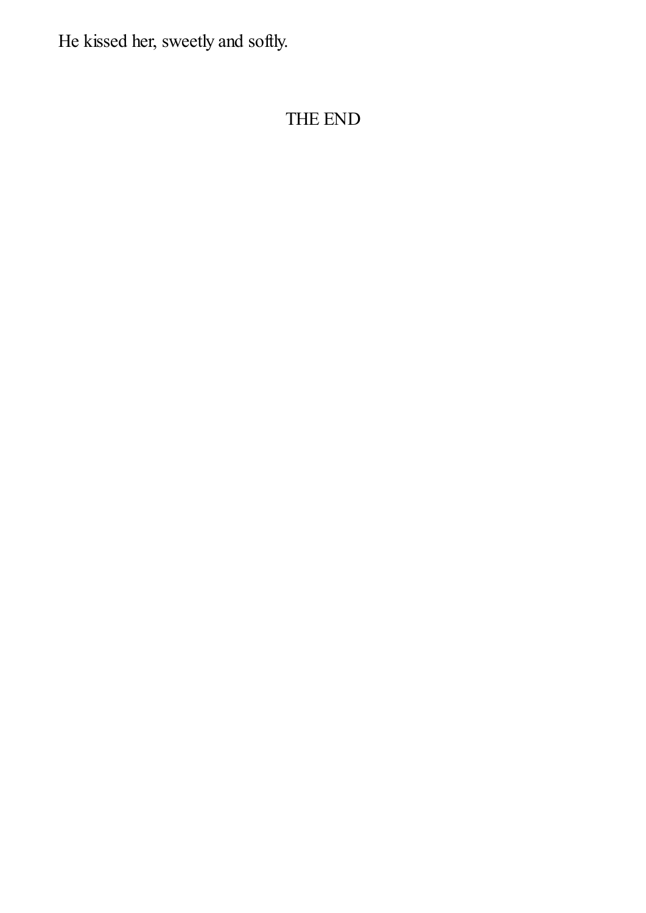He kissed her, sweetly and softly.

THE END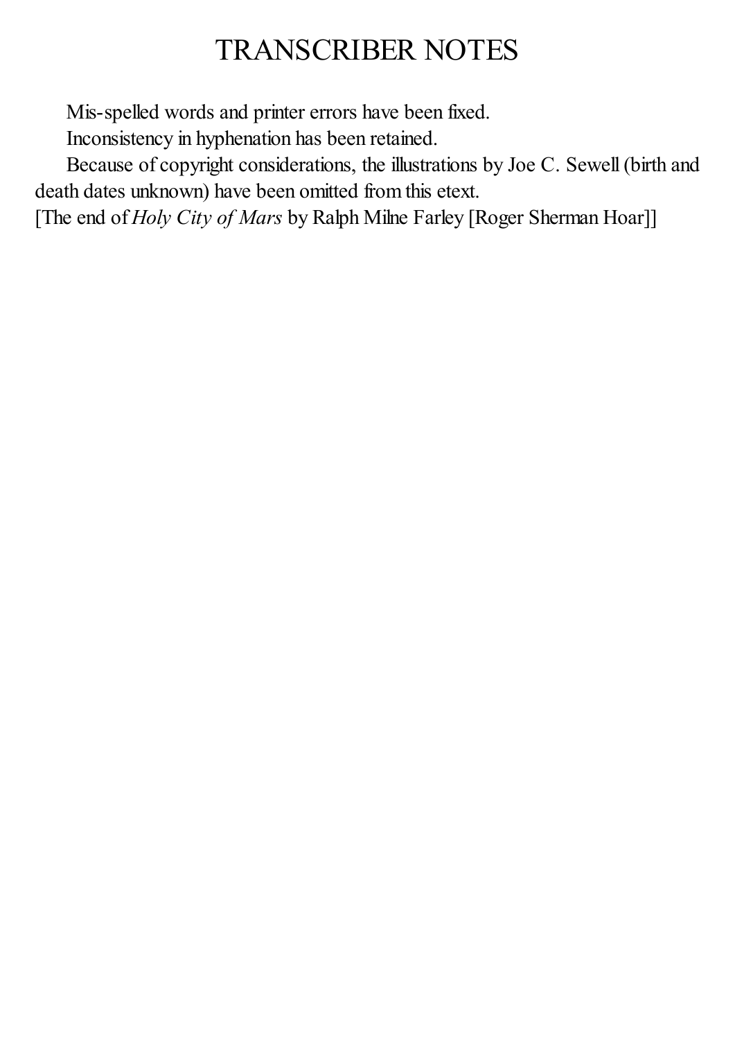# TRANSCRIBER NOTES

Mis-spelled words and printer errors have been fixed.

Inconsistency in hyphenation has been retained.

Because of copyright considerations, the illustrations by Joe C. Sewell (birth and death dates unknown) have been omitted from this etext.

[The end of *Holy City of Mars* by Ralph Milne Farley [Roger Sherman Hoar]]